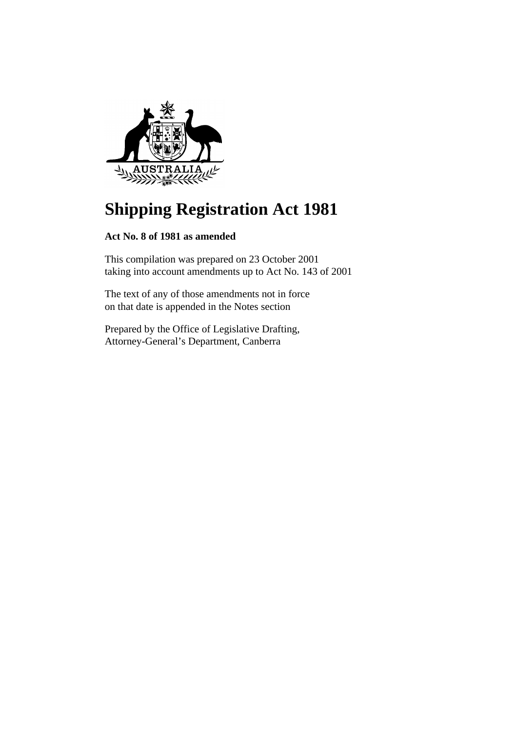# Shipping Registration Act 1981

**Act No. 8 of 1981 as amended**

This compilation was prepared on 23 October 2001
taking into account amendments up to Act No. 143 of 2001

The text of any of those amendments not in force
on that date is appended in the Notes section

Prepared by the Office of Legislative Drafting,
Attorney-General's Department, Canberra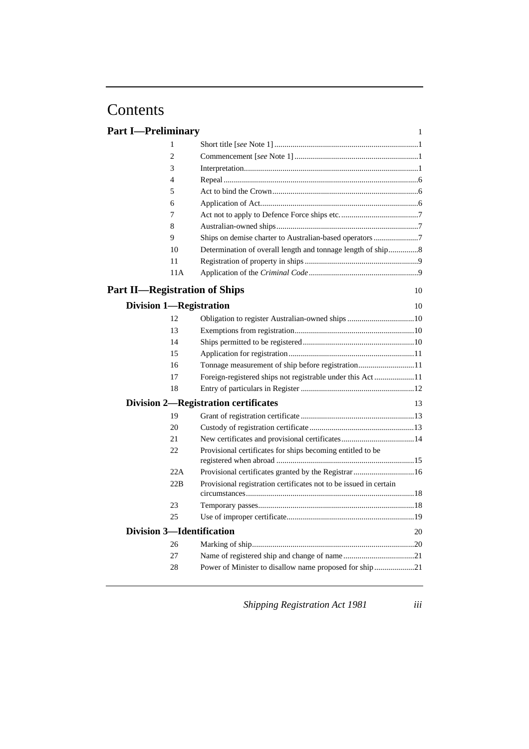# Contents

## Part I—Preliminary 1

| | | |
|---|---|---|
| 1 | Short title [*see* Note 1] | 1 |
| 2 | Commencement [*see* Note 1] | 1 |
| 3 | Interpretation | 1 |
| 4 | Repeal | 6 |
| 5 | Act to bind the Crown | 6 |
| 6 | Application of Act | 6 |
| 7 | Act not to apply to Defence Force ships etc. | 7 |
| 8 | Australian-owned ships | 7 |
| 9 | Ships on demise charter to Australian-based operators | 7 |
| 10 | Determination of overall length and tonnage length of ship | 8 |
| 11 | Registration of property in ships | 9 |
| 11A | Application of the *Criminal Code* | 9 |

## Part II—Registration of Ships 10

### Division 1—Registration 10

| | | |
|---|---|---|
| 12 | Obligation to register Australian-owned ships | 10 |
| 13 | Exemptions from registration | 10 |
| 14 | Ships permitted to be registered | 10 |
| 15 | Application for registration | 11 |
| 16 | Tonnage measurement of ship before registration | 11 |
| 17 | Foreign-registered ships not registrable under this Act | 11 |
| 18 | Entry of particulars in Register | 12 |

### Division 2—Registration certificates 13

| | | |
|---|---|---|
| 19 | Grant of registration certificate | 13 |
| 20 | Custody of registration certificate | 13 |
| 21 | New certificates and provisional certificates | 14 |
| 22 | Provisional certificates for ships becoming entitled to be registered when abroad | 15 |
| 22A | Provisional certificates granted by the Registrar | 16 |
| 22B | Provisional registration certificates not to be issued in certain circumstances | 18 |
| 23 | Temporary passes | 18 |
| 25 | Use of improper certificate | 19 |

### Division 3—Identification 20

| | | |
|---|---|---|
| 26 | Marking of ship | 20 |
| 27 | Name of registered ship and change of name | 21 |
| 28 | Power of Minister to disallow name proposed for ship | 21 |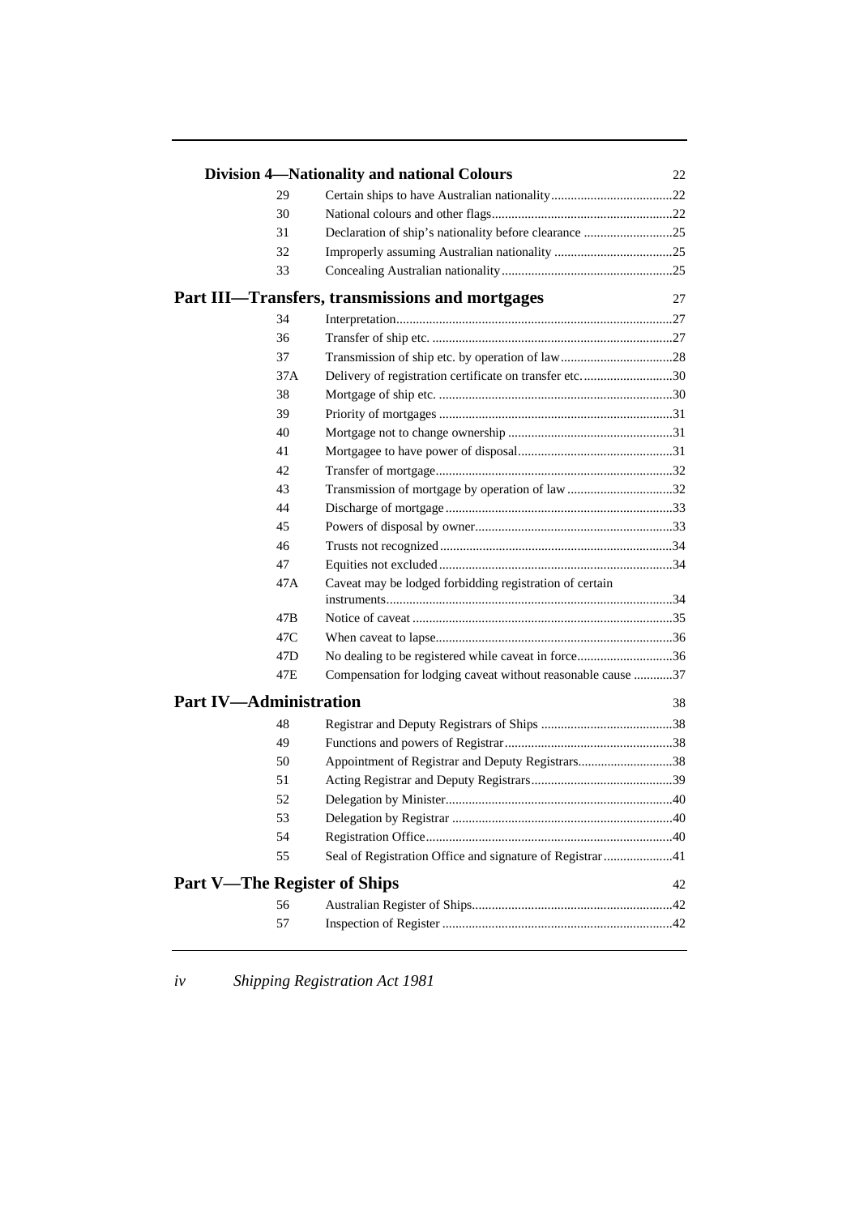### Division 4—Nationality and national Colours 22

| | | |
|---|---|---|
| 29 | Certain ships to have Australian nationality | 22 |
| 30 | National colours and other flags | 22 |
| 31 | Declaration of ship's nationality before clearance | 25 |
| 32 | Improperly assuming Australian nationality | 25 |
| 33 | Concealing Australian nationality | 25 |

## Part III—Transfers, transmissions and mortgages 27

| | | |
|---|---|---|
| 34 | Interpretation | 27 |
| 36 | Transfer of ship etc. | 27 |
| 37 | Transmission of ship etc. by operation of law | 28 |
| 37A | Delivery of registration certificate on transfer etc. | 30 |
| 38 | Mortgage of ship etc. | 30 |
| 39 | Priority of mortgages | 31 |
| 40 | Mortgage not to change ownership | 31 |
| 41 | Mortgagee to have power of disposal | 31 |
| 42 | Transfer of mortgage | 32 |
| 43 | Transmission of mortgage by operation of law | 32 |
| 44 | Discharge of mortgage | 33 |
| 45 | Powers of disposal by owner | 33 |
| 46 | Trusts not recognized | 34 |
| 47 | Equities not excluded | 34 |
| 47A | Caveat may be lodged forbidding registration of certain instruments | 34 |
| 47B | Notice of caveat | 35 |
| 47C | When caveat to lapse | 36 |
| 47D | No dealing to be registered while caveat in force | 36 |
| 47E | Compensation for lodging caveat without reasonable cause | 37 |

## Part IV—Administration 38

| | | |
|---|---|---|
| 48 | Registrar and Deputy Registrars of Ships | 38 |
| 49 | Functions and powers of Registrar | 38 |
| 50 | Appointment of Registrar and Deputy Registrars | 38 |
| 51 | Acting Registrar and Deputy Registrars | 39 |
| 52 | Delegation by Minister | 40 |
| 53 | Delegation by Registrar | 40 |
| 54 | Registration Office | 40 |
| 55 | Seal of Registration Office and signature of Registrar | 41 |

## Part V—The Register of Ships 42

| | | |
|---|---|---|
| 56 | Australian Register of Ships | 42 |
| 57 | Inspection of Register | 42 |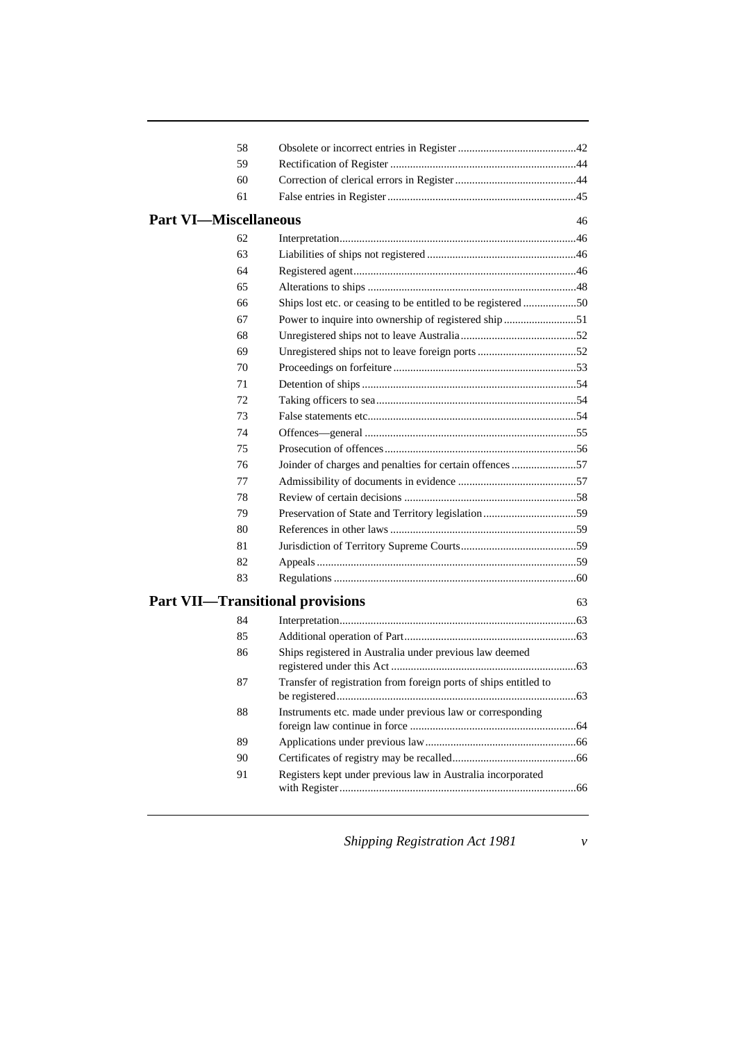| | | |
|---|---|---|
| 58 | Obsolete or incorrect entries in Register | 42 |
| 59 | Rectification of Register | 44 |
| 60 | Correction of clerical errors in Register | 44 |
| 61 | False entries in Register | 45 |

## Part VI—Miscellaneous 46

| | | |
|---|---|---|
| 62 | Interpretation | 46 |
| 63 | Liabilities of ships not registered | 46 |
| 64 | Registered agent | 46 |
| 65 | Alterations to ships | 48 |
| 66 | Ships lost etc. or ceasing to be entitled to be registered | 50 |
| 67 | Power to inquire into ownership of registered ship | 51 |
| 68 | Unregistered ships not to leave Australia | 52 |
| 69 | Unregistered ships not to leave foreign ports | 52 |
| 70 | Proceedings on forfeiture | 53 |
| 71 | Detention of ships | 54 |
| 72 | Taking officers to sea | 54 |
| 73 | False statements etc. | 54 |
| 74 | Offences—general | 55 |
| 75 | Prosecution of offences | 56 |
| 76 | Joinder of charges and penalties for certain offences | 57 |
| 77 | Admissibility of documents in evidence | 57 |
| 78 | Review of certain decisions | 58 |
| 79 | Preservation of State and Territory legislation | 59 |
| 80 | References in other laws | 59 |
| 81 | Jurisdiction of Territory Supreme Courts | 59 |
| 82 | Appeals | 59 |
| 83 | Regulations | 60 |

## Part VII—Transitional provisions 63

| | | |
|---|---|---|
| 84 | Interpretation | 63 |
| 85 | Additional operation of Part | 63 |
| 86 | Ships registered in Australia under previous law deemed registered under this Act | 63 |
| 87 | Transfer of registration from foreign ports of ships entitled to be registered | 63 |
| 88 | Instruments etc. made under previous law or corresponding foreign law continue in force | 64 |
| 89 | Applications under previous law | 66 |
| 90 | Certificates of registry may be recalled | 66 |
| 91 | Registers kept under previous law in Australia incorporated with Register | 66 |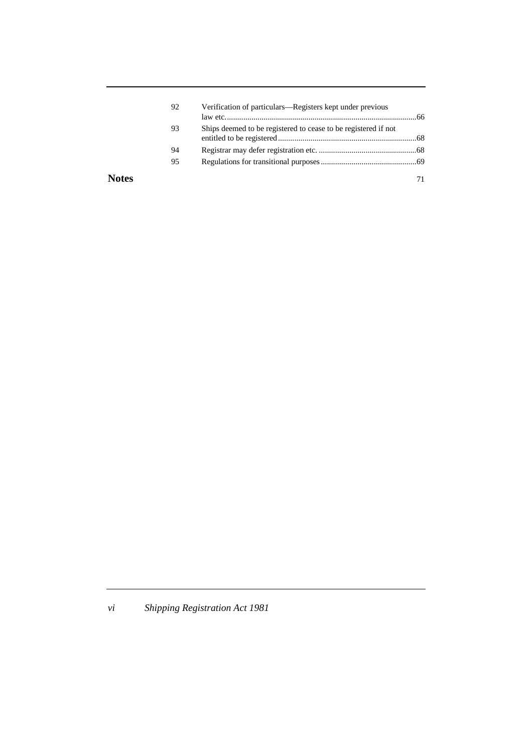| | | |
|---|---|---|
| 92 | Verification of particulars—Registers kept under previous law etc. | 66 |
| 93 | Ships deemed to be registered to cease to be registered if not entitled to be registered | 68 |
| 94 | Registrar may defer registration etc. | 68 |
| 95 | Regulations for transitional purposes | 69 |

**Notes** 71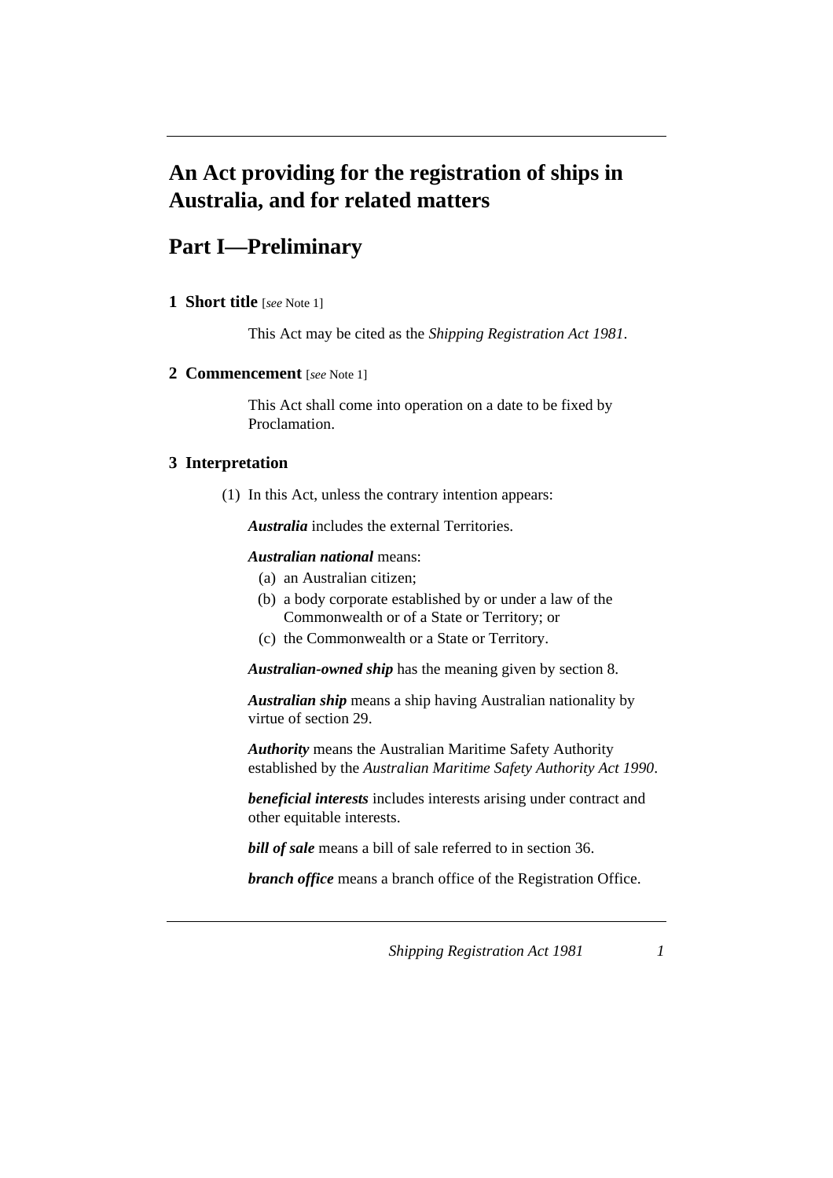# An Act providing for the registration of ships in Australia, and for related matters

## Part I—Preliminary

### 1 Short title [*see* Note 1]

This Act may be cited as the *Shipping Registration Act 1981*.

### 2 Commencement [*see* Note 1]

This Act shall come into operation on a date to be fixed by Proclamation.

### 3 Interpretation

(1) In this Act, unless the contrary intention appears:

***Australia*** includes the external Territories.

***Australian national*** means:

- (a) an Australian citizen;
- (b) a body corporate established by or under a law of the Commonwealth or of a State or Territory; or
- (c) the Commonwealth or a State or Territory.

***Australian-owned ship*** has the meaning given by section 8.

***Australian ship*** means a ship having Australian nationality by virtue of section 29.

***Authority*** means the Australian Maritime Safety Authority established by the *Australian Maritime Safety Authority Act 1990*.

***beneficial interests*** includes interests arising under contract and other equitable interests.

***bill of sale*** means a bill of sale referred to in section 36.

***branch office*** means a branch office of the Registration Office.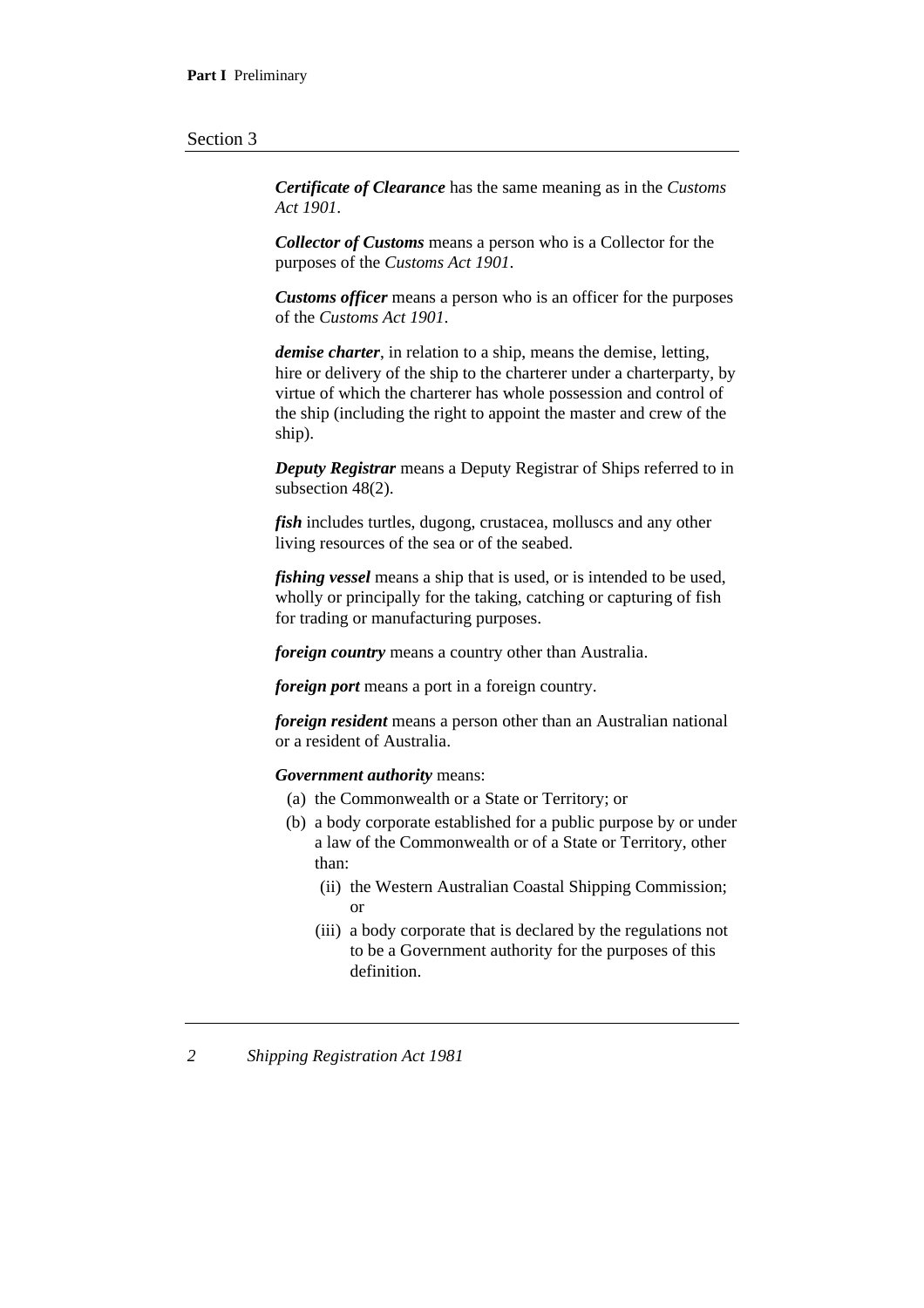***Certificate of Clearance*** has the same meaning as in the *Customs Act 1901*.

***Collector of Customs*** means a person who is a Collector for the purposes of the *Customs Act 1901*.

***Customs officer*** means a person who is an officer for the purposes of the *Customs Act 1901*.

***demise charter***, in relation to a ship, means the demise, letting, hire or delivery of the ship to the charterer under a charterparty, by virtue of which the charterer has whole possession and control of the ship (including the right to appoint the master and crew of the ship).

***Deputy Registrar*** means a Deputy Registrar of Ships referred to in subsection 48(2).

***fish*** includes turtles, dugong, crustacea, molluscs and any other living resources of the sea or of the seabed.

***fishing vessel*** means a ship that is used, or is intended to be used, wholly or principally for the taking, catching or capturing of fish for trading or manufacturing purposes.

***foreign country*** means a country other than Australia.

***foreign port*** means a port in a foreign country.

***foreign resident*** means a person other than an Australian national or a resident of Australia.

***Government authority*** means:

- (a) the Commonwealth or a State or Territory; or
- (b) a body corporate established for a public purpose by or under a law of the Commonwealth or of a State or Territory, other than:
  - (ii) the Western Australian Coastal Shipping Commission; or
  - (iii) a body corporate that is declared by the regulations not to be a Government authority for the purposes of this definition.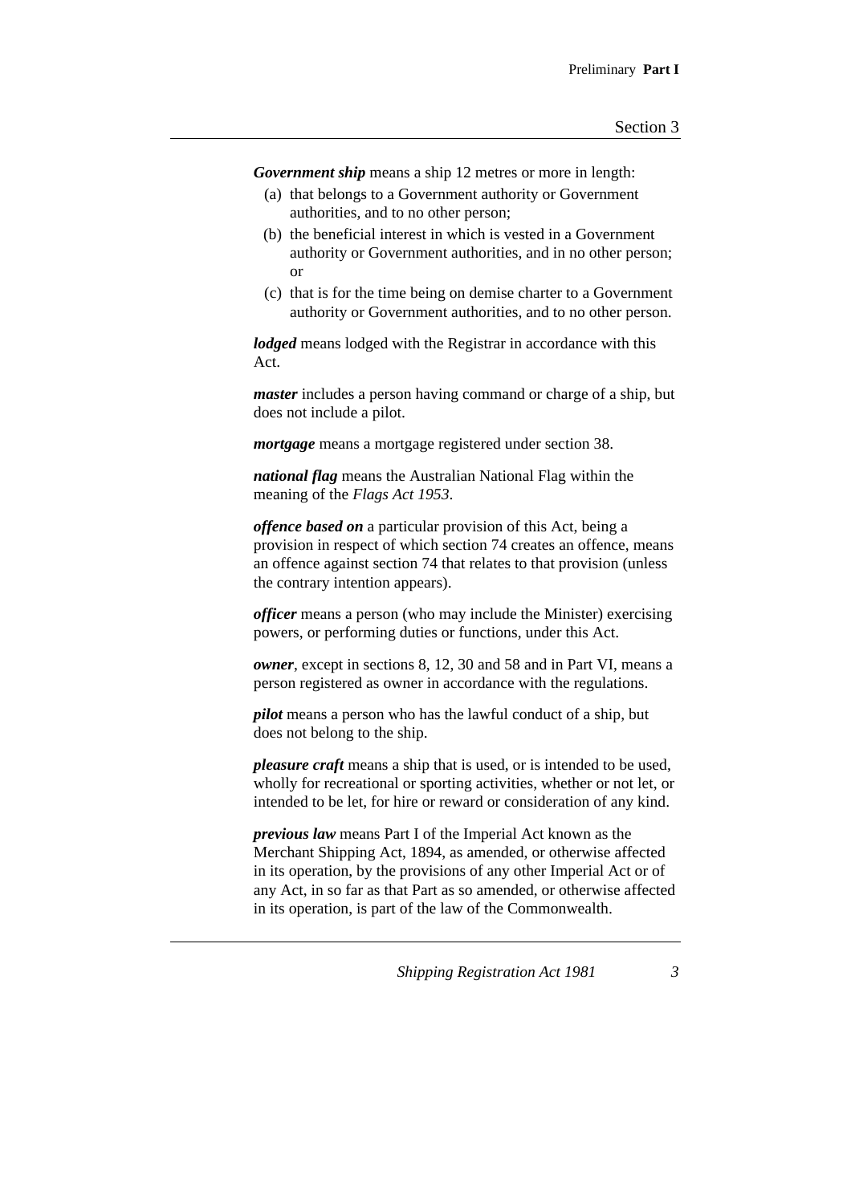***Government ship*** means a ship 12 metres or more in length:

- (a) that belongs to a Government authority or Government authorities, and to no other person;
- (b) the beneficial interest in which is vested in a Government authority or Government authorities, and in no other person; or
- (c) that is for the time being on demise charter to a Government authority or Government authorities, and to no other person.

***lodged*** means lodged with the Registrar in accordance with this Act.

***master*** includes a person having command or charge of a ship, but does not include a pilot.

***mortgage*** means a mortgage registered under section 38.

***national flag*** means the Australian National Flag within the meaning of the *Flags Act 1953*.

***offence based on*** a particular provision of this Act, being a provision in respect of which section 74 creates an offence, means an offence against section 74 that relates to that provision (unless the contrary intention appears).

***officer*** means a person (who may include the Minister) exercising powers, or performing duties or functions, under this Act.

***owner***, except in sections 8, 12, 30 and 58 and in Part VI, means a person registered as owner in accordance with the regulations.

***pilot*** means a person who has the lawful conduct of a ship, but does not belong to the ship.

***pleasure craft*** means a ship that is used, or is intended to be used, wholly for recreational or sporting activities, whether or not let, or intended to be let, for hire or reward or consideration of any kind.

***previous law*** means Part I of the Imperial Act known as the Merchant Shipping Act, 1894, as amended, or otherwise affected in its operation, by the provisions of any other Imperial Act or of any Act, in so far as that Part as so amended, or otherwise affected in its operation, is part of the law of the Commonwealth.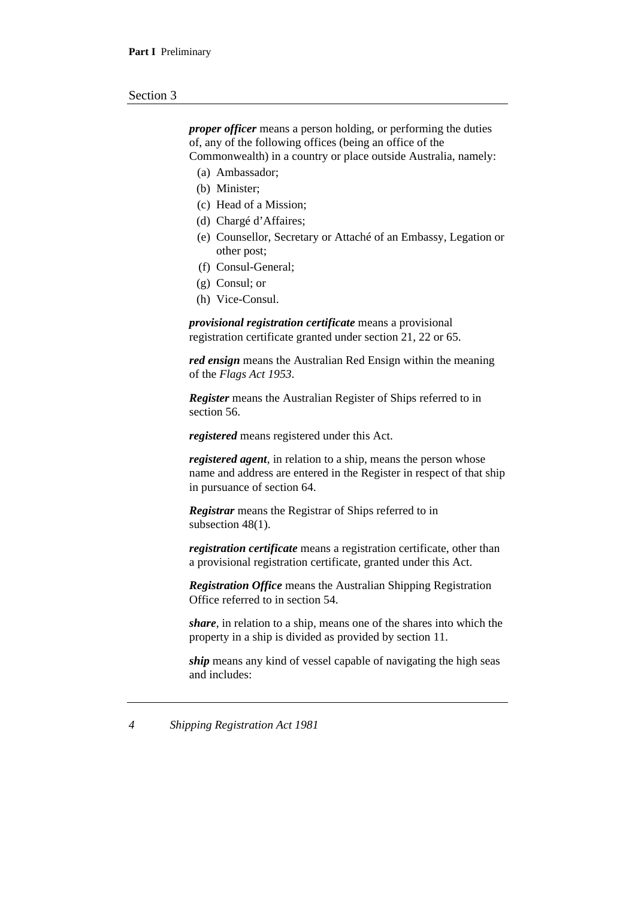***proper officer*** means a person holding, or performing the duties of, any of the following offices (being an office of the Commonwealth) in a country or place outside Australia, namely:

- (a) Ambassador;
- (b) Minister;
- (c) Head of a Mission;
- (d) Chargé d'Affaires;
- (e) Counsellor, Secretary or Attaché of an Embassy, Legation or other post;
- (f) Consul-General;
- (g) Consul; or
- (h) Vice-Consul.

***provisional registration certificate*** means a provisional registration certificate granted under section 21, 22 or 65.

***red ensign*** means the Australian Red Ensign within the meaning of the *Flags Act 1953*.

***Register*** means the Australian Register of Ships referred to in section 56.

***registered*** means registered under this Act.

***registered agent***, in relation to a ship, means the person whose name and address are entered in the Register in respect of that ship in pursuance of section 64.

***Registrar*** means the Registrar of Ships referred to in subsection 48(1).

***registration certificate*** means a registration certificate, other than a provisional registration certificate, granted under this Act.

***Registration Office*** means the Australian Shipping Registration Office referred to in section 54.

***share***, in relation to a ship, means one of the shares into which the property in a ship is divided as provided by section 11.

***ship*** means any kind of vessel capable of navigating the high seas and includes: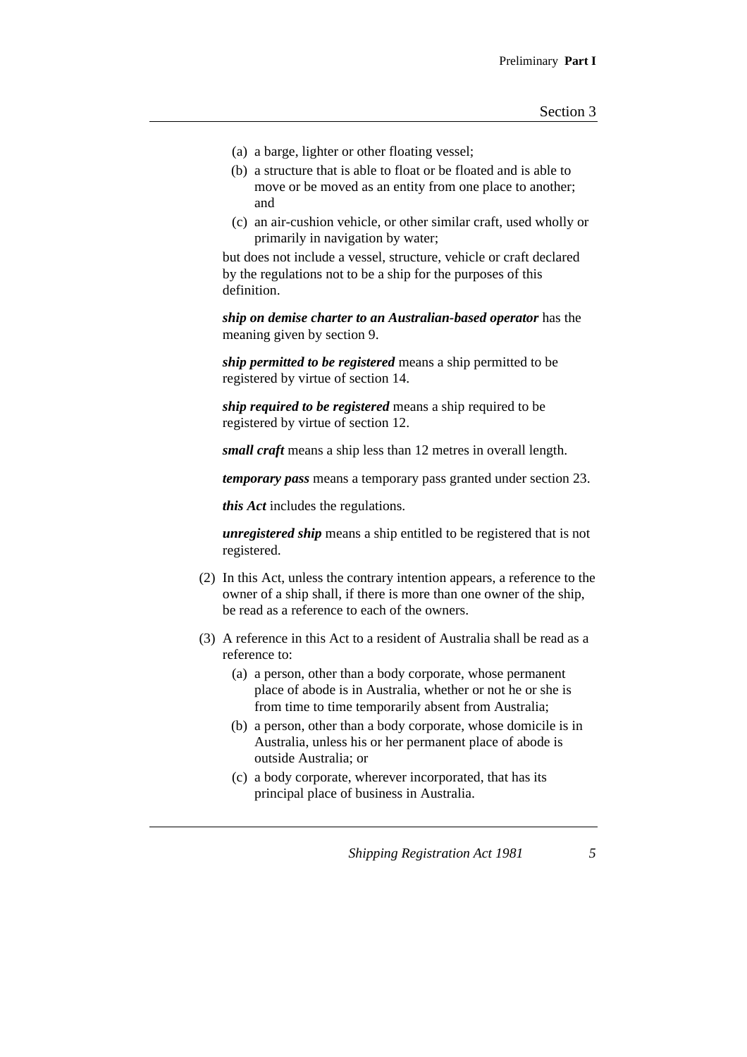(a) a barge, lighter or other floating vessel;

(b) a structure that is able to float or be floated and is able to move or be moved as an entity from one place to another; and

(c) an air-cushion vehicle, or other similar craft, used wholly or primarily in navigation by water;

but does not include a vessel, structure, vehicle or craft declared by the regulations not to be a ship for the purposes of this definition.

***ship on demise charter to an Australian-based operator*** has the meaning given by section 9.

***ship permitted to be registered*** means a ship permitted to be registered by virtue of section 14.

***ship required to be registered*** means a ship required to be registered by virtue of section 12.

***small craft*** means a ship less than 12 metres in overall length.

***temporary pass*** means a temporary pass granted under section 23.

***this Act*** includes the regulations.

***unregistered ship*** means a ship entitled to be registered that is not registered.

(2) In this Act, unless the contrary intention appears, a reference to the owner of a ship shall, if there is more than one owner of the ship, be read as a reference to each of the owners.

(3) A reference in this Act to a resident of Australia shall be read as a reference to:

(a) a person, other than a body corporate, whose permanent place of abode is in Australia, whether or not he or she is from time to time temporarily absent from Australia;

(b) a person, other than a body corporate, whose domicile is in Australia, unless his or her permanent place of abode is outside Australia; or

(c) a body corporate, wherever incorporated, that has its principal place of business in Australia.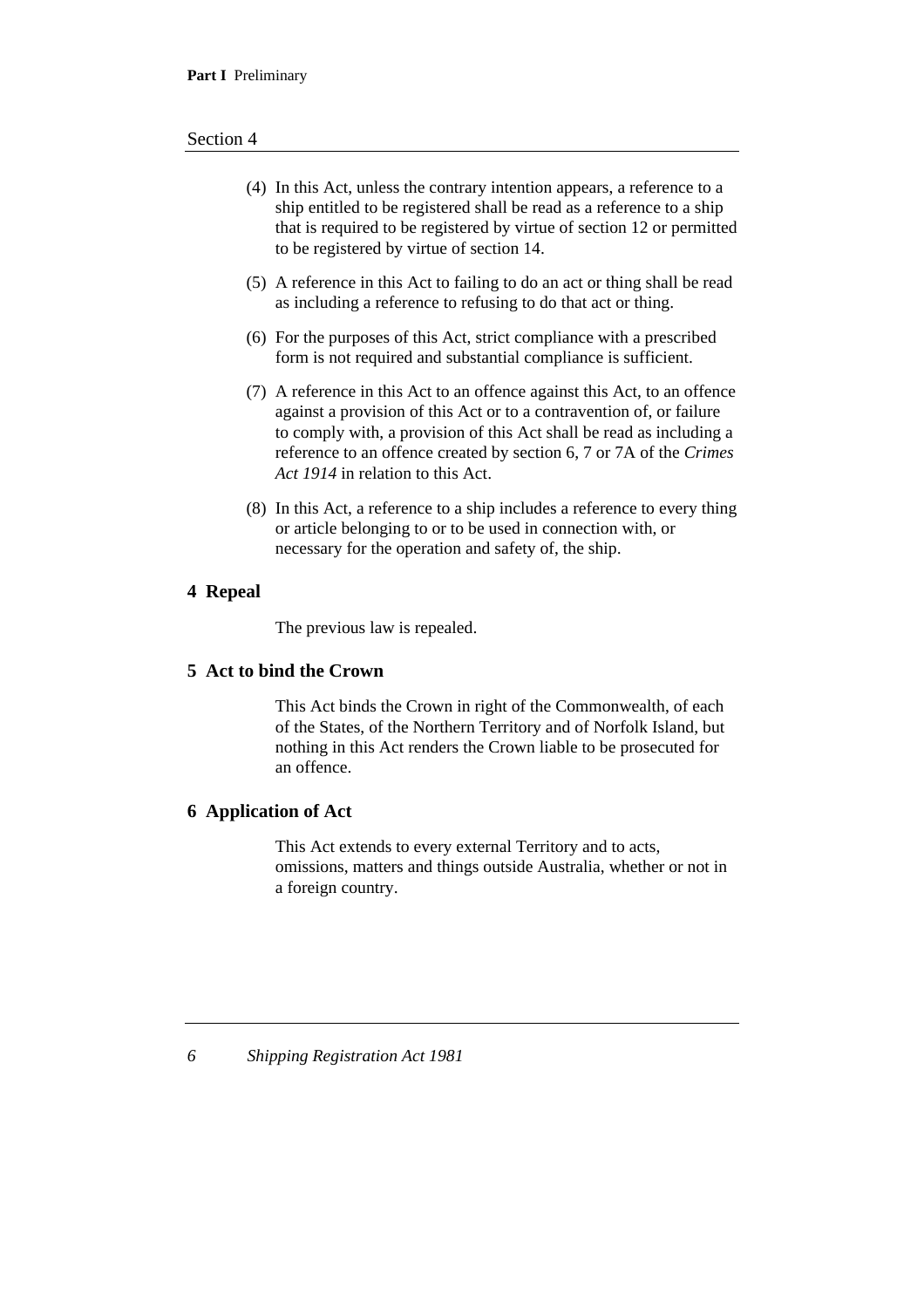(4) In this Act, unless the contrary intention appears, a reference to a ship entitled to be registered shall be read as a reference to a ship that is required to be registered by virtue of section 12 or permitted to be registered by virtue of section 14.

(5) A reference in this Act to failing to do an act or thing shall be read as including a reference to refusing to do that act or thing.

(6) For the purposes of this Act, strict compliance with a prescribed form is not required and substantial compliance is sufficient.

(7) A reference in this Act to an offence against this Act, to an offence against a provision of this Act or to a contravention of, or failure to comply with, a provision of this Act shall be read as including a reference to an offence created by section 6, 7 or 7A of the *Crimes Act 1914* in relation to this Act.

(8) In this Act, a reference to a ship includes a reference to every thing or article belonging to or to be used in connection with, or necessary for the operation and safety of, the ship.

## 4 Repeal

The previous law is repealed.

## 5 Act to bind the Crown

This Act binds the Crown in right of the Commonwealth, of each of the States, of the Northern Territory and of Norfolk Island, but nothing in this Act renders the Crown liable to be prosecuted for an offence.

## 6 Application of Act

This Act extends to every external Territory and to acts, omissions, matters and things outside Australia, whether or not in a foreign country.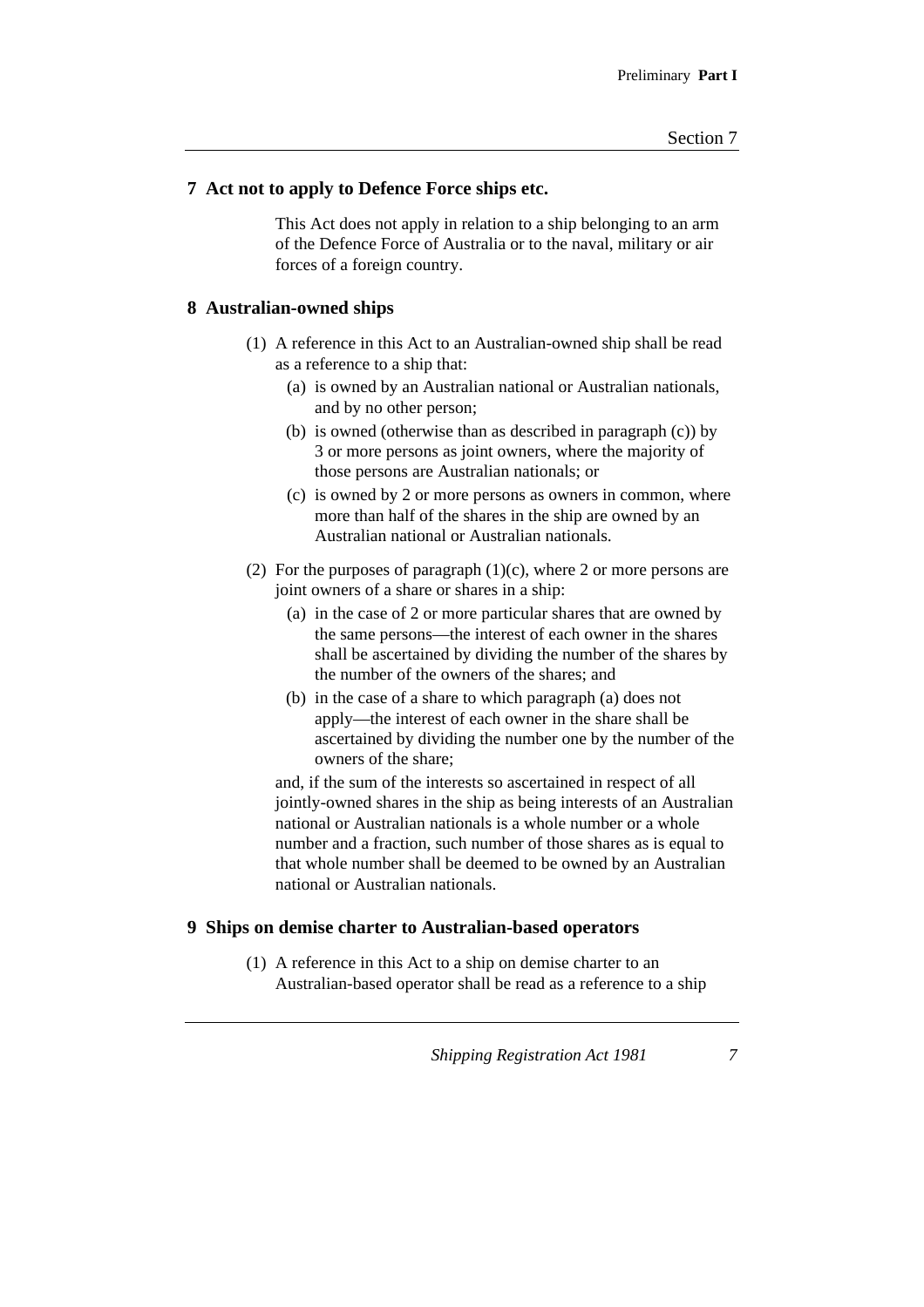## 7 Act not to apply to Defence Force ships etc.

This Act does not apply in relation to a ship belonging to an arm of the Defence Force of Australia or to the naval, military or air forces of a foreign country.

## 8 Australian-owned ships

(1) A reference in this Act to an Australian-owned ship shall be read as a reference to a ship that:

(a) is owned by an Australian national or Australian nationals, and by no other person;

(b) is owned (otherwise than as described in paragraph (c)) by 3 or more persons as joint owners, where the majority of those persons are Australian nationals; or

(c) is owned by 2 or more persons as owners in common, where more than half of the shares in the ship are owned by an Australian national or Australian nationals.

(2) For the purposes of paragraph (1)(c), where 2 or more persons are joint owners of a share or shares in a ship:

(a) in the case of 2 or more particular shares that are owned by the same persons—the interest of each owner in the shares shall be ascertained by dividing the number of the shares by the number of the owners of the shares; and

(b) in the case of a share to which paragraph (a) does not apply—the interest of each owner in the share shall be ascertained by dividing the number one by the number of the owners of the share;

and, if the sum of the interests so ascertained in respect of all jointly-owned shares in the ship as being interests of an Australian national or Australian nationals is a whole number or a whole number and a fraction, such number of those shares as is equal to that whole number shall be deemed to be owned by an Australian national or Australian nationals.

## 9 Ships on demise charter to Australian-based operators

(1) A reference in this Act to a ship on demise charter to an Australian-based operator shall be read as a reference to a ship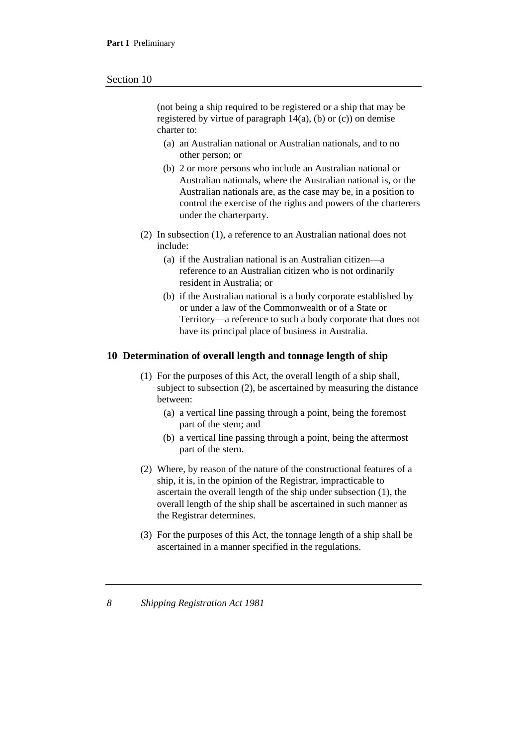(not being a ship required to be registered or a ship that may be registered by virtue of paragraph 14(a), (b) or (c)) on demise charter to:

- (a) an Australian national or Australian nationals, and to no other person; or
- (b) 2 or more persons who include an Australian national or Australian nationals, where the Australian national is, or the Australian nationals are, as the case may be, in a position to control the exercise of the rights and powers of the charterers under the charterparty.

(2) In subsection (1), a reference to an Australian national does not include:

- (a) if the Australian national is an Australian citizen—a reference to an Australian citizen who is not ordinarily resident in Australia; or
- (b) if the Australian national is a body corporate established by or under a law of the Commonwealth or of a State or Territory—a reference to such a body corporate that does not have its principal place of business in Australia.

## 10 Determination of overall length and tonnage length of ship

(1) For the purposes of this Act, the overall length of a ship shall, subject to subsection (2), be ascertained by measuring the distance between:

- (a) a vertical line passing through a point, being the foremost part of the stem; and
- (b) a vertical line passing through a point, being the aftermost part of the stern.

(2) Where, by reason of the nature of the constructional features of a ship, it is, in the opinion of the Registrar, impracticable to ascertain the overall length of the ship under subsection (1), the overall length of the ship shall be ascertained in such manner as the Registrar determines.

(3) For the purposes of this Act, the tonnage length of a ship shall be ascertained in a manner specified in the regulations.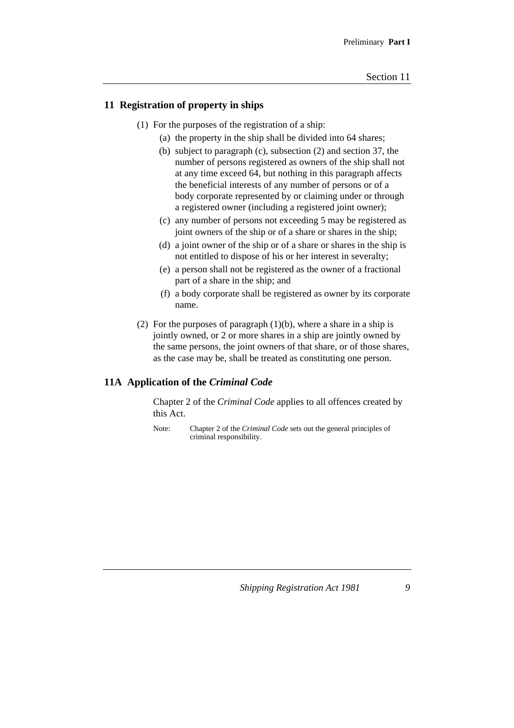## 11 Registration of property in ships

(1) For the purposes of the registration of a ship:

- (a) the property in the ship shall be divided into 64 shares;
- (b) subject to paragraph (c), subsection (2) and section 37, the number of persons registered as owners of the ship shall not at any time exceed 64, but nothing in this paragraph affects the beneficial interests of any number of persons or of a body corporate represented by or claiming under or through a registered owner (including a registered joint owner);
- (c) any number of persons not exceeding 5 may be registered as joint owners of the ship or of a share or shares in the ship;
- (d) a joint owner of the ship or of a share or shares in the ship is not entitled to dispose of his or her interest in severalty;
- (e) a person shall not be registered as the owner of a fractional part of a share in the ship; and
- (f) a body corporate shall be registered as owner by its corporate name.

(2) For the purposes of paragraph (1)(b), where a share in a ship is jointly owned, or 2 or more shares in a ship are jointly owned by the same persons, the joint owners of that share, or of those shares, as the case may be, shall be treated as constituting one person.

## 11A Application of the *Criminal Code*

Chapter 2 of the *Criminal Code* applies to all offences created by this Act.

Note: Chapter 2 of the *Criminal Code* sets out the general principles of criminal responsibility.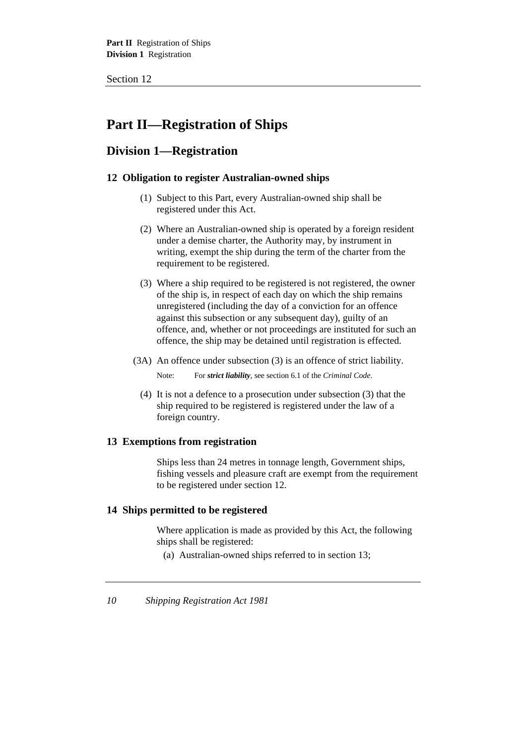# Part II—Registration of Ships

## Division 1—Registration

### 12 Obligation to register Australian-owned ships

(1) Subject to this Part, every Australian-owned ship shall be registered under this Act.

(2) Where an Australian-owned ship is operated by a foreign resident under a demise charter, the Authority may, by instrument in writing, exempt the ship during the term of the charter from the requirement to be registered.

(3) Where a ship required to be registered is not registered, the owner of the ship is, in respect of each day on which the ship remains unregistered (including the day of a conviction for an offence against this subsection or any subsequent day), guilty of an offence, and, whether or not proceedings are instituted for such an offence, the ship may be detained until registration is effected.

(3A) An offence under subsection (3) is an offence of strict liability.

Note: For ***strict liability***, see section 6.1 of the *Criminal Code*.

(4) It is not a defence to a prosecution under subsection (3) that the ship required to be registered is registered under the law of a foreign country.

### 13 Exemptions from registration

Ships less than 24 metres in tonnage length, Government ships, fishing vessels and pleasure craft are exempt from the requirement to be registered under section 12.

### 14 Ships permitted to be registered

Where application is made as provided by this Act, the following ships shall be registered:

(a) Australian-owned ships referred to in section 13;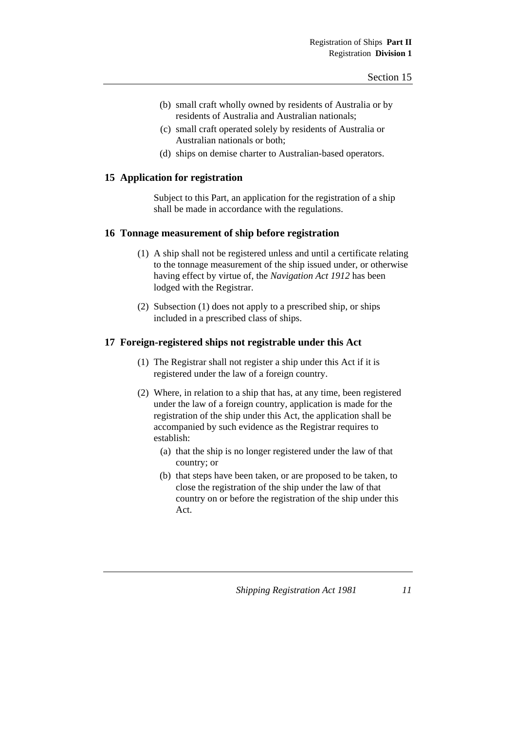(b) small craft wholly owned by residents of Australia or by residents of Australia and Australian nationals;

(c) small craft operated solely by residents of Australia or Australian nationals or both;

(d) ships on demise charter to Australian-based operators.

## 15 Application for registration

Subject to this Part, an application for the registration of a ship shall be made in accordance with the regulations.

## 16 Tonnage measurement of ship before registration

(1) A ship shall not be registered unless and until a certificate relating to the tonnage measurement of the ship issued under, or otherwise having effect by virtue of, the *Navigation Act 1912* has been lodged with the Registrar.

(2) Subsection (1) does not apply to a prescribed ship, or ships included in a prescribed class of ships.

## 17 Foreign-registered ships not registrable under this Act

(1) The Registrar shall not register a ship under this Act if it is registered under the law of a foreign country.

(2) Where, in relation to a ship that has, at any time, been registered under the law of a foreign country, application is made for the registration of the ship under this Act, the application shall be accompanied by such evidence as the Registrar requires to establish:

(a) that the ship is no longer registered under the law of that country; or

(b) that steps have been taken, or are proposed to be taken, to close the registration of the ship under the law of that country on or before the registration of the ship under this Act.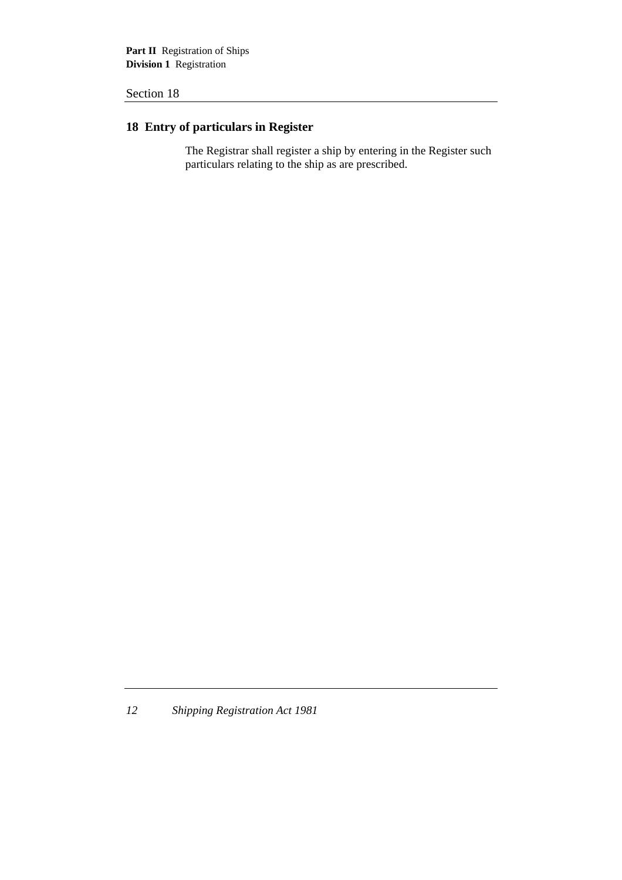## 18 Entry of particulars in Register

The Registrar shall register a ship by entering in the Register such particulars relating to the ship as are prescribed.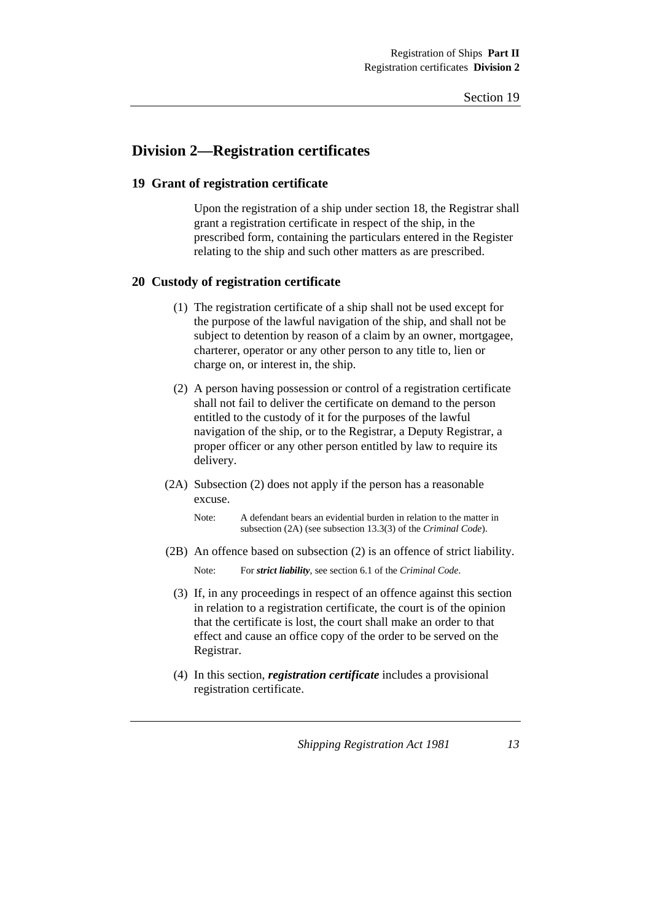## Division 2—Registration certificates

### 19 Grant of registration certificate

Upon the registration of a ship under section 18, the Registrar shall grant a registration certificate in respect of the ship, in the prescribed form, containing the particulars entered in the Register relating to the ship and such other matters as are prescribed.

### 20 Custody of registration certificate

(1) The registration certificate of a ship shall not be used except for the purpose of the lawful navigation of the ship, and shall not be subject to detention by reason of a claim by an owner, mortgagee, charterer, operator or any other person to any title to, lien or charge on, or interest in, the ship.

(2) A person having possession or control of a registration certificate shall not fail to deliver the certificate on demand to the person entitled to the custody of it for the purposes of the lawful navigation of the ship, or to the Registrar, a Deputy Registrar, a proper officer or any other person entitled by law to require its delivery.

(2A) Subsection (2) does not apply if the person has a reasonable excuse.

Note: A defendant bears an evidential burden in relation to the matter in subsection (2A) (see subsection 13.3(3) of the *Criminal Code*).

(2B) An offence based on subsection (2) is an offence of strict liability.

Note: For ***strict liability***, see section 6.1 of the *Criminal Code*.

(3) If, in any proceedings in respect of an offence against this section in relation to a registration certificate, the court is of the opinion that the certificate is lost, the court shall make an order to that effect and cause an office copy of the order to be served on the Registrar.

(4) In this section, ***registration certificate*** includes a provisional registration certificate.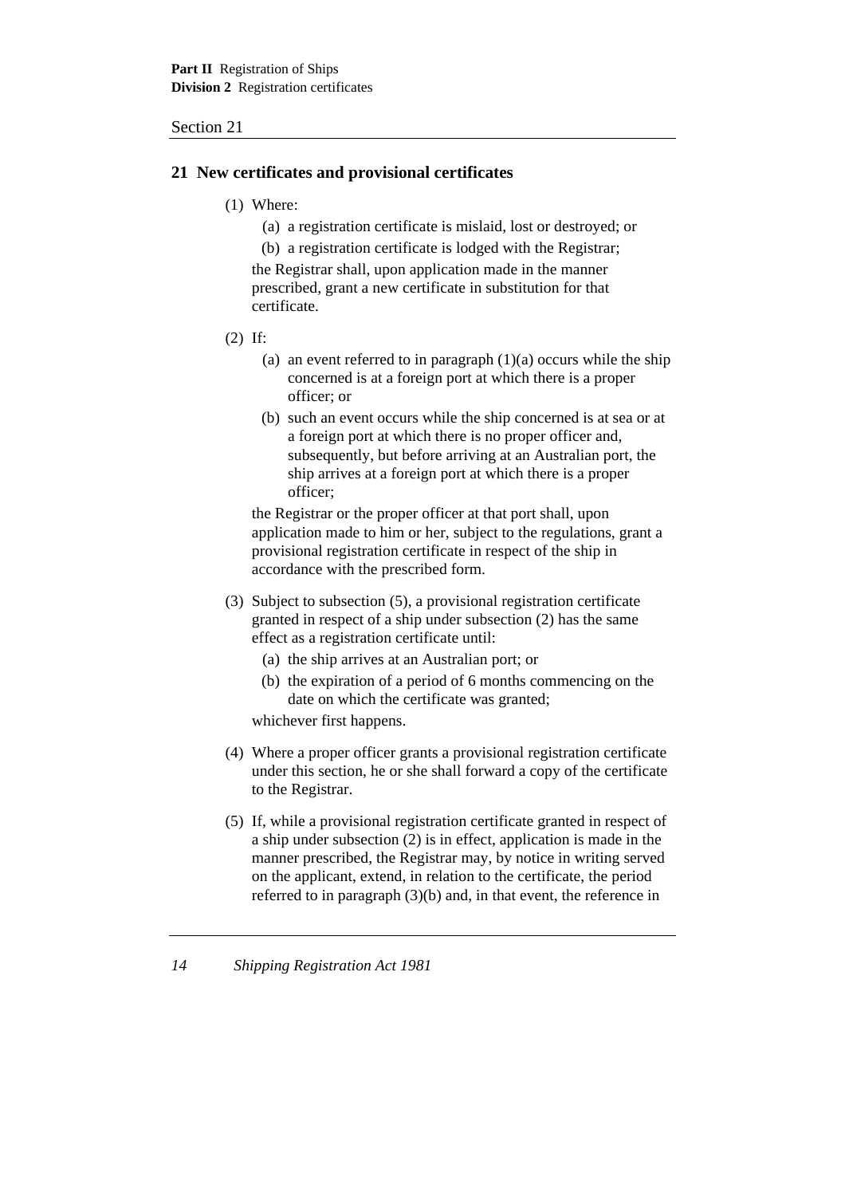## 21 New certificates and provisional certificates

(1) Where:

(a) a registration certificate is mislaid, lost or destroyed; or

(b) a registration certificate is lodged with the Registrar;

the Registrar shall, upon application made in the manner prescribed, grant a new certificate in substitution for that certificate.

(2) If:

(a) an event referred to in paragraph (1)(a) occurs while the ship concerned is at a foreign port at which there is a proper officer; or

(b) such an event occurs while the ship concerned is at sea or at a foreign port at which there is no proper officer and, subsequently, but before arriving at an Australian port, the ship arrives at a foreign port at which there is a proper officer;

the Registrar or the proper officer at that port shall, upon application made to him or her, subject to the regulations, grant a provisional registration certificate in respect of the ship in accordance with the prescribed form.

(3) Subject to subsection (5), a provisional registration certificate granted in respect of a ship under subsection (2) has the same effect as a registration certificate until:

(a) the ship arrives at an Australian port; or

(b) the expiration of a period of 6 months commencing on the date on which the certificate was granted;

whichever first happens.

(4) Where a proper officer grants a provisional registration certificate under this section, he or she shall forward a copy of the certificate to the Registrar.

(5) If, while a provisional registration certificate granted in respect of a ship under subsection (2) is in effect, application is made in the manner prescribed, the Registrar may, by notice in writing served on the applicant, extend, in relation to the certificate, the period referred to in paragraph (3)(b) and, in that event, the reference in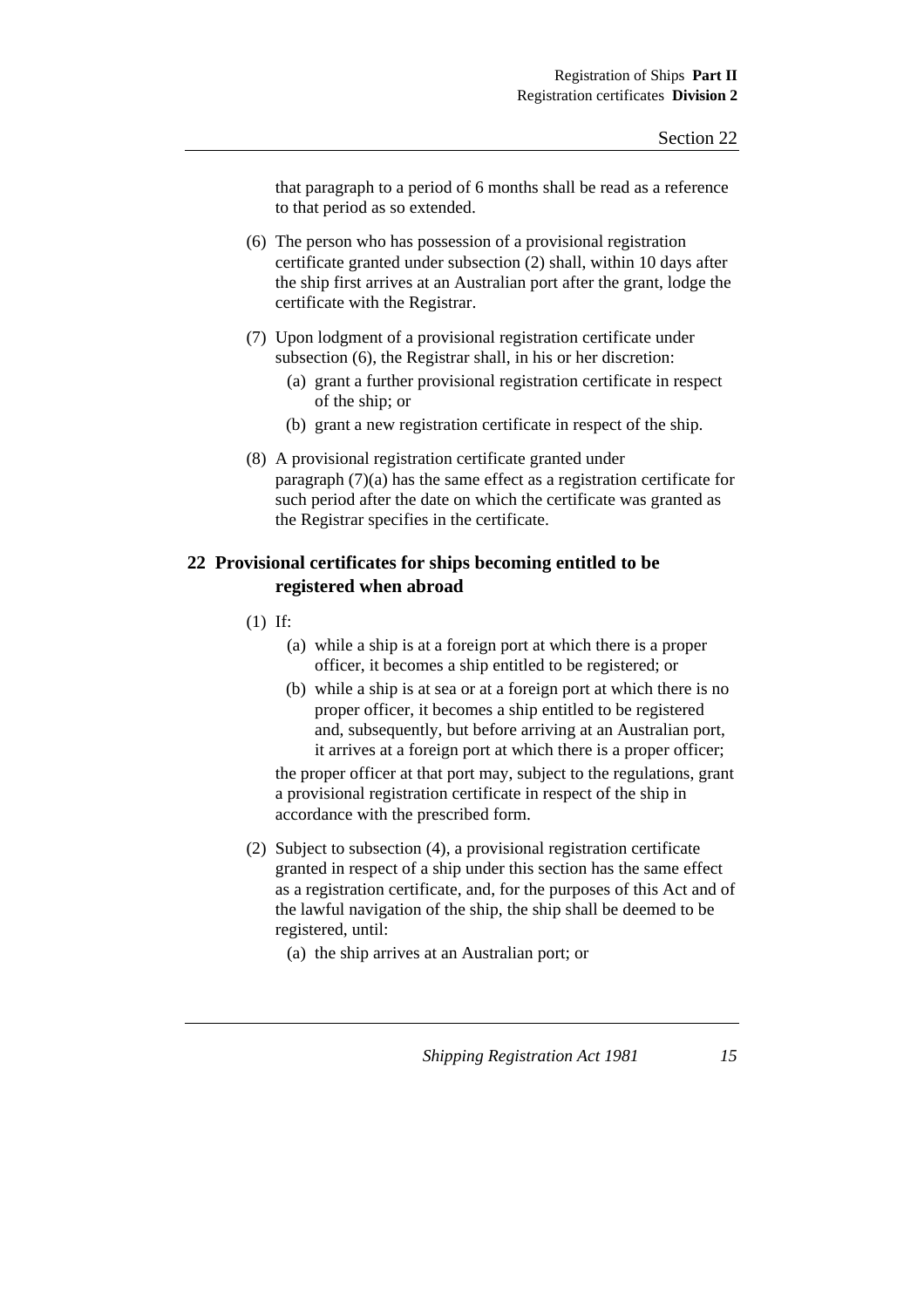that paragraph to a period of 6 months shall be read as a reference to that period as so extended.

(6) The person who has possession of a provisional registration certificate granted under subsection (2) shall, within 10 days after the ship first arrives at an Australian port after the grant, lodge the certificate with the Registrar.

(7) Upon lodgment of a provisional registration certificate under subsection (6), the Registrar shall, in his or her discretion:

(a) grant a further provisional registration certificate in respect of the ship; or

(b) grant a new registration certificate in respect of the ship.

(8) A provisional registration certificate granted under paragraph (7)(a) has the same effect as a registration certificate for such period after the date on which the certificate was granted as the Registrar specifies in the certificate.

## 22 Provisional certificates for ships becoming entitled to be registered when abroad

(1) If:

(a) while a ship is at a foreign port at which there is a proper officer, it becomes a ship entitled to be registered; or

(b) while a ship is at sea or at a foreign port at which there is no proper officer, it becomes a ship entitled to be registered and, subsequently, but before arriving at an Australian port, it arrives at a foreign port at which there is a proper officer;

the proper officer at that port may, subject to the regulations, grant a provisional registration certificate in respect of the ship in accordance with the prescribed form.

(2) Subject to subsection (4), a provisional registration certificate granted in respect of a ship under this section has the same effect as a registration certificate, and, for the purposes of this Act and of the lawful navigation of the ship, the ship shall be deemed to be registered, until:

(a) the ship arrives at an Australian port; or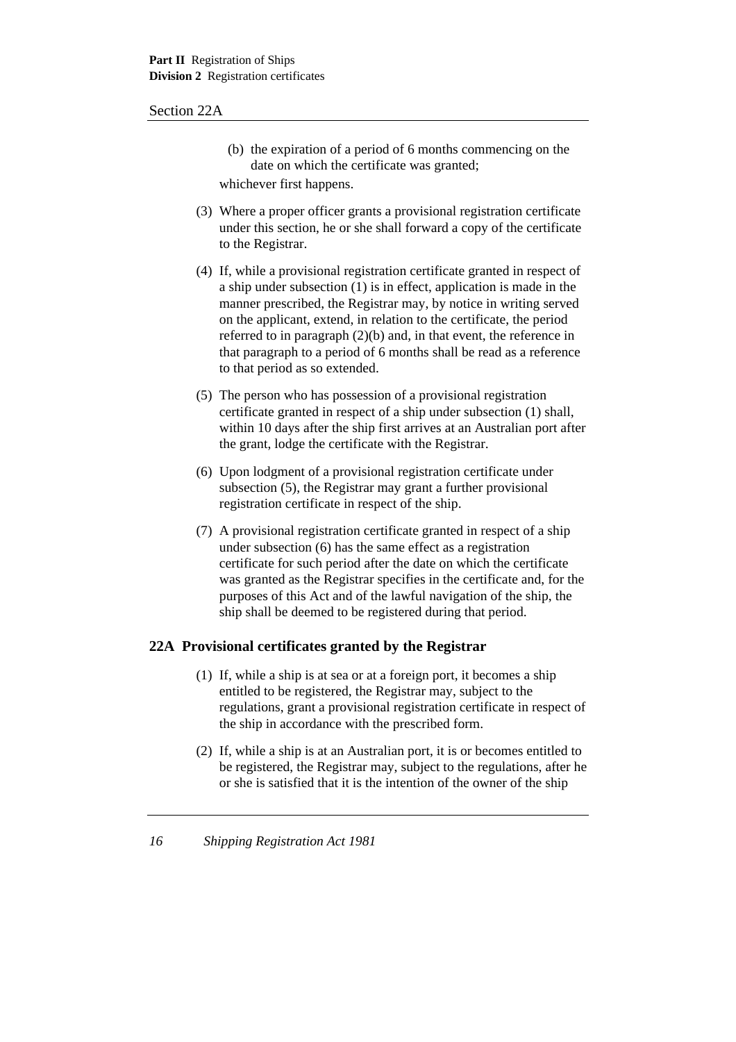(b) the expiration of a period of 6 months commencing on the date on which the certificate was granted;

whichever first happens.

(3) Where a proper officer grants a provisional registration certificate under this section, he or she shall forward a copy of the certificate to the Registrar.

(4) If, while a provisional registration certificate granted in respect of a ship under subsection (1) is in effect, application is made in the manner prescribed, the Registrar may, by notice in writing served on the applicant, extend, in relation to the certificate, the period referred to in paragraph (2)(b) and, in that event, the reference in that paragraph to a period of 6 months shall be read as a reference to that period as so extended.

(5) The person who has possession of a provisional registration certificate granted in respect of a ship under subsection (1) shall, within 10 days after the ship first arrives at an Australian port after the grant, lodge the certificate with the Registrar.

(6) Upon lodgment of a provisional registration certificate under subsection (5), the Registrar may grant a further provisional registration certificate in respect of the ship.

(7) A provisional registration certificate granted in respect of a ship under subsection (6) has the same effect as a registration certificate for such period after the date on which the certificate was granted as the Registrar specifies in the certificate and, for the purposes of this Act and of the lawful navigation of the ship, the ship shall be deemed to be registered during that period.

## 22A Provisional certificates granted by the Registrar

(1) If, while a ship is at sea or at a foreign port, it becomes a ship entitled to be registered, the Registrar may, subject to the regulations, grant a provisional registration certificate in respect of the ship in accordance with the prescribed form.

(2) If, while a ship is at an Australian port, it is or becomes entitled to be registered, the Registrar may, subject to the regulations, after he or she is satisfied that it is the intention of the owner of the ship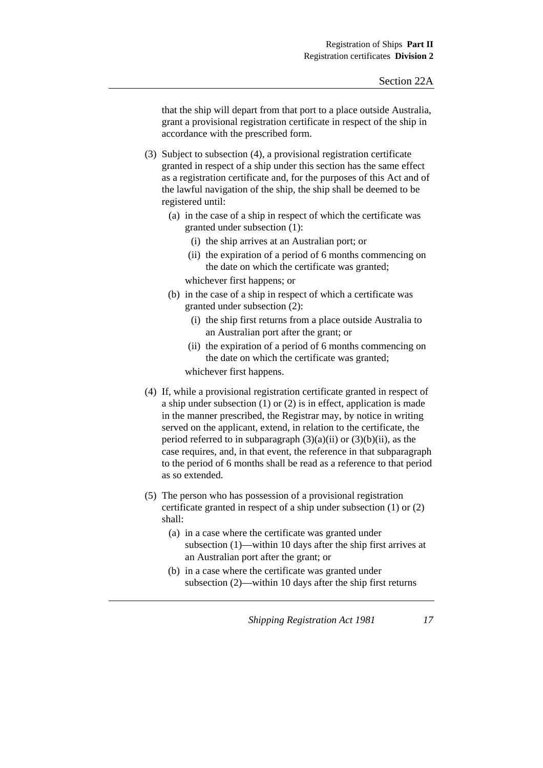that the ship will depart from that port to a place outside Australia, grant a provisional registration certificate in respect of the ship in accordance with the prescribed form.

(3) Subject to subsection (4), a provisional registration certificate granted in respect of a ship under this section has the same effect as a registration certificate and, for the purposes of this Act and of the lawful navigation of the ship, the ship shall be deemed to be registered until:

(a) in the case of a ship in respect of which the certificate was granted under subsection (1):

(i) the ship arrives at an Australian port; or

(ii) the expiration of a period of 6 months commencing on the date on which the certificate was granted;

whichever first happens; or

(b) in the case of a ship in respect of which a certificate was granted under subsection (2):

(i) the ship first returns from a place outside Australia to an Australian port after the grant; or

(ii) the expiration of a period of 6 months commencing on the date on which the certificate was granted;

whichever first happens.

(4) If, while a provisional registration certificate granted in respect of a ship under subsection (1) or (2) is in effect, application is made in the manner prescribed, the Registrar may, by notice in writing served on the applicant, extend, in relation to the certificate, the period referred to in subparagraph (3)(a)(ii) or (3)(b)(ii), as the case requires, and, in that event, the reference in that subparagraph to the period of 6 months shall be read as a reference to that period as so extended.

(5) The person who has possession of a provisional registration certificate granted in respect of a ship under subsection (1) or (2) shall:

(a) in a case where the certificate was granted under subsection (1)—within 10 days after the ship first arrives at an Australian port after the grant; or

(b) in a case where the certificate was granted under subsection (2)—within 10 days after the ship first returns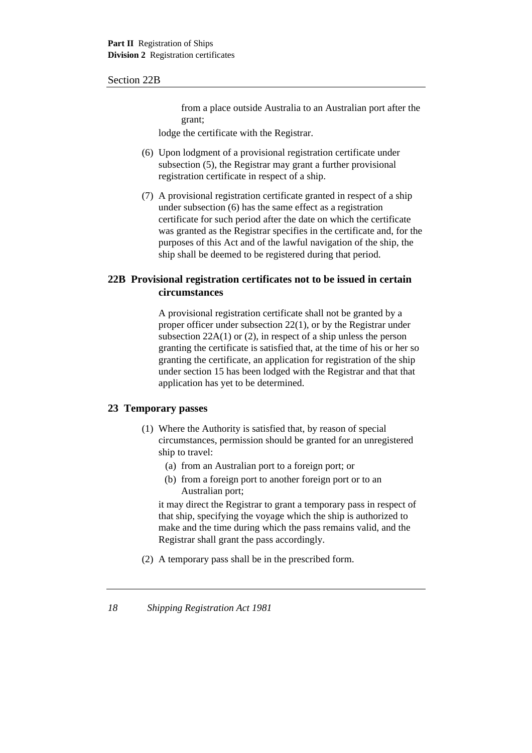from a place outside Australia to an Australian port after the grant;

lodge the certificate with the Registrar.

(6) Upon lodgment of a provisional registration certificate under subsection (5), the Registrar may grant a further provisional registration certificate in respect of a ship.

(7) A provisional registration certificate granted in respect of a ship under subsection (6) has the same effect as a registration certificate for such period after the date on which the certificate was granted as the Registrar specifies in the certificate and, for the purposes of this Act and of the lawful navigation of the ship, the ship shall be deemed to be registered during that period.

## 22B Provisional registration certificates not to be issued in certain circumstances

A provisional registration certificate shall not be granted by a proper officer under subsection 22(1), or by the Registrar under subsection 22A(1) or (2), in respect of a ship unless the person granting the certificate is satisfied that, at the time of his or her so granting the certificate, an application for registration of the ship under section 15 has been lodged with the Registrar and that that application has yet to be determined.

## 23 Temporary passes

(1) Where the Authority is satisfied that, by reason of special circumstances, permission should be granted for an unregistered ship to travel:

(a) from an Australian port to a foreign port; or

(b) from a foreign port to another foreign port or to an Australian port;

it may direct the Registrar to grant a temporary pass in respect of that ship, specifying the voyage which the ship is authorized to make and the time during which the pass remains valid, and the Registrar shall grant the pass accordingly.

(2) A temporary pass shall be in the prescribed form.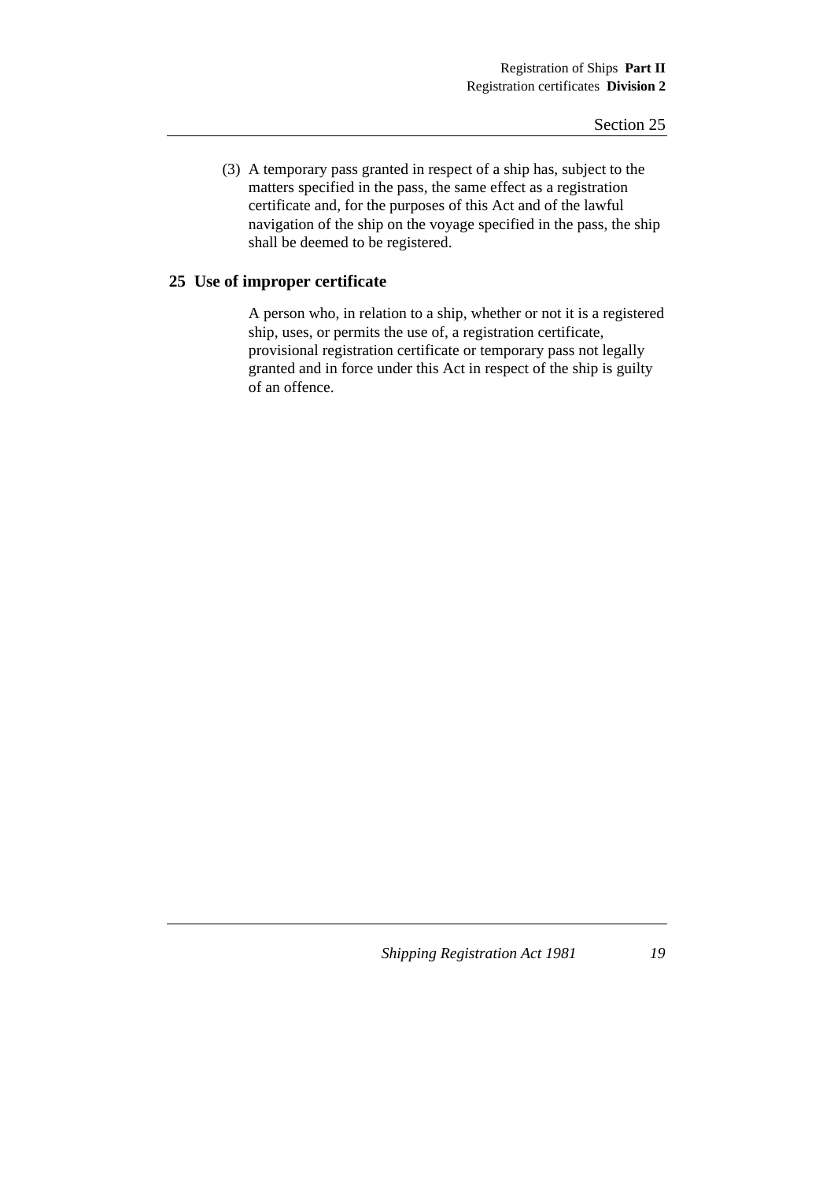(3) A temporary pass granted in respect of a ship has, subject to the matters specified in the pass, the same effect as a registration certificate and, for the purposes of this Act and of the lawful navigation of the ship on the voyage specified in the pass, the ship shall be deemed to be registered.

## 25 Use of improper certificate

A person who, in relation to a ship, whether or not it is a registered ship, uses, or permits the use of, a registration certificate, provisional registration certificate or temporary pass not legally granted and in force under this Act in respect of the ship is guilty of an offence.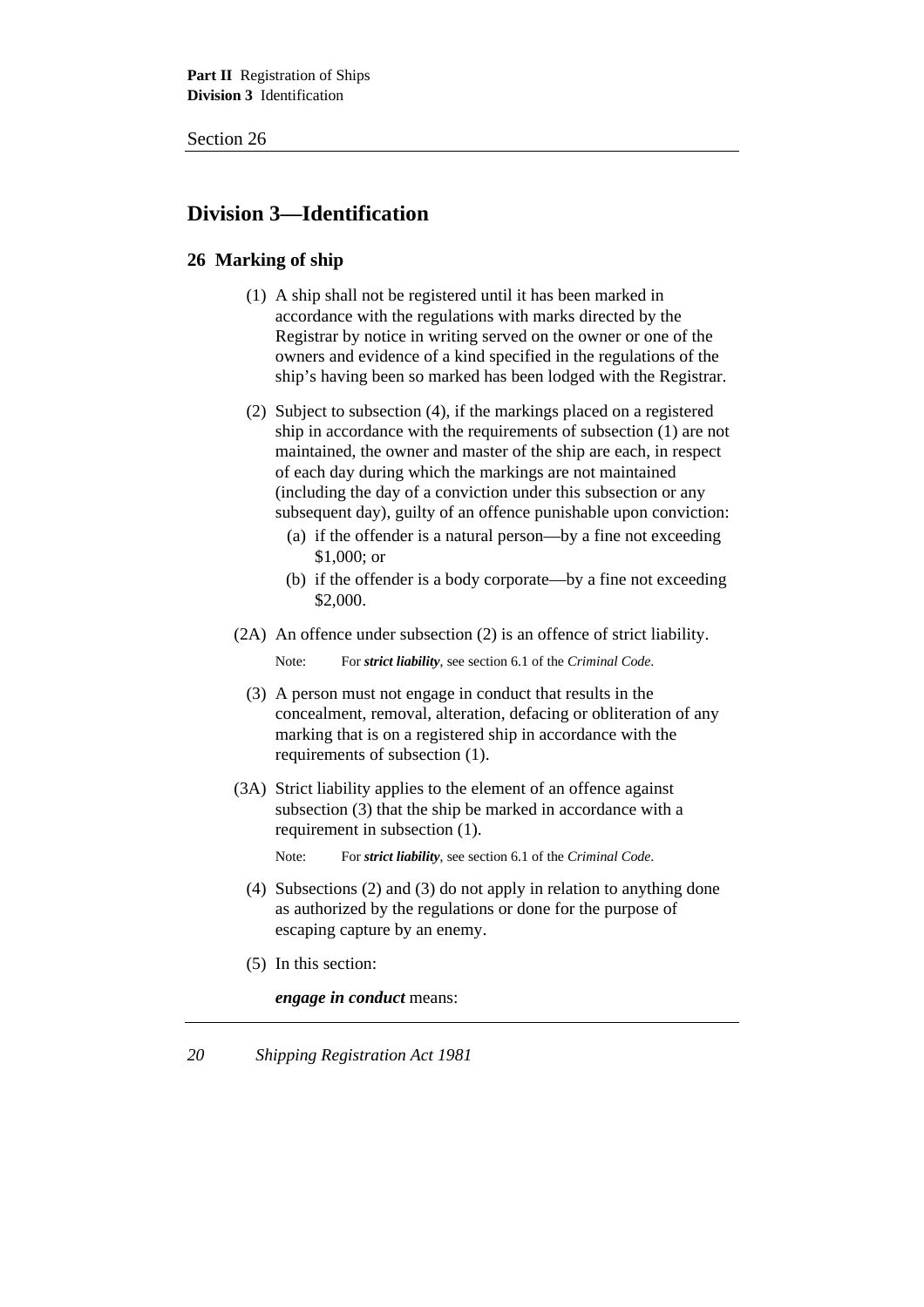## Division 3—Identification

### 26 Marking of ship

(1) A ship shall not be registered until it has been marked in accordance with the regulations with marks directed by the Registrar by notice in writing served on the owner or one of the owners and evidence of a kind specified in the regulations of the ship's having been so marked has been lodged with the Registrar.

(2) Subject to subsection (4), if the markings placed on a registered ship in accordance with the requirements of subsection (1) are not maintained, the owner and master of the ship are each, in respect of each day during which the markings are not maintained (including the day of a conviction under this subsection or any subsequent day), guilty of an offence punishable upon conviction:

- (a) if the offender is a natural person—by a fine not exceeding $1,000; or
- (b) if the offender is a body corporate—by a fine not exceeding $2,000.

(2A) An offence under subsection (2) is an offence of strict liability.

Note: For ***strict liability***, see section 6.1 of the *Criminal Code*.

(3) A person must not engage in conduct that results in the concealment, removal, alteration, defacing or obliteration of any marking that is on a registered ship in accordance with the requirements of subsection (1).

(3A) Strict liability applies to the element of an offence against subsection (3) that the ship be marked in accordance with a requirement in subsection (1).

Note: For ***strict liability***, see section 6.1 of the *Criminal Code*.

(4) Subsections (2) and (3) do not apply in relation to anything done as authorized by the regulations or done for the purpose of escaping capture by an enemy.

(5) In this section:

***engage in conduct*** means: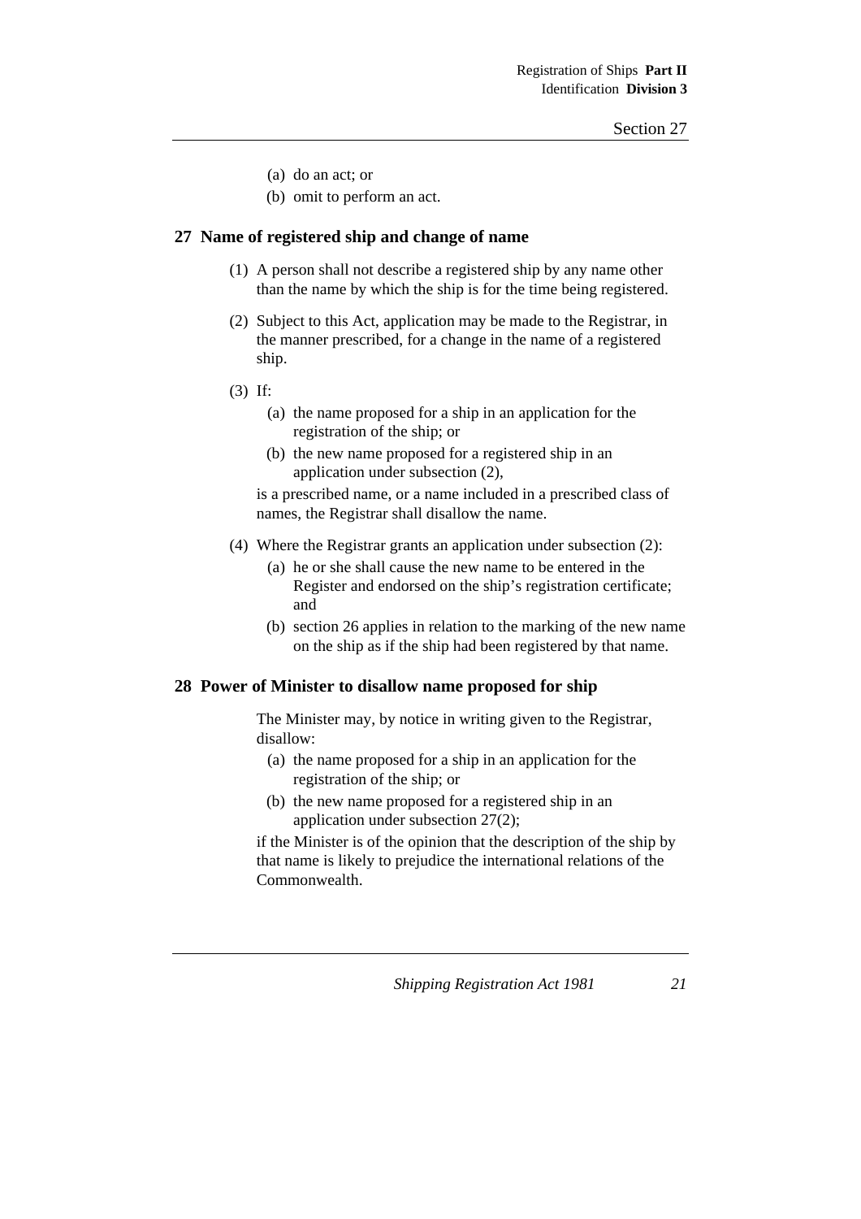(a) do an act; or

(b) omit to perform an act.

## 27 Name of registered ship and change of name

(1) A person shall not describe a registered ship by any name other than the name by which the ship is for the time being registered.

(2) Subject to this Act, application may be made to the Registrar, in the manner prescribed, for a change in the name of a registered ship.

(3) If:

(a) the name proposed for a ship in an application for the registration of the ship; or

(b) the new name proposed for a registered ship in an application under subsection (2),

is a prescribed name, or a name included in a prescribed class of names, the Registrar shall disallow the name.

(4) Where the Registrar grants an application under subsection (2):

(a) he or she shall cause the new name to be entered in the Register and endorsed on the ship's registration certificate; and

(b) section 26 applies in relation to the marking of the new name on the ship as if the ship had been registered by that name.

## 28 Power of Minister to disallow name proposed for ship

The Minister may, by notice in writing given to the Registrar, disallow:

(a) the name proposed for a ship in an application for the registration of the ship; or

(b) the new name proposed for a registered ship in an application under subsection 27(2);

if the Minister is of the opinion that the description of the ship by that name is likely to prejudice the international relations of the Commonwealth.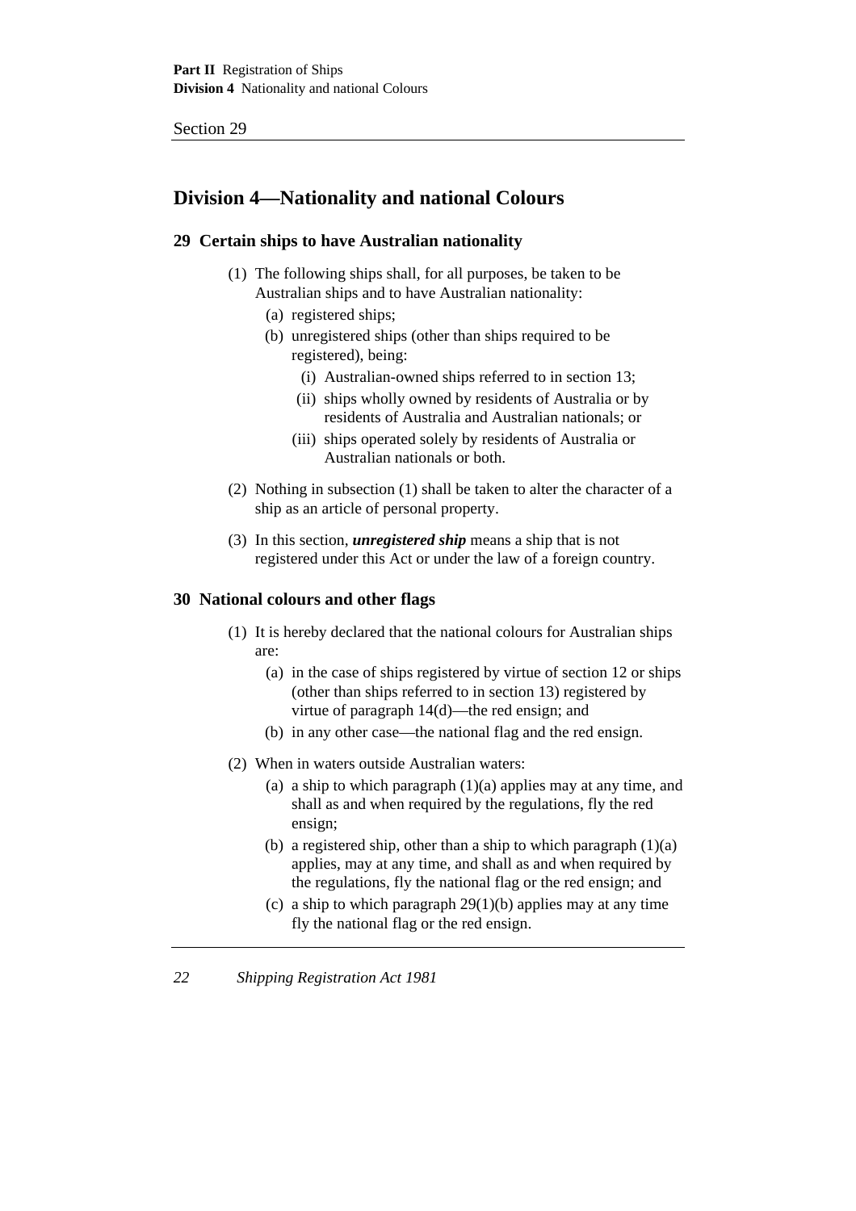## Division 4—Nationality and national Colours

### 29 Certain ships to have Australian nationality

(1) The following ships shall, for all purposes, be taken to be Australian ships and to have Australian nationality:

- (a) registered ships;
- (b) unregistered ships (other than ships required to be registered), being:
  - (i) Australian-owned ships referred to in section 13;
  - (ii) ships wholly owned by residents of Australia or by residents of Australia and Australian nationals; or
  - (iii) ships operated solely by residents of Australia or Australian nationals or both.

(2) Nothing in subsection (1) shall be taken to alter the character of a ship as an article of personal property.

(3) In this section, ***unregistered ship*** means a ship that is not registered under this Act or under the law of a foreign country.

### 30 National colours and other flags

(1) It is hereby declared that the national colours for Australian ships are:

- (a) in the case of ships registered by virtue of section 12 or ships (other than ships referred to in section 13) registered by virtue of paragraph 14(d)—the red ensign; and
- (b) in any other case—the national flag and the red ensign.

(2) When in waters outside Australian waters:

- (a) a ship to which paragraph (1)(a) applies may at any time, and shall as and when required by the regulations, fly the red ensign;
- (b) a registered ship, other than a ship to which paragraph (1)(a) applies, may at any time, and shall as and when required by the regulations, fly the national flag or the red ensign; and
- (c) a ship to which paragraph 29(1)(b) applies may at any time fly the national flag or the red ensign.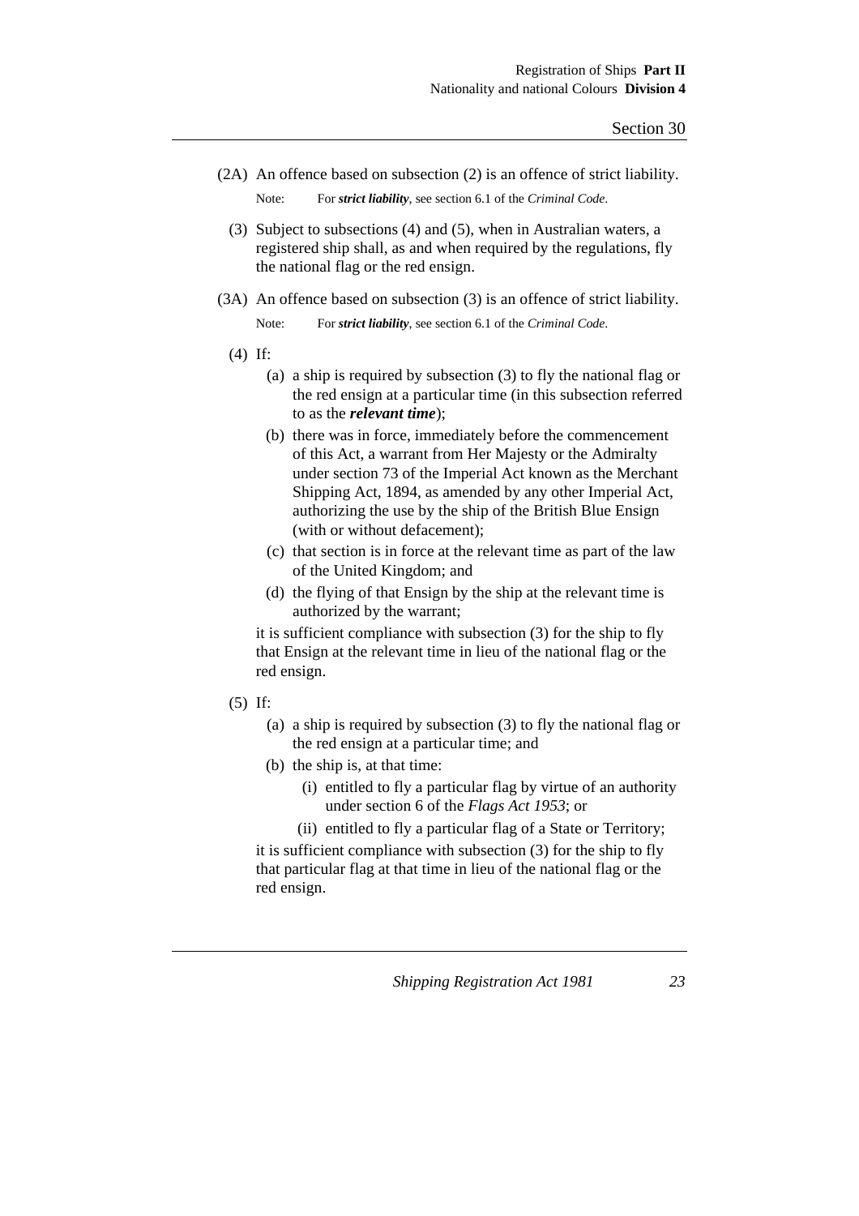(2A) An offence based on subsection (2) is an offence of strict liability.

Note: For ***strict liability***, see section 6.1 of the *Criminal Code*.

(3) Subject to subsections (4) and (5), when in Australian waters, a registered ship shall, as and when required by the regulations, fly the national flag or the red ensign.

(3A) An offence based on subsection (3) is an offence of strict liability.

Note: For ***strict liability***, see section 6.1 of the *Criminal Code*.

(4) If:

(a) a ship is required by subsection (3) to fly the national flag or the red ensign at a particular time (in this subsection referred to as the ***relevant time***);

(b) there was in force, immediately before the commencement of this Act, a warrant from Her Majesty or the Admiralty under section 73 of the Imperial Act known as the Merchant Shipping Act, 1894, as amended by any other Imperial Act, authorizing the use by the ship of the British Blue Ensign (with or without defacement);

(c) that section is in force at the relevant time as part of the law of the United Kingdom; and

(d) the flying of that Ensign by the ship at the relevant time is authorized by the warrant;

it is sufficient compliance with subsection (3) for the ship to fly that Ensign at the relevant time in lieu of the national flag or the red ensign.

(5) If:

(a) a ship is required by subsection (3) to fly the national flag or the red ensign at a particular time; and

(b) the ship is, at that time:

(i) entitled to fly a particular flag by virtue of an authority under section 6 of the *Flags Act 1953*; or

(ii) entitled to fly a particular flag of a State or Territory;

it is sufficient compliance with subsection (3) for the ship to fly that particular flag at that time in lieu of the national flag or the red ensign.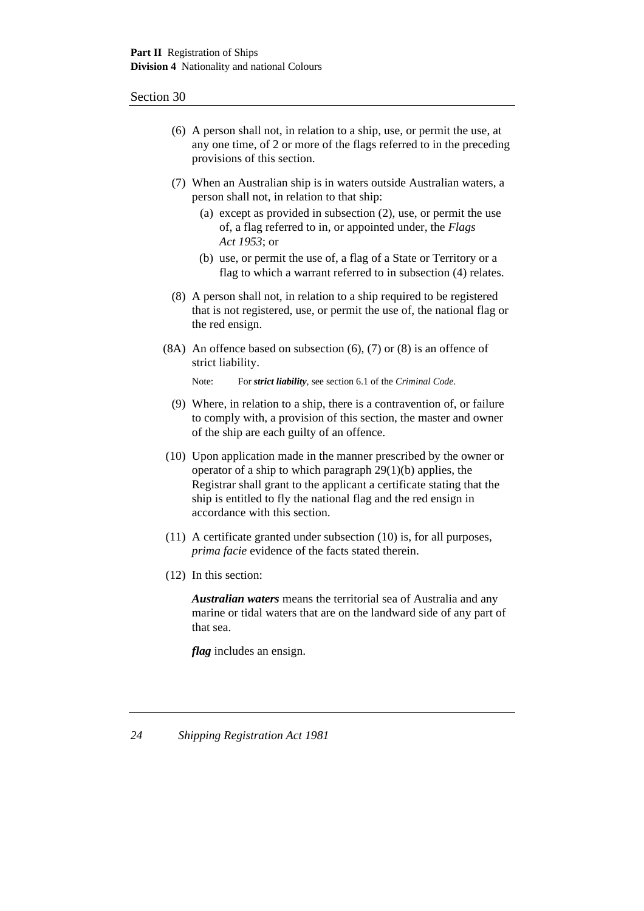(6) A person shall not, in relation to a ship, use, or permit the use, at any one time, of 2 or more of the flags referred to in the preceding provisions of this section.

(7) When an Australian ship is in waters outside Australian waters, a person shall not, in relation to that ship:

- (a) except as provided in subsection (2), use, or permit the use of, a flag referred to in, or appointed under, the *Flags Act 1953*; or
- (b) use, or permit the use of, a flag of a State or Territory or a flag to which a warrant referred to in subsection (4) relates.

(8) A person shall not, in relation to a ship required to be registered that is not registered, use, or permit the use of, the national flag or the red ensign.

(8A) An offence based on subsection (6), (7) or (8) is an offence of strict liability.

Note: For ***strict liability***, see section 6.1 of the *Criminal Code*.

(9) Where, in relation to a ship, there is a contravention of, or failure to comply with, a provision of this section, the master and owner of the ship are each guilty of an offence.

(10) Upon application made in the manner prescribed by the owner or operator of a ship to which paragraph 29(1)(b) applies, the Registrar shall grant to the applicant a certificate stating that the ship is entitled to fly the national flag and the red ensign in accordance with this section.

(11) A certificate granted under subsection (10) is, for all purposes, *prima facie* evidence of the facts stated therein.

(12) In this section:

***Australian waters*** means the territorial sea of Australia and any marine or tidal waters that are on the landward side of any part of that sea.

***flag*** includes an ensign.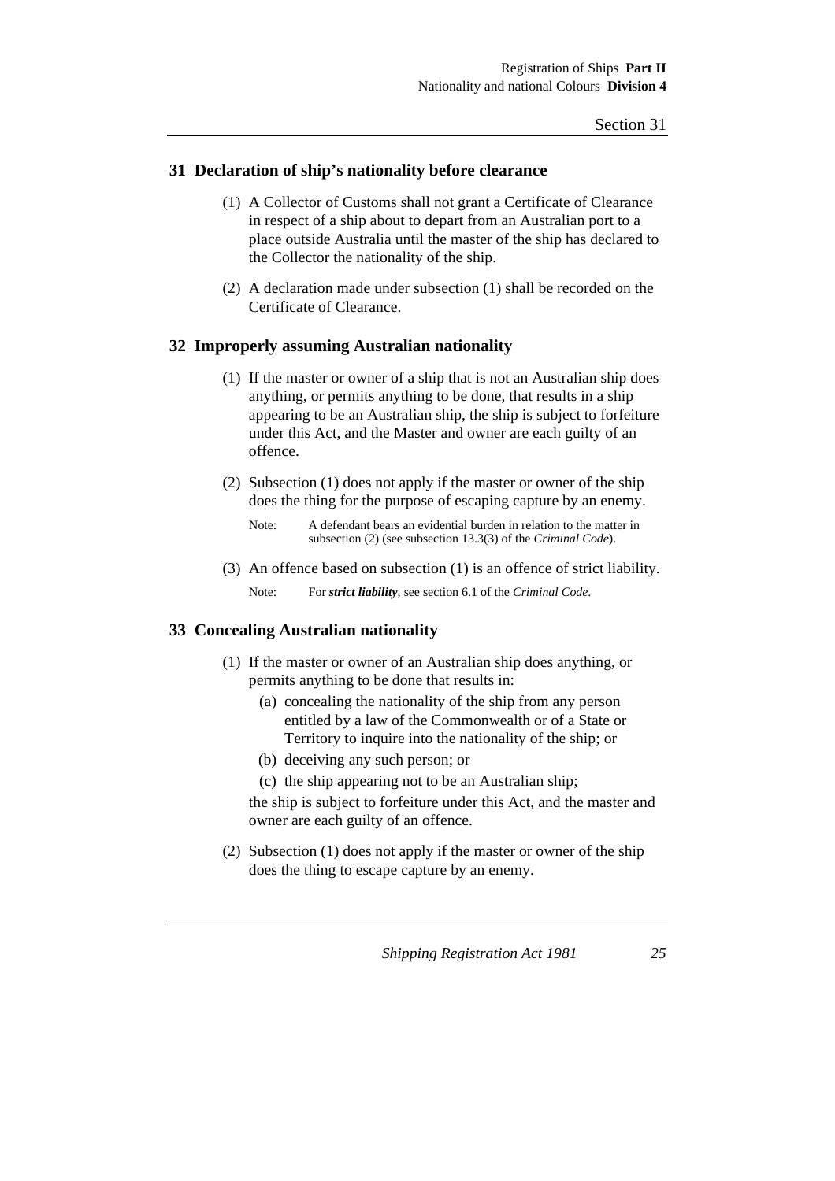## 31 Declaration of ship's nationality before clearance

(1) A Collector of Customs shall not grant a Certificate of Clearance in respect of a ship about to depart from an Australian port to a place outside Australia until the master of the ship has declared to the Collector the nationality of the ship.

(2) A declaration made under subsection (1) shall be recorded on the Certificate of Clearance.

## 32 Improperly assuming Australian nationality

(1) If the master or owner of a ship that is not an Australian ship does anything, or permits anything to be done, that results in a ship appearing to be an Australian ship, the ship is subject to forfeiture under this Act, and the Master and owner are each guilty of an offence.

(2) Subsection (1) does not apply if the master or owner of the ship does the thing for the purpose of escaping capture by an enemy.

Note: A defendant bears an evidential burden in relation to the matter in subsection (2) (see subsection 13.3(3) of the *Criminal Code*).

(3) An offence based on subsection (1) is an offence of strict liability.

Note: For ***strict liability***, see section 6.1 of the *Criminal Code*.

## 33 Concealing Australian nationality

(1) If the master or owner of an Australian ship does anything, or permits anything to be done that results in:

(a) concealing the nationality of the ship from any person entitled by a law of the Commonwealth or of a State or Territory to inquire into the nationality of the ship; or

(b) deceiving any such person; or

(c) the ship appearing not to be an Australian ship;

the ship is subject to forfeiture under this Act, and the master and owner are each guilty of an offence.

(2) Subsection (1) does not apply if the master or owner of the ship does the thing to escape capture by an enemy.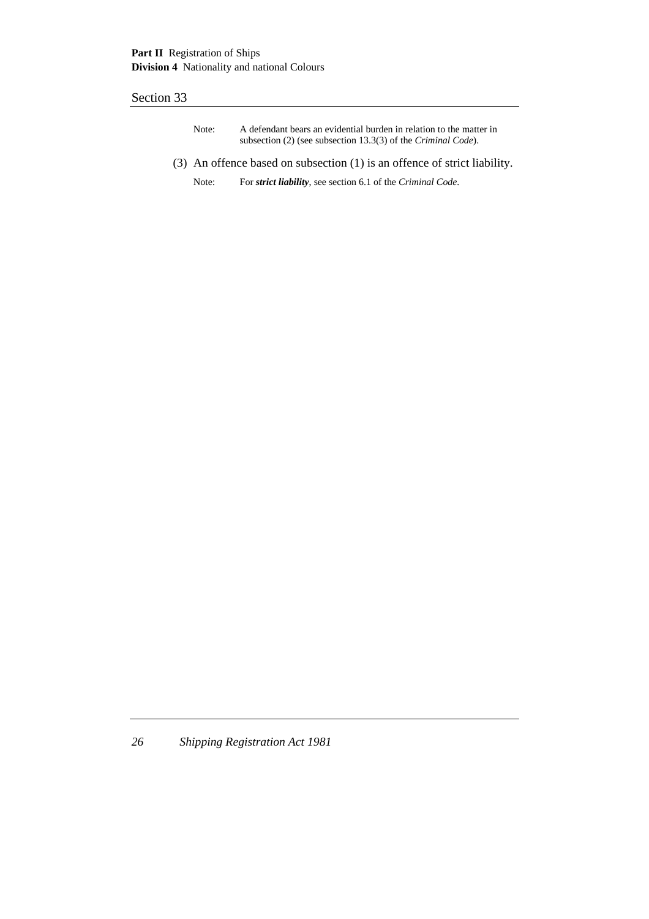Note: A defendant bears an evidential burden in relation to the matter in subsection (2) (see subsection 13.3(3) of the *Criminal Code*).

(3) An offence based on subsection (1) is an offence of strict liability.

Note: For ***strict liability***, see section 6.1 of the *Criminal Code*.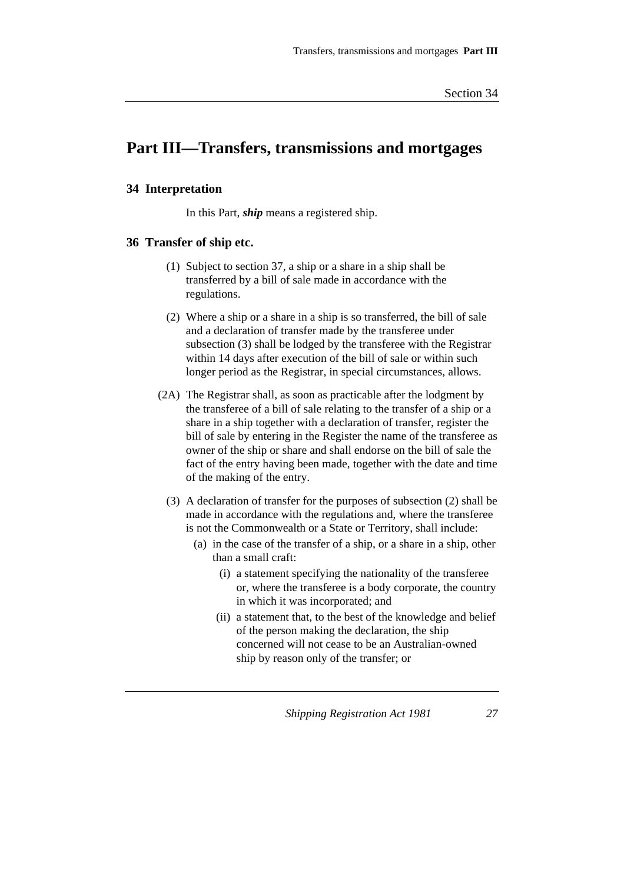# Part III—Transfers, transmissions and mortgages

### 34 Interpretation

In this Part, ***ship*** means a registered ship.

### 36 Transfer of ship etc.

(1) Subject to section 37, a ship or a share in a ship shall be transferred by a bill of sale made in accordance with the regulations.

(2) Where a ship or a share in a ship is so transferred, the bill of sale and a declaration of transfer made by the transferee under subsection (3) shall be lodged by the transferee with the Registrar within 14 days after execution of the bill of sale or within such longer period as the Registrar, in special circumstances, allows.

(2A) The Registrar shall, as soon as practicable after the lodgment by the transferee of a bill of sale relating to the transfer of a ship or a share in a ship together with a declaration of transfer, register the bill of sale by entering in the Register the name of the transferee as owner of the ship or share and shall endorse on the bill of sale the fact of the entry having been made, together with the date and time of the making of the entry.

(3) A declaration of transfer for the purposes of subsection (2) shall be made in accordance with the regulations and, where the transferee is not the Commonwealth or a State or Territory, shall include:

- (a) in the case of the transfer of a ship, or a share in a ship, other than a small craft:
  - (i) a statement specifying the nationality of the transferee or, where the transferee is a body corporate, the country in which it was incorporated; and
  - (ii) a statement that, to the best of the knowledge and belief of the person making the declaration, the ship concerned will not cease to be an Australian-owned ship by reason only of the transfer; or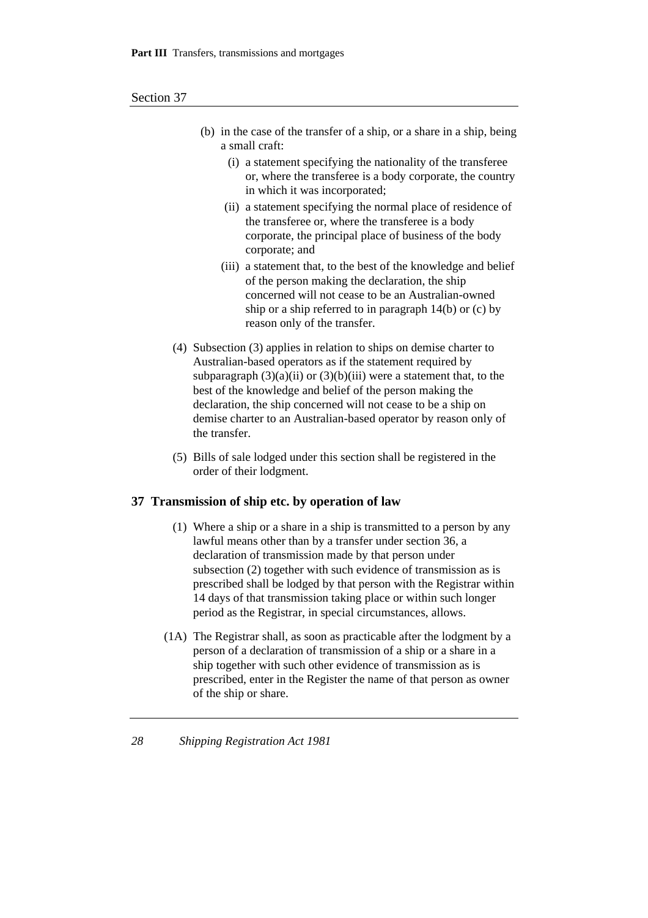(b) in the case of the transfer of a ship, or a share in a ship, being a small craft:

   (i) a statement specifying the nationality of the transferee or, where the transferee is a body corporate, the country in which it was incorporated;

   (ii) a statement specifying the normal place of residence of the transferee or, where the transferee is a body corporate, the principal place of business of the body corporate; and

   (iii) a statement that, to the best of the knowledge and belief of the person making the declaration, the ship concerned will not cease to be an Australian-owned ship or a ship referred to in paragraph 14(b) or (c) by reason only of the transfer.

(4) Subsection (3) applies in relation to ships on demise charter to Australian-based operators as if the statement required by subparagraph (3)(a)(ii) or (3)(b)(iii) were a statement that, to the best of the knowledge and belief of the person making the declaration, the ship concerned will not cease to be a ship on demise charter to an Australian-based operator by reason only of the transfer.

(5) Bills of sale lodged under this section shall be registered in the order of their lodgment.

## 37 Transmission of ship etc. by operation of law

(1) Where a ship or a share in a ship is transmitted to a person by any lawful means other than by a transfer under section 36, a declaration of transmission made by that person under subsection (2) together with such evidence of transmission as is prescribed shall be lodged by that person with the Registrar within 14 days of that transmission taking place or within such longer period as the Registrar, in special circumstances, allows.

(1A) The Registrar shall, as soon as practicable after the lodgment by a person of a declaration of transmission of a ship or a share in a ship together with such other evidence of transmission as is prescribed, enter in the Register the name of that person as owner of the ship or share.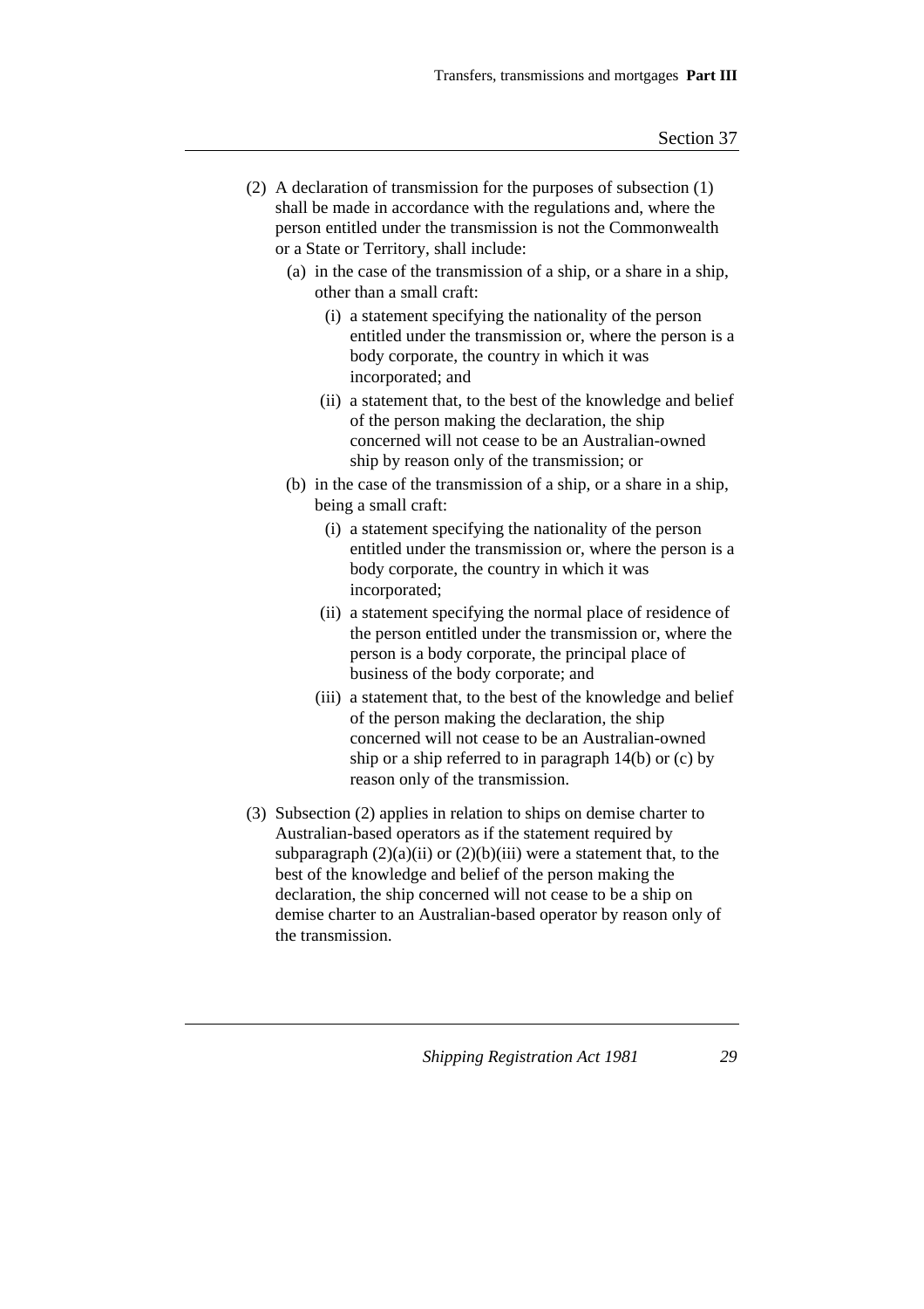(2) A declaration of transmission for the purposes of subsection (1) shall be made in accordance with the regulations and, where the person entitled under the transmission is not the Commonwealth or a State or Territory, shall include:

(a) in the case of the transmission of a ship, or a share in a ship, other than a small craft:

(i) a statement specifying the nationality of the person entitled under the transmission or, where the person is a body corporate, the country in which it was incorporated; and

(ii) a statement that, to the best of the knowledge and belief of the person making the declaration, the ship concerned will not cease to be an Australian-owned ship by reason only of the transmission; or

(b) in the case of the transmission of a ship, or a share in a ship, being a small craft:

(i) a statement specifying the nationality of the person entitled under the transmission or, where the person is a body corporate, the country in which it was incorporated;

(ii) a statement specifying the normal place of residence of the person entitled under the transmission or, where the person is a body corporate, the principal place of business of the body corporate; and

(iii) a statement that, to the best of the knowledge and belief of the person making the declaration, the ship concerned will not cease to be an Australian-owned ship or a ship referred to in paragraph 14(b) or (c) by reason only of the transmission.

(3) Subsection (2) applies in relation to ships on demise charter to Australian-based operators as if the statement required by subparagraph (2)(a)(ii) or (2)(b)(iii) were a statement that, to the best of the knowledge and belief of the person making the declaration, the ship concerned will not cease to be a ship on demise charter to an Australian-based operator by reason only of the transmission.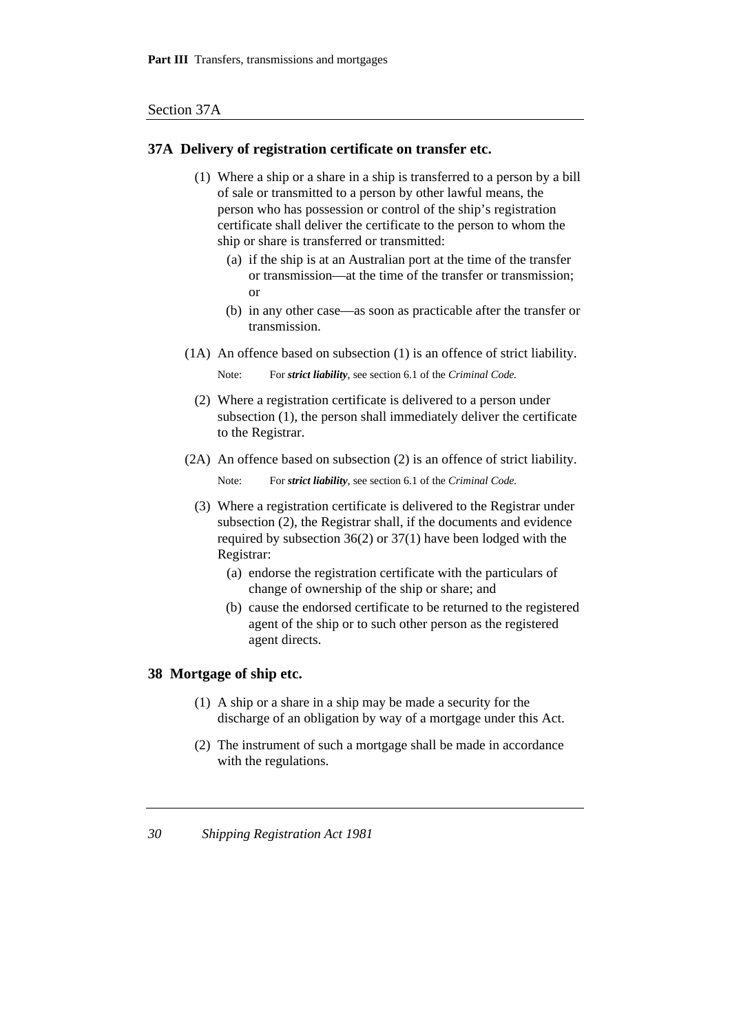## 37A Delivery of registration certificate on transfer etc.

(1) Where a ship or a share in a ship is transferred to a person by a bill of sale or transmitted to a person by other lawful means, the person who has possession or control of the ship's registration certificate shall deliver the certificate to the person to whom the ship or share is transferred or transmitted:

(a) if the ship is at an Australian port at the time of the transfer or transmission—at the time of the transfer or transmission; or

(b) in any other case—as soon as practicable after the transfer or transmission.

(1A) An offence based on subsection (1) is an offence of strict liability.

Note: For ***strict liability***, see section 6.1 of the *Criminal Code.*

(2) Where a registration certificate is delivered to a person under subsection (1), the person shall immediately deliver the certificate to the Registrar.

(2A) An offence based on subsection (2) is an offence of strict liability.

Note: For ***strict liability***, see section 6.1 of the *Criminal Code.*

(3) Where a registration certificate is delivered to the Registrar under subsection (2), the Registrar shall, if the documents and evidence required by subsection 36(2) or 37(1) have been lodged with the Registrar:

(a) endorse the registration certificate with the particulars of change of ownership of the ship or share; and

(b) cause the endorsed certificate to be returned to the registered agent of the ship or to such other person as the registered agent directs.

## 38 Mortgage of ship etc.

(1) A ship or a share in a ship may be made a security for the discharge of an obligation by way of a mortgage under this Act.

(2) The instrument of such a mortgage shall be made in accordance with the regulations.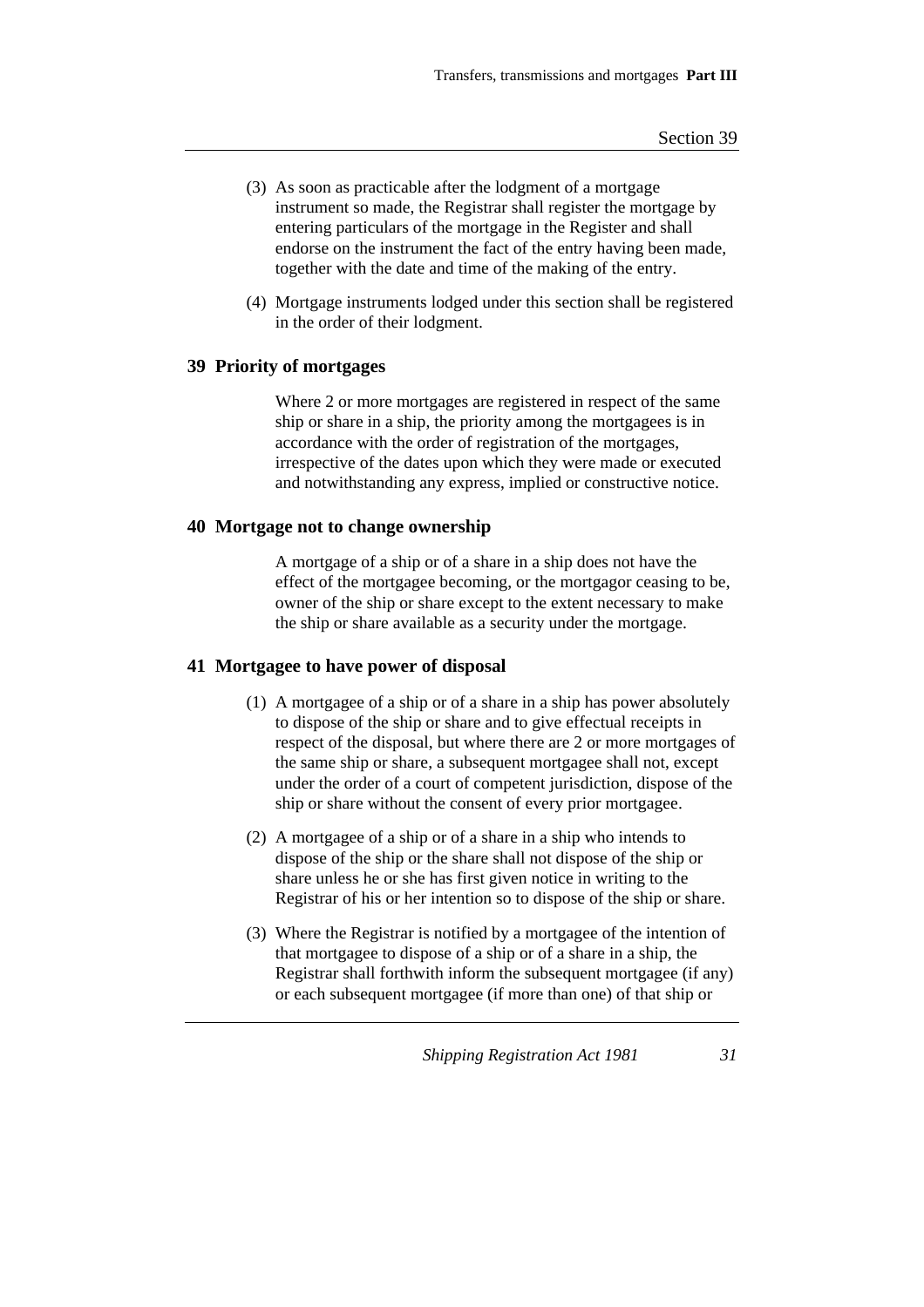(3) As soon as practicable after the lodgment of a mortgage instrument so made, the Registrar shall register the mortgage by entering particulars of the mortgage in the Register and shall endorse on the instrument the fact of the entry having been made, together with the date and time of the making of the entry.

(4) Mortgage instruments lodged under this section shall be registered in the order of their lodgment.

## 39 Priority of mortgages

Where 2 or more mortgages are registered in respect of the same ship or share in a ship, the priority among the mortgagees is in accordance with the order of registration of the mortgages, irrespective of the dates upon which they were made or executed and notwithstanding any express, implied or constructive notice.

## 40 Mortgage not to change ownership

A mortgage of a ship or of a share in a ship does not have the effect of the mortgagee becoming, or the mortgagor ceasing to be, owner of the ship or share except to the extent necessary to make the ship or share available as a security under the mortgage.

## 41 Mortgagee to have power of disposal

(1) A mortgagee of a ship or of a share in a ship has power absolutely to dispose of the ship or share and to give effectual receipts in respect of the disposal, but where there are 2 or more mortgages of the same ship or share, a subsequent mortgagee shall not, except under the order of a court of competent jurisdiction, dispose of the ship or share without the consent of every prior mortgagee.

(2) A mortgagee of a ship or of a share in a ship who intends to dispose of the ship or the share shall not dispose of the ship or share unless he or she has first given notice in writing to the Registrar of his or her intention so to dispose of the ship or share.

(3) Where the Registrar is notified by a mortgagee of the intention of that mortgagee to dispose of a ship or of a share in a ship, the Registrar shall forthwith inform the subsequent mortgagee (if any) or each subsequent mortgagee (if more than one) of that ship or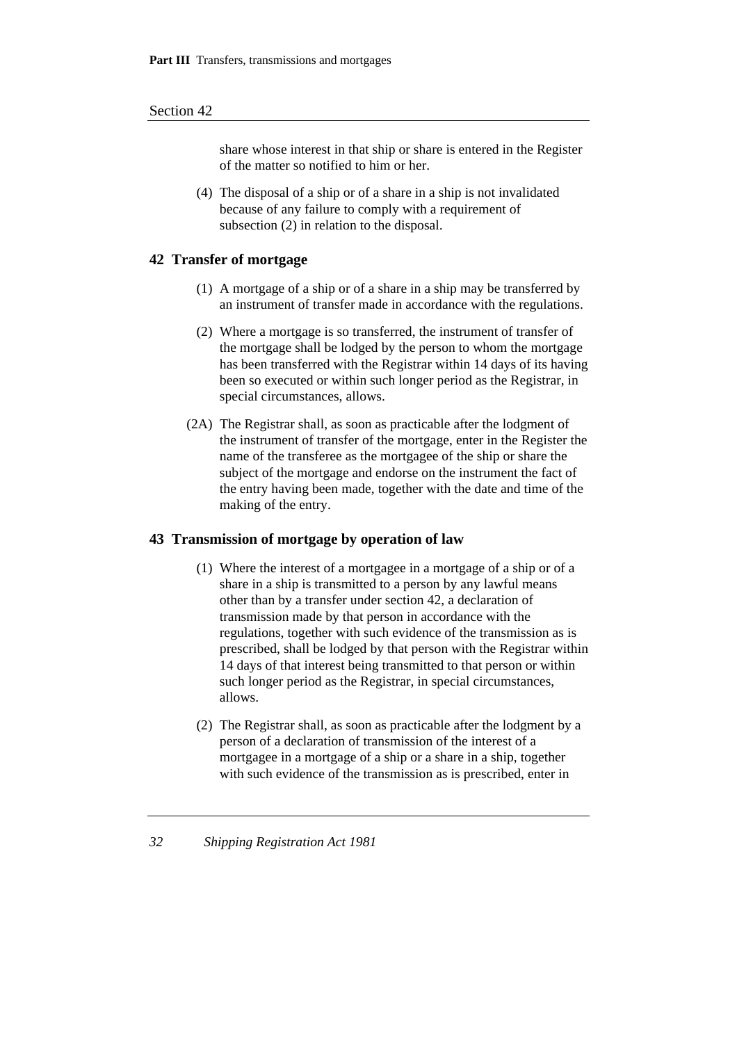share whose interest in that ship or share is entered in the Register of the matter so notified to him or her.

(4) The disposal of a ship or of a share in a ship is not invalidated because of any failure to comply with a requirement of subsection (2) in relation to the disposal.

## 42 Transfer of mortgage

(1) A mortgage of a ship or of a share in a ship may be transferred by an instrument of transfer made in accordance with the regulations.

(2) Where a mortgage is so transferred, the instrument of transfer of the mortgage shall be lodged by the person to whom the mortgage has been transferred with the Registrar within 14 days of its having been so executed or within such longer period as the Registrar, in special circumstances, allows.

(2A) The Registrar shall, as soon as practicable after the lodgment of the instrument of transfer of the mortgage, enter in the Register the name of the transferee as the mortgagee of the ship or share the subject of the mortgage and endorse on the instrument the fact of the entry having been made, together with the date and time of the making of the entry.

## 43 Transmission of mortgage by operation of law

(1) Where the interest of a mortgagee in a mortgage of a ship or of a share in a ship is transmitted to a person by any lawful means other than by a transfer under section 42, a declaration of transmission made by that person in accordance with the regulations, together with such evidence of the transmission as is prescribed, shall be lodged by that person with the Registrar within 14 days of that interest being transmitted to that person or within such longer period as the Registrar, in special circumstances, allows.

(2) The Registrar shall, as soon as practicable after the lodgment by a person of a declaration of transmission of the interest of a mortgagee in a mortgage of a ship or a share in a ship, together with such evidence of the transmission as is prescribed, enter in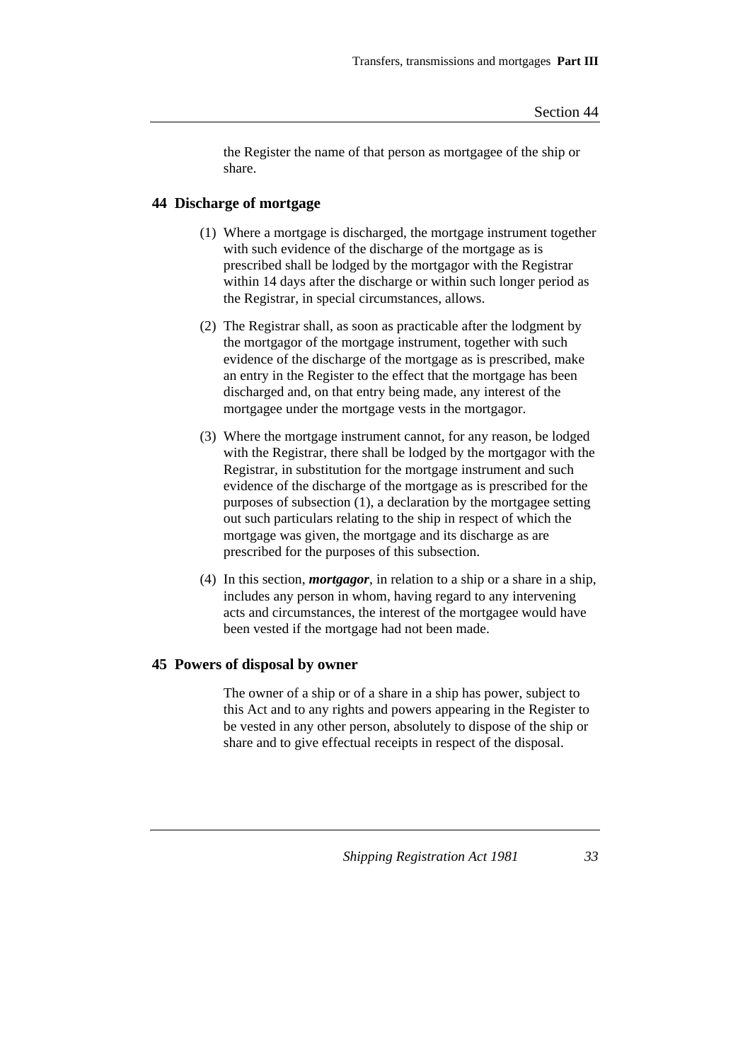the Register the name of that person as mortgagee of the ship or share.

## 44 Discharge of mortgage

(1) Where a mortgage is discharged, the mortgage instrument together with such evidence of the discharge of the mortgage as is prescribed shall be lodged by the mortgagor with the Registrar within 14 days after the discharge or within such longer period as the Registrar, in special circumstances, allows.

(2) The Registrar shall, as soon as practicable after the lodgment by the mortgagor of the mortgage instrument, together with such evidence of the discharge of the mortgage as is prescribed, make an entry in the Register to the effect that the mortgage has been discharged and, on that entry being made, any interest of the mortgagee under the mortgage vests in the mortgagor.

(3) Where the mortgage instrument cannot, for any reason, be lodged with the Registrar, there shall be lodged by the mortgagor with the Registrar, in substitution for the mortgage instrument and such evidence of the discharge of the mortgage as is prescribed for the purposes of subsection (1), a declaration by the mortgagee setting out such particulars relating to the ship in respect of which the mortgage was given, the mortgage and its discharge as are prescribed for the purposes of this subsection.

(4) In this section, ***mortgagor***, in relation to a ship or a share in a ship, includes any person in whom, having regard to any intervening acts and circumstances, the interest of the mortgagee would have been vested if the mortgage had not been made.

## 45 Powers of disposal by owner

The owner of a ship or of a share in a ship has power, subject to this Act and to any rights and powers appearing in the Register to be vested in any other person, absolutely to dispose of the ship or share and to give effectual receipts in respect of the disposal.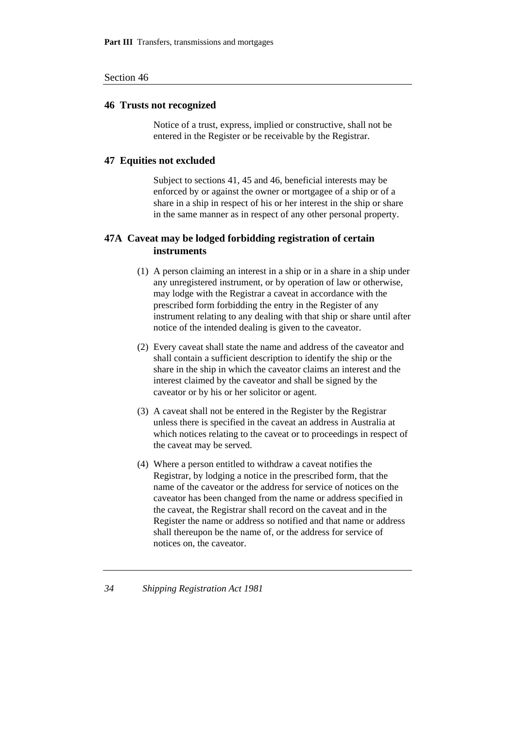## 46 Trusts not recognized

Notice of a trust, express, implied or constructive, shall not be entered in the Register or be receivable by the Registrar.

## 47 Equities not excluded

Subject to sections 41, 45 and 46, beneficial interests may be enforced by or against the owner or mortgagee of a ship or of a share in a ship in respect of his or her interest in the ship or share in the same manner as in respect of any other personal property.

## 47A Caveat may be lodged forbidding registration of certain instruments

(1) A person claiming an interest in a ship or in a share in a ship under any unregistered instrument, or by operation of law or otherwise, may lodge with the Registrar a caveat in accordance with the prescribed form forbidding the entry in the Register of any instrument relating to any dealing with that ship or share until after notice of the intended dealing is given to the caveator.

(2) Every caveat shall state the name and address of the caveator and shall contain a sufficient description to identify the ship or the share in the ship in which the caveator claims an interest and the interest claimed by the caveator and shall be signed by the caveator or by his or her solicitor or agent.

(3) A caveat shall not be entered in the Register by the Registrar unless there is specified in the caveat an address in Australia at which notices relating to the caveat or to proceedings in respect of the caveat may be served.

(4) Where a person entitled to withdraw a caveat notifies the Registrar, by lodging a notice in the prescribed form, that the name of the caveator or the address for service of notices on the caveator has been changed from the name or address specified in the caveat, the Registrar shall record on the caveat and in the Register the name or address so notified and that name or address shall thereupon be the name of, or the address for service of notices on, the caveator.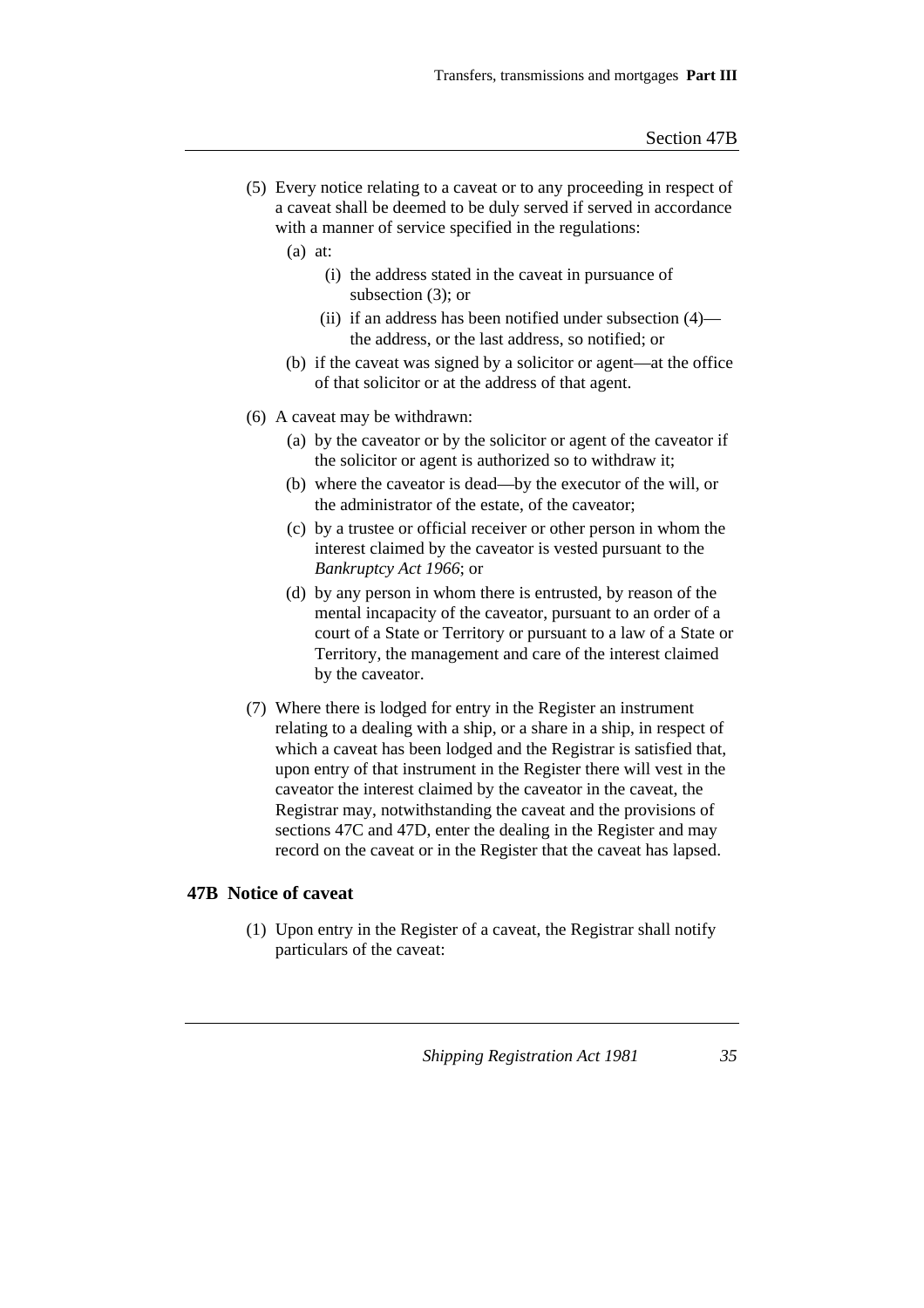(5) Every notice relating to a caveat or to any proceeding in respect of a caveat shall be deemed to be duly served if served in accordance with a manner of service specified in the regulations:

   (a) at:

      (i) the address stated in the caveat in pursuance of subsection (3); or

      (ii) if an address has been notified under subsection (4)—the address, or the last address, so notified; or

   (b) if the caveat was signed by a solicitor or agent—at the office of that solicitor or at the address of that agent.

(6) A caveat may be withdrawn:

   (a) by the caveator or by the solicitor or agent of the caveator if the solicitor or agent is authorized so to withdraw it;

   (b) where the caveator is dead—by the executor of the will, or the administrator of the estate, of the caveator;

   (c) by a trustee or official receiver or other person in whom the interest claimed by the caveator is vested pursuant to the *Bankruptcy Act 1966*; or

   (d) by any person in whom there is entrusted, by reason of the mental incapacity of the caveator, pursuant to an order of a court of a State or Territory or pursuant to a law of a State or Territory, the management and care of the interest claimed by the caveator.

(7) Where there is lodged for entry in the Register an instrument relating to a dealing with a ship, or a share in a ship, in respect of which a caveat has been lodged and the Registrar is satisfied that, upon entry of that instrument in the Register there will vest in the caveator the interest claimed by the caveator in the caveat, the Registrar may, notwithstanding the caveat and the provisions of sections 47C and 47D, enter the dealing in the Register and may record on the caveat or in the Register that the caveat has lapsed.

### 47B Notice of caveat

(1) Upon entry in the Register of a caveat, the Registrar shall notify particulars of the caveat: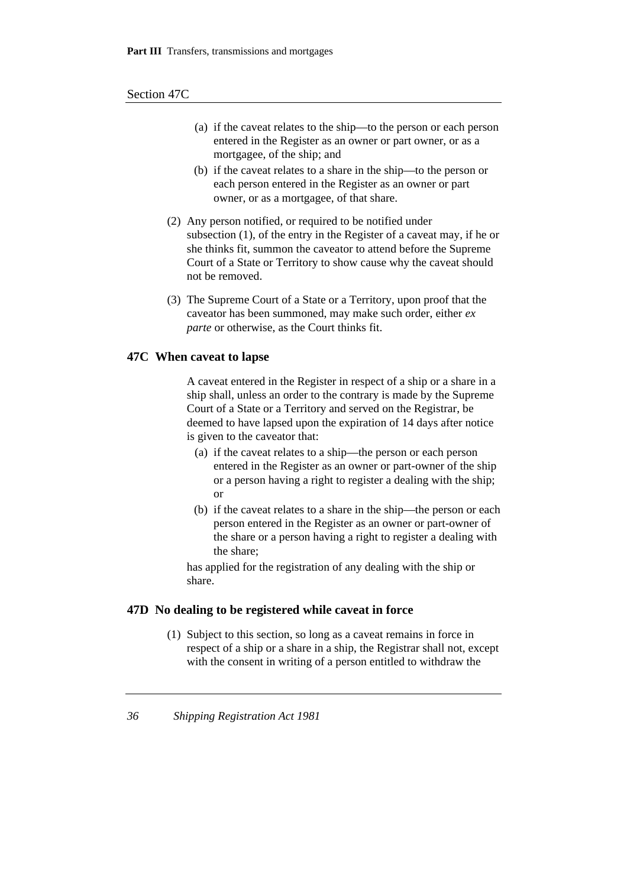(a) if the caveat relates to the ship—to the person or each person entered in the Register as an owner or part owner, or as a mortgagee, of the ship; and

(b) if the caveat relates to a share in the ship—to the person or each person entered in the Register as an owner or part owner, or as a mortgagee, of that share.

(2) Any person notified, or required to be notified under subsection (1), of the entry in the Register of a caveat may, if he or she thinks fit, summon the caveator to attend before the Supreme Court of a State or Territory to show cause why the caveat should not be removed.

(3) The Supreme Court of a State or a Territory, upon proof that the caveator has been summoned, may make such order, either *ex parte* or otherwise, as the Court thinks fit.

## 47C When caveat to lapse

A caveat entered in the Register in respect of a ship or a share in a ship shall, unless an order to the contrary is made by the Supreme Court of a State or a Territory and served on the Registrar, be deemed to have lapsed upon the expiration of 14 days after notice is given to the caveator that:

(a) if the caveat relates to a ship—the person or each person entered in the Register as an owner or part-owner of the ship or a person having a right to register a dealing with the ship; or

(b) if the caveat relates to a share in the ship—the person or each person entered in the Register as an owner or part-owner of the share or a person having a right to register a dealing with the share;

has applied for the registration of any dealing with the ship or share.

## 47D No dealing to be registered while caveat in force

(1) Subject to this section, so long as a caveat remains in force in respect of a ship or a share in a ship, the Registrar shall not, except with the consent in writing of a person entitled to withdraw the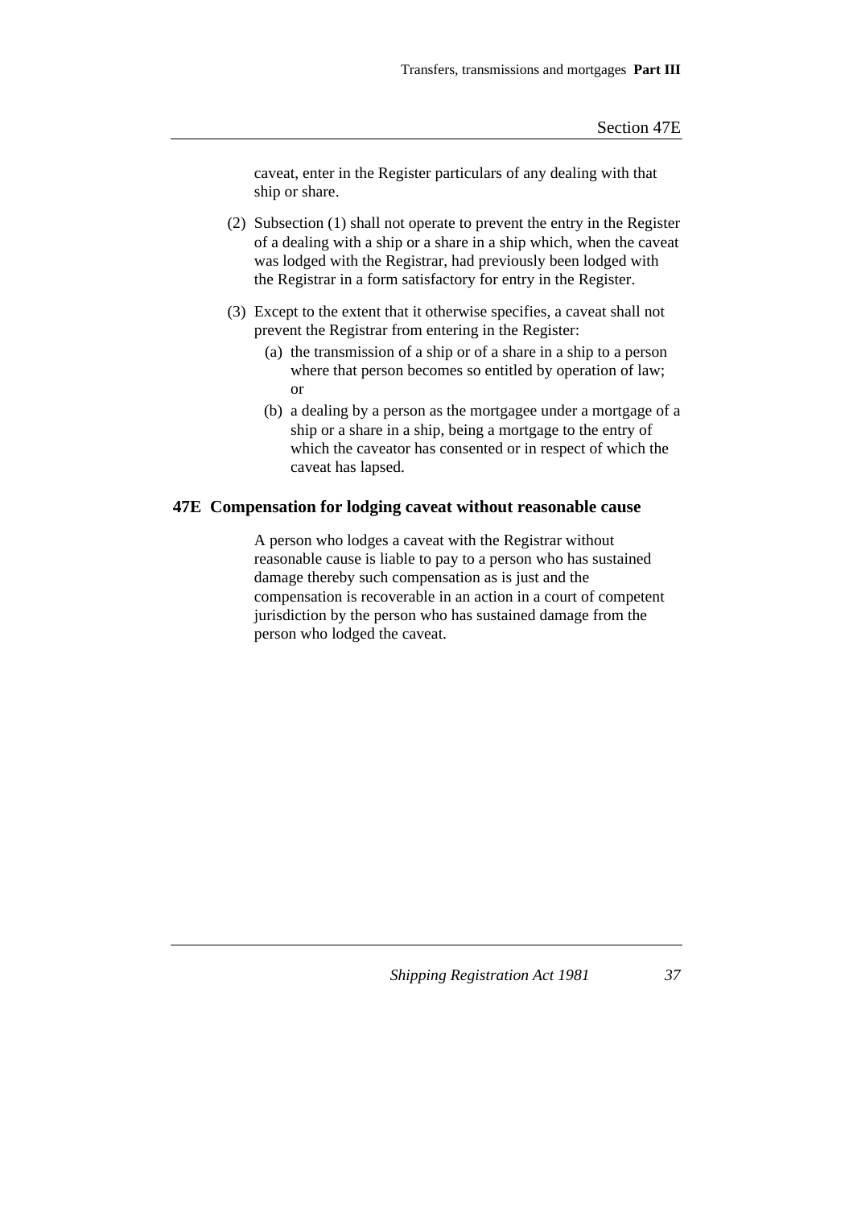caveat, enter in the Register particulars of any dealing with that ship or share.

(2) Subsection (1) shall not operate to prevent the entry in the Register of a dealing with a ship or a share in a ship which, when the caveat was lodged with the Registrar, had previously been lodged with the Registrar in a form satisfactory for entry in the Register.

(3) Except to the extent that it otherwise specifies, a caveat shall not prevent the Registrar from entering in the Register:

(a) the transmission of a ship or of a share in a ship to a person where that person becomes so entitled by operation of law; or

(b) a dealing by a person as the mortgagee under a mortgage of a ship or a share in a ship, being a mortgage to the entry of which the caveator has consented or in respect of which the caveat has lapsed.

## 47E Compensation for lodging caveat without reasonable cause

A person who lodges a caveat with the Registrar without reasonable cause is liable to pay to a person who has sustained damage thereby such compensation as is just and the compensation is recoverable in an action in a court of competent jurisdiction by the person who has sustained damage from the person who lodged the caveat.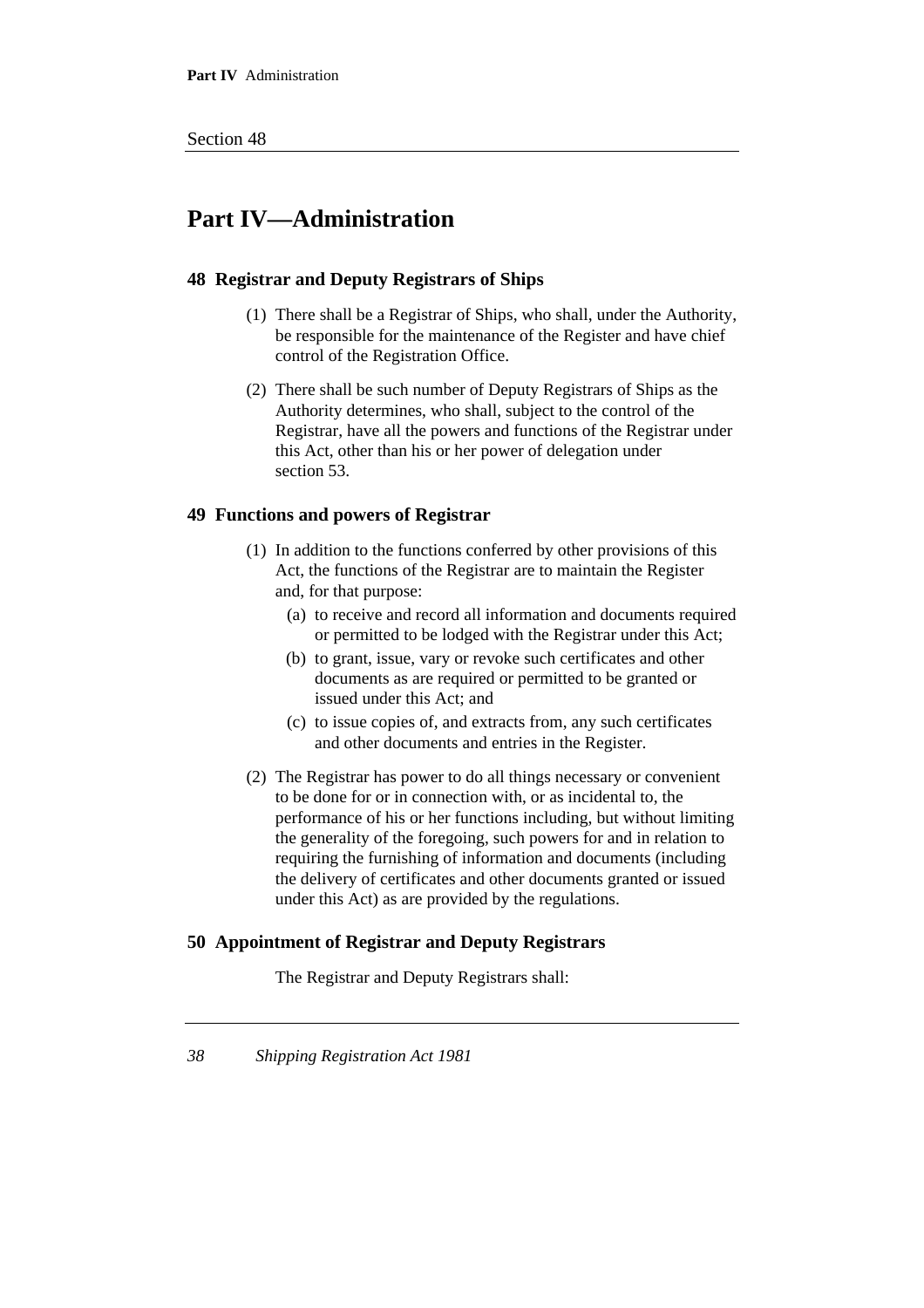# Part IV—Administration

### 48 Registrar and Deputy Registrars of Ships

(1) There shall be a Registrar of Ships, who shall, under the Authority, be responsible for the maintenance of the Register and have chief control of the Registration Office.

(2) There shall be such number of Deputy Registrars of Ships as the Authority determines, who shall, subject to the control of the Registrar, have all the powers and functions of the Registrar under this Act, other than his or her power of delegation under section 53.

### 49 Functions and powers of Registrar

(1) In addition to the functions conferred by other provisions of this Act, the functions of the Registrar are to maintain the Register and, for that purpose:

- (a) to receive and record all information and documents required or permitted to be lodged with the Registrar under this Act;
- (b) to grant, issue, vary or revoke such certificates and other documents as are required or permitted to be granted or issued under this Act; and
- (c) to issue copies of, and extracts from, any such certificates and other documents and entries in the Register.

(2) The Registrar has power to do all things necessary or convenient to be done for or in connection with, or as incidental to, the performance of his or her functions including, but without limiting the generality of the foregoing, such powers for and in relation to requiring the furnishing of information and documents (including the delivery of certificates and other documents granted or issued under this Act) as are provided by the regulations.

### 50 Appointment of Registrar and Deputy Registrars

The Registrar and Deputy Registrars shall: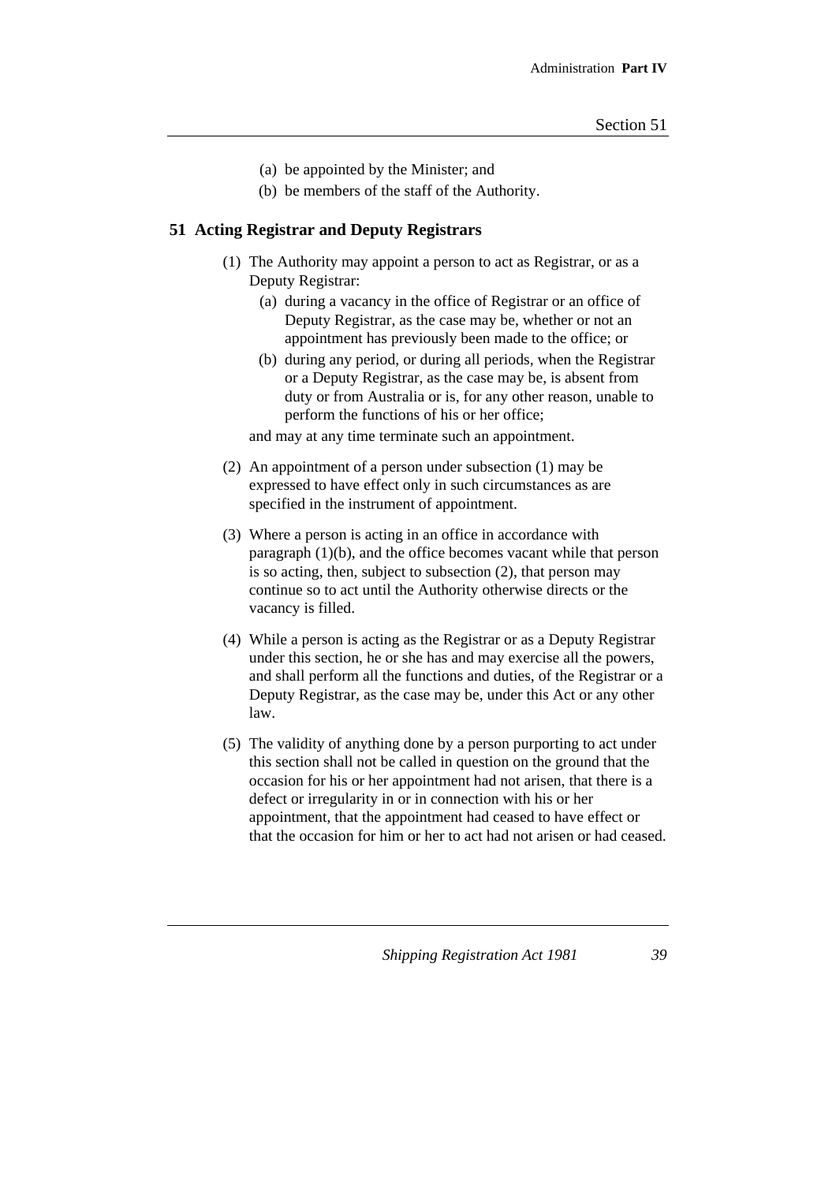(a) be appointed by the Minister; and
(b) be members of the staff of the Authority.

## 51 Acting Registrar and Deputy Registrars

(1) The Authority may appoint a person to act as Registrar, or as a Deputy Registrar:

  (a) during a vacancy in the office of Registrar or an office of Deputy Registrar, as the case may be, whether or not an appointment has previously been made to the office; or

  (b) during any period, or during all periods, when the Registrar or a Deputy Registrar, as the case may be, is absent from duty or from Australia or is, for any other reason, unable to perform the functions of his or her office;

and may at any time terminate such an appointment.

(2) An appointment of a person under subsection (1) may be expressed to have effect only in such circumstances as are specified in the instrument of appointment.

(3) Where a person is acting in an office in accordance with paragraph (1)(b), and the office becomes vacant while that person is so acting, then, subject to subsection (2), that person may continue so to act until the Authority otherwise directs or the vacancy is filled.

(4) While a person is acting as the Registrar or as a Deputy Registrar under this section, he or she has and may exercise all the powers, and shall perform all the functions and duties, of the Registrar or a Deputy Registrar, as the case may be, under this Act or any other law.

(5) The validity of anything done by a person purporting to act under this section shall not be called in question on the ground that the occasion for his or her appointment had not arisen, that there is a defect or irregularity in or in connection with his or her appointment, that the appointment had ceased to have effect or that the occasion for him or her to act had not arisen or had ceased.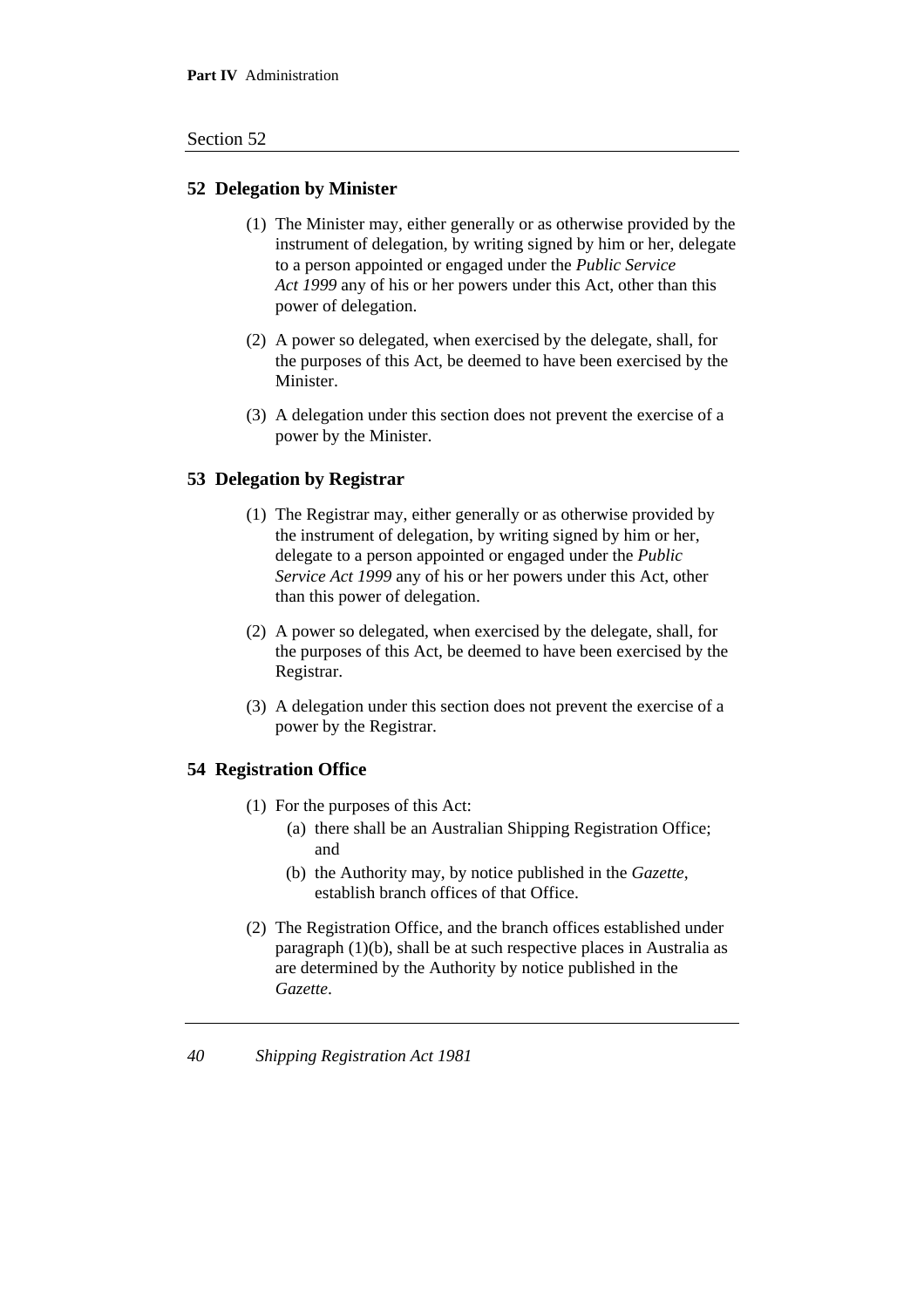## 52 Delegation by Minister

(1) The Minister may, either generally or as otherwise provided by the instrument of delegation, by writing signed by him or her, delegate to a person appointed or engaged under the *Public Service Act 1999* any of his or her powers under this Act, other than this power of delegation.

(2) A power so delegated, when exercised by the delegate, shall, for the purposes of this Act, be deemed to have been exercised by the Minister.

(3) A delegation under this section does not prevent the exercise of a power by the Minister.

## 53 Delegation by Registrar

(1) The Registrar may, either generally or as otherwise provided by the instrument of delegation, by writing signed by him or her, delegate to a person appointed or engaged under the *Public Service Act 1999* any of his or her powers under this Act, other than this power of delegation.

(2) A power so delegated, when exercised by the delegate, shall, for the purposes of this Act, be deemed to have been exercised by the Registrar.

(3) A delegation under this section does not prevent the exercise of a power by the Registrar.

## 54 Registration Office

(1) For the purposes of this Act:

   (a) there shall be an Australian Shipping Registration Office; and

   (b) the Authority may, by notice published in the *Gazette*, establish branch offices of that Office.

(2) The Registration Office, and the branch offices established under paragraph (1)(b), shall be at such respective places in Australia as are determined by the Authority by notice published in the *Gazette*.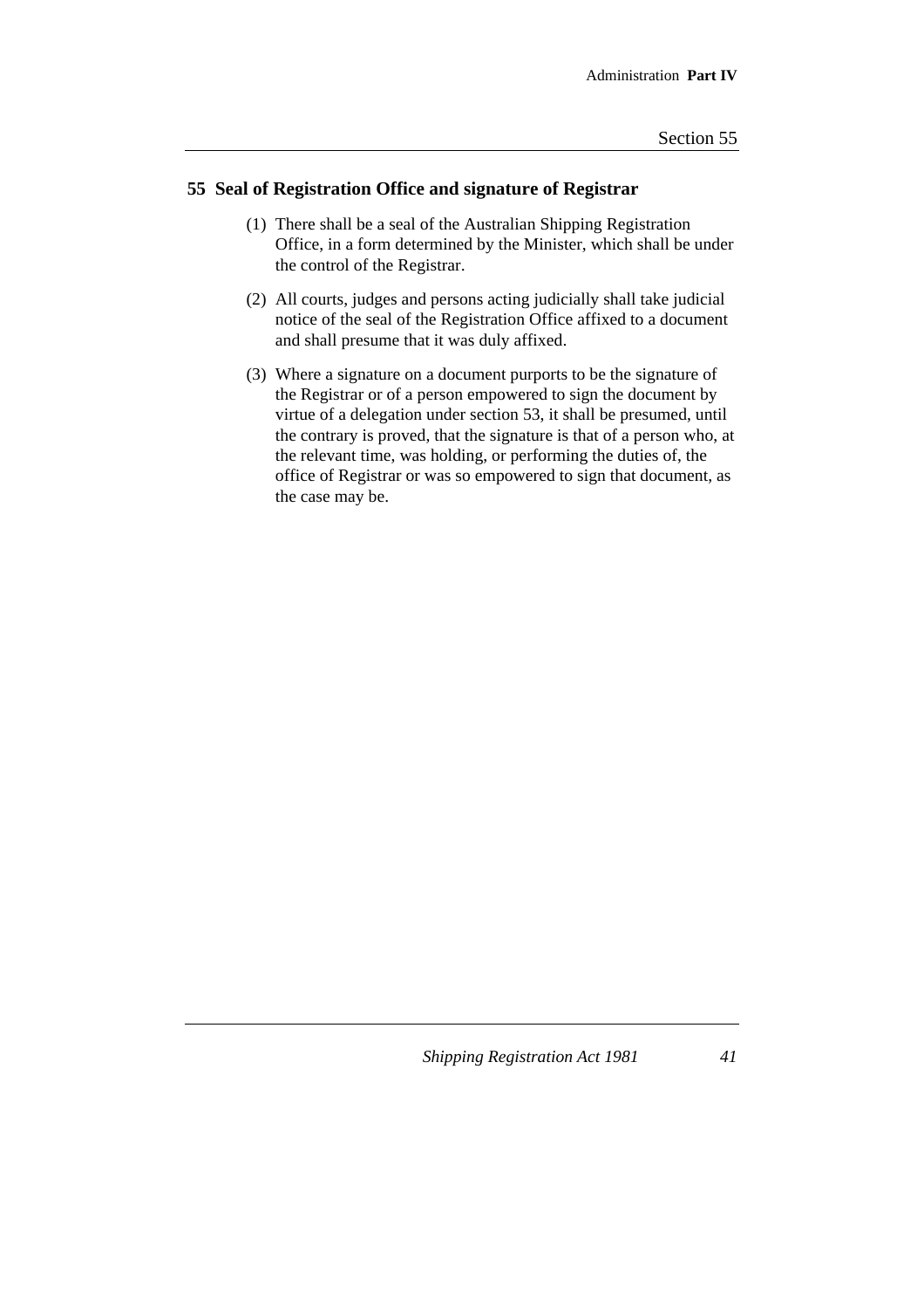## 55 Seal of Registration Office and signature of Registrar

(1) There shall be a seal of the Australian Shipping Registration Office, in a form determined by the Minister, which shall be under the control of the Registrar.

(2) All courts, judges and persons acting judicially shall take judicial notice of the seal of the Registration Office affixed to a document and shall presume that it was duly affixed.

(3) Where a signature on a document purports to be the signature of the Registrar or of a person empowered to sign the document by virtue of a delegation under section 53, it shall be presumed, until the contrary is proved, that the signature is that of a person who, at the relevant time, was holding, or performing the duties of, the office of Registrar or was so empowered to sign that document, as the case may be.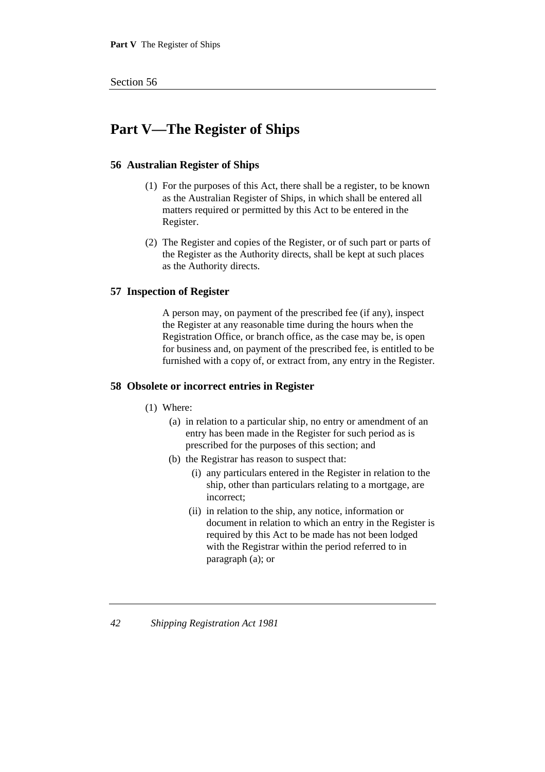# Part V—The Register of Ships

## 56 Australian Register of Ships

(1) For the purposes of this Act, there shall be a register, to be known as the Australian Register of Ships, in which shall be entered all matters required or permitted by this Act to be entered in the Register.

(2) The Register and copies of the Register, or of such part or parts of the Register as the Authority directs, shall be kept at such places as the Authority directs.

## 57 Inspection of Register

A person may, on payment of the prescribed fee (if any), inspect the Register at any reasonable time during the hours when the Registration Office, or branch office, as the case may be, is open for business and, on payment of the prescribed fee, is entitled to be furnished with a copy of, or extract from, any entry in the Register.

## 58 Obsolete or incorrect entries in Register

(1) Where:

- (a) in relation to a particular ship, no entry or amendment of an entry has been made in the Register for such period as is prescribed for the purposes of this section; and
- (b) the Registrar has reason to suspect that:
    - (i) any particulars entered in the Register in relation to the ship, other than particulars relating to a mortgage, are incorrect;
    - (ii) in relation to the ship, any notice, information or document in relation to which an entry in the Register is required by this Act to be made has not been lodged with the Registrar within the period referred to in paragraph (a); or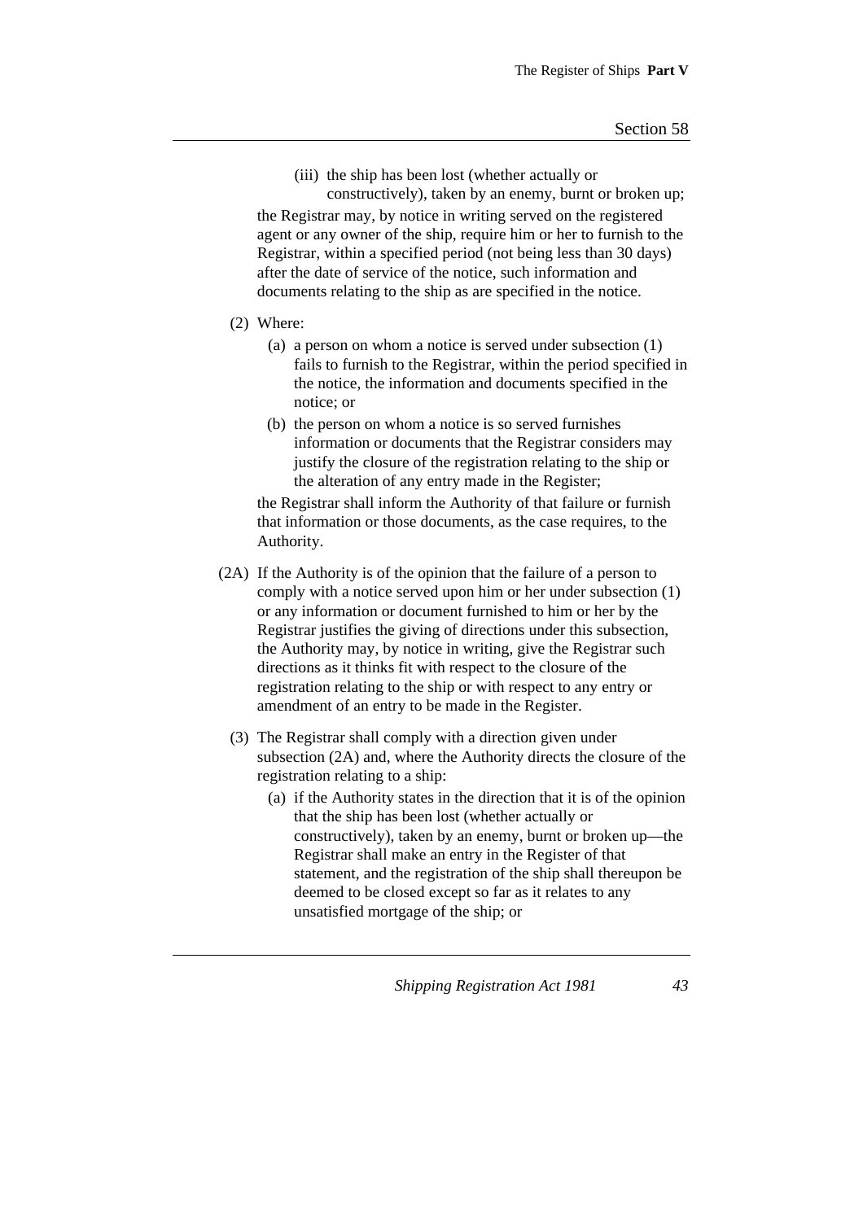(iii) the ship has been lost (whether actually or constructively), taken by an enemy, burnt or broken up;

the Registrar may, by notice in writing served on the registered agent or any owner of the ship, require him or her to furnish to the Registrar, within a specified period (not being less than 30 days) after the date of service of the notice, such information and documents relating to the ship as are specified in the notice.

(2) Where:

(a) a person on whom a notice is served under subsection (1) fails to furnish to the Registrar, within the period specified in the notice, the information and documents specified in the notice; or

(b) the person on whom a notice is so served furnishes information or documents that the Registrar considers may justify the closure of the registration relating to the ship or the alteration of any entry made in the Register;

the Registrar shall inform the Authority of that failure or furnish that information or those documents, as the case requires, to the Authority.

(2A) If the Authority is of the opinion that the failure of a person to comply with a notice served upon him or her under subsection (1) or any information or document furnished to him or her by the Registrar justifies the giving of directions under this subsection, the Authority may, by notice in writing, give the Registrar such directions as it thinks fit with respect to the closure of the registration relating to the ship or with respect to any entry or amendment of an entry to be made in the Register.

(3) The Registrar shall comply with a direction given under subsection (2A) and, where the Authority directs the closure of the registration relating to a ship:

(a) if the Authority states in the direction that it is of the opinion that the ship has been lost (whether actually or constructively), taken by an enemy, burnt or broken up—the Registrar shall make an entry in the Register of that statement, and the registration of the ship shall thereupon be deemed to be closed except so far as it relates to any unsatisfied mortgage of the ship; or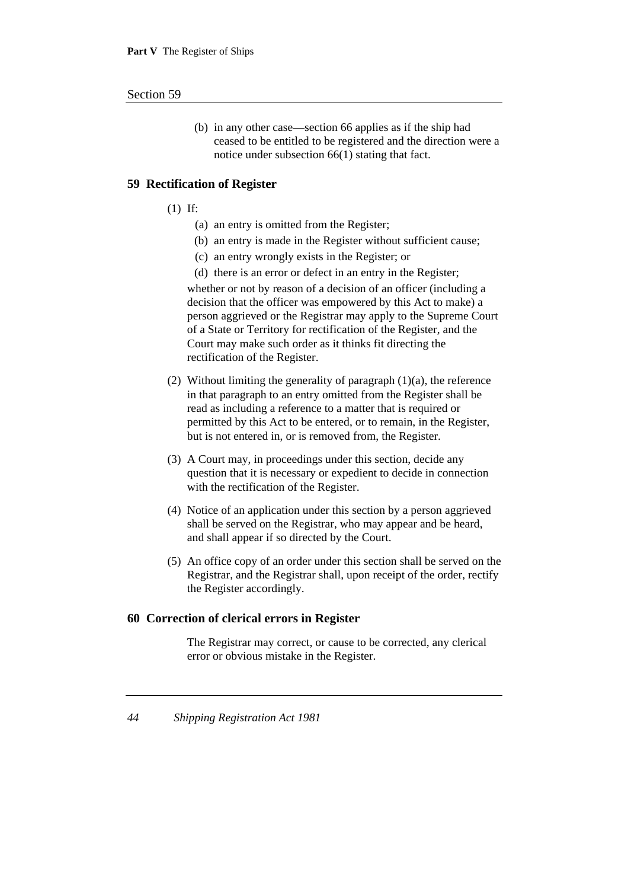(b) in any other case—section 66 applies as if the ship had ceased to be entitled to be registered and the direction were a notice under subsection 66(1) stating that fact.

## 59 Rectification of Register

(1) If:

- (a) an entry is omitted from the Register;
- (b) an entry is made in the Register without sufficient cause;
- (c) an entry wrongly exists in the Register; or
- (d) there is an error or defect in an entry in the Register;

whether or not by reason of a decision of an officer (including a decision that the officer was empowered by this Act to make) a person aggrieved or the Registrar may apply to the Supreme Court of a State or Territory for rectification of the Register, and the Court may make such order as it thinks fit directing the rectification of the Register.

(2) Without limiting the generality of paragraph (1)(a), the reference in that paragraph to an entry omitted from the Register shall be read as including a reference to a matter that is required or permitted by this Act to be entered, or to remain, in the Register, but is not entered in, or is removed from, the Register.

(3) A Court may, in proceedings under this section, decide any question that it is necessary or expedient to decide in connection with the rectification of the Register.

(4) Notice of an application under this section by a person aggrieved shall be served on the Registrar, who may appear and be heard, and shall appear if so directed by the Court.

(5) An office copy of an order under this section shall be served on the Registrar, and the Registrar shall, upon receipt of the order, rectify the Register accordingly.

## 60 Correction of clerical errors in Register

The Registrar may correct, or cause to be corrected, any clerical error or obvious mistake in the Register.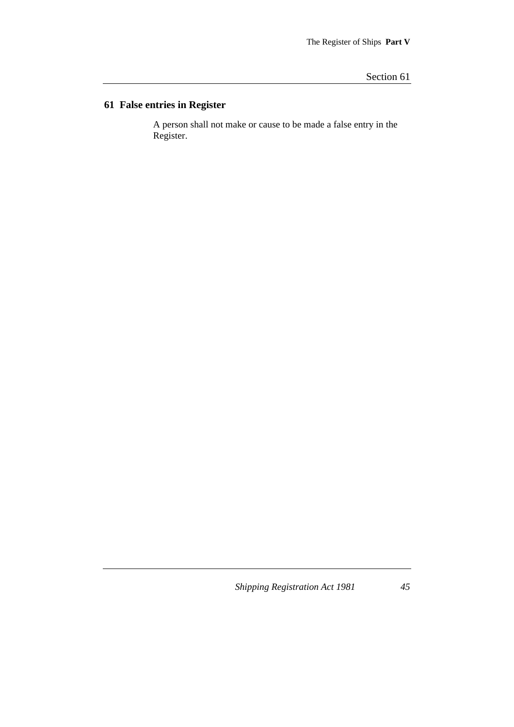## 61 False entries in Register

A person shall not make or cause to be made a false entry in the Register.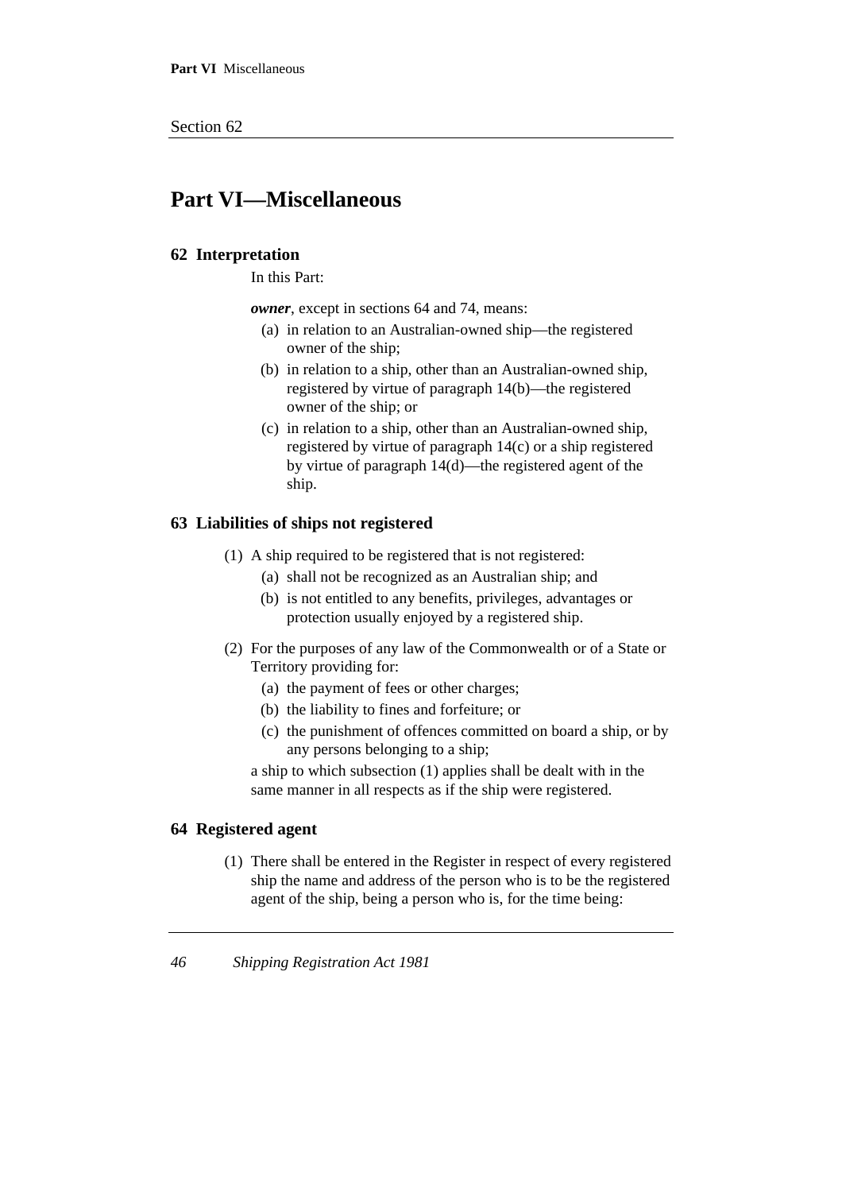# Part VI—Miscellaneous

### 62 Interpretation

In this Part:

***owner***, except in sections 64 and 74, means:

(a) in relation to an Australian-owned ship—the registered owner of the ship;

(b) in relation to a ship, other than an Australian-owned ship, registered by virtue of paragraph 14(b)—the registered owner of the ship; or

(c) in relation to a ship, other than an Australian-owned ship, registered by virtue of paragraph 14(c) or a ship registered by virtue of paragraph 14(d)—the registered agent of the ship.

### 63 Liabilities of ships not registered

(1) A ship required to be registered that is not registered:

(a) shall not be recognized as an Australian ship; and

(b) is not entitled to any benefits, privileges, advantages or protection usually enjoyed by a registered ship.

(2) For the purposes of any law of the Commonwealth or of a State or Territory providing for:

(a) the payment of fees or other charges;

(b) the liability to fines and forfeiture; or

(c) the punishment of offences committed on board a ship, or by any persons belonging to a ship;

a ship to which subsection (1) applies shall be dealt with in the same manner in all respects as if the ship were registered.

### 64 Registered agent

(1) There shall be entered in the Register in respect of every registered ship the name and address of the person who is to be the registered agent of the ship, being a person who is, for the time being: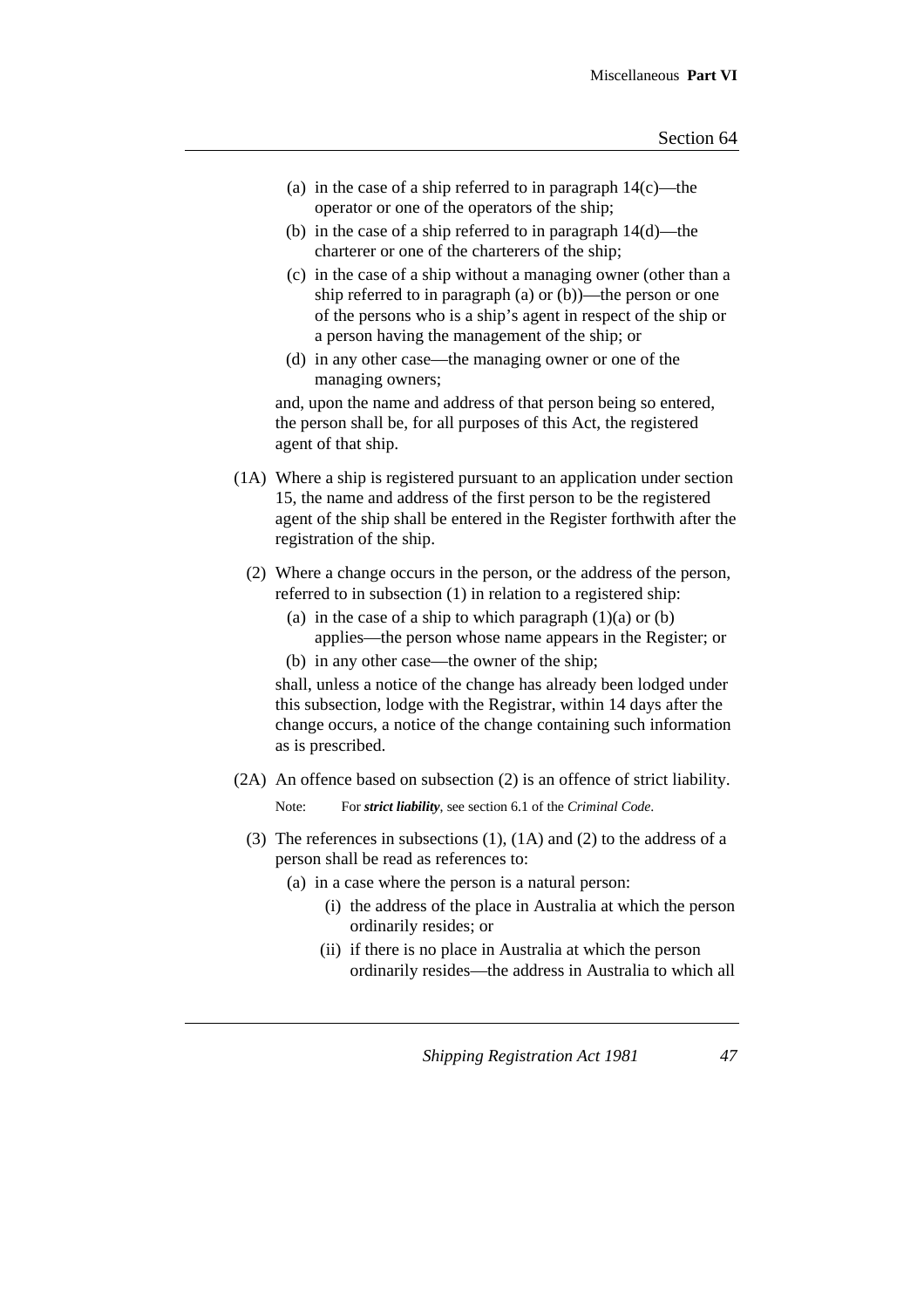(a) in the case of a ship referred to in paragraph 14(c)—the operator or one of the operators of the ship;

(b) in the case of a ship referred to in paragraph 14(d)—the charterer or one of the charterers of the ship;

(c) in the case of a ship without a managing owner (other than a ship referred to in paragraph (a) or (b))—the person or one of the persons who is a ship's agent in respect of the ship or a person having the management of the ship; or

(d) in any other case—the managing owner or one of the managing owners;

and, upon the name and address of that person being so entered, the person shall be, for all purposes of this Act, the registered agent of that ship.

(1A) Where a ship is registered pursuant to an application under section 15, the name and address of the first person to be the registered agent of the ship shall be entered in the Register forthwith after the registration of the ship.

(2) Where a change occurs in the person, or the address of the person, referred to in subsection (1) in relation to a registered ship:

(a) in the case of a ship to which paragraph (1)(a) or (b) applies—the person whose name appears in the Register; or

(b) in any other case—the owner of the ship;

shall, unless a notice of the change has already been lodged under this subsection, lodge with the Registrar, within 14 days after the change occurs, a notice of the change containing such information as is prescribed.

(2A) An offence based on subsection (2) is an offence of strict liability.

Note: For ***strict liability***, see section 6.1 of the *Criminal Code*.

(3) The references in subsections (1), (1A) and (2) to the address of a person shall be read as references to:

(a) in a case where the person is a natural person:

(i) the address of the place in Australia at which the person ordinarily resides; or

(ii) if there is no place in Australia at which the person ordinarily resides—the address in Australia to which all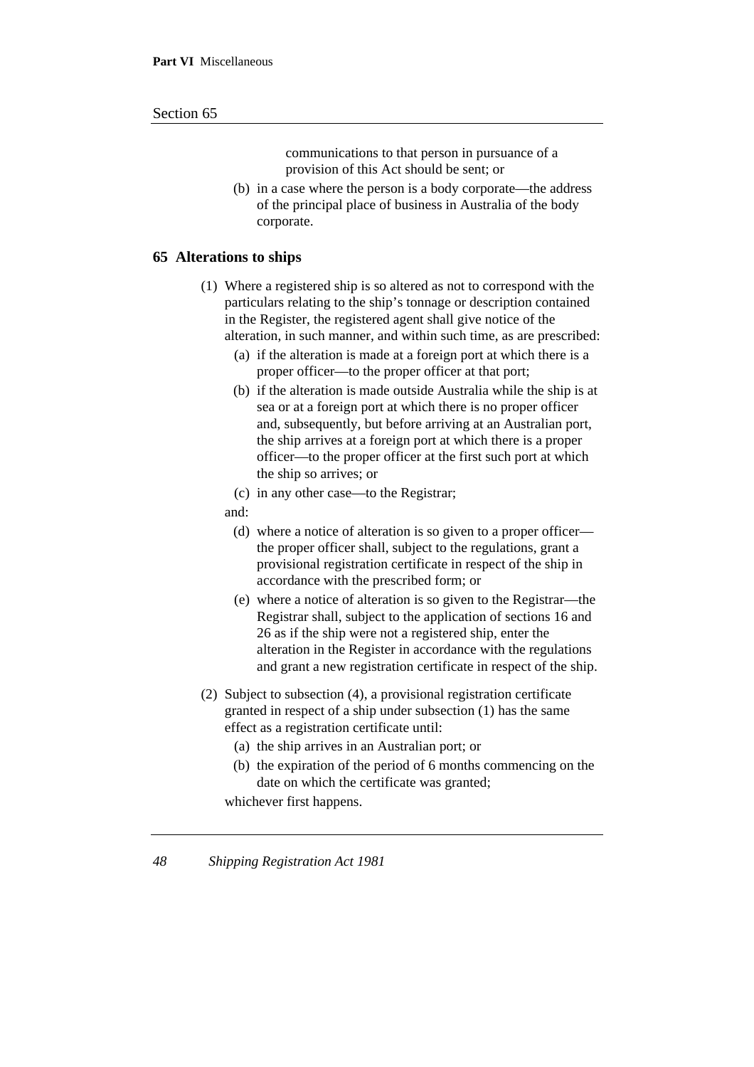communications to that person in pursuance of a provision of this Act should be sent; or

(b) in a case where the person is a body corporate—the address of the principal place of business in Australia of the body corporate.

## 65 Alterations to ships

(1) Where a registered ship is so altered as not to correspond with the particulars relating to the ship's tonnage or description contained in the Register, the registered agent shall give notice of the alteration, in such manner, and within such time, as are prescribed:

(a) if the alteration is made at a foreign port at which there is a proper officer—to the proper officer at that port;

(b) if the alteration is made outside Australia while the ship is at sea or at a foreign port at which there is no proper officer and, subsequently, but before arriving at an Australian port, the ship arrives at a foreign port at which there is a proper officer—to the proper officer at the first such port at which the ship so arrives; or

(c) in any other case—to the Registrar;

and:

(d) where a notice of alteration is so given to a proper officer—the proper officer shall, subject to the regulations, grant a provisional registration certificate in respect of the ship in accordance with the prescribed form; or

(e) where a notice of alteration is so given to the Registrar—the Registrar shall, subject to the application of sections 16 and 26 as if the ship were not a registered ship, enter the alteration in the Register in accordance with the regulations and grant a new registration certificate in respect of the ship.

(2) Subject to subsection (4), a provisional registration certificate granted in respect of a ship under subsection (1) has the same effect as a registration certificate until:

(a) the ship arrives in an Australian port; or

(b) the expiration of the period of 6 months commencing on the date on which the certificate was granted;

whichever first happens.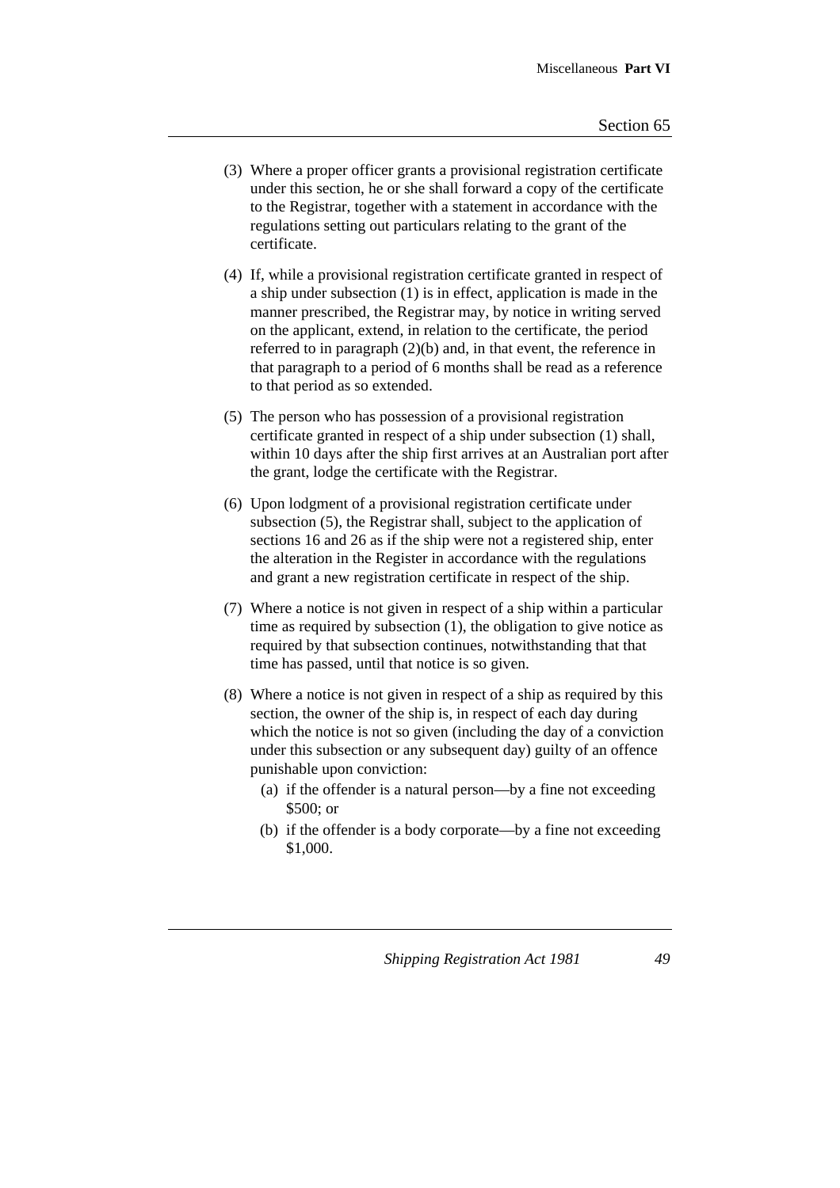(3) Where a proper officer grants a provisional registration certificate under this section, he or she shall forward a copy of the certificate to the Registrar, together with a statement in accordance with the regulations setting out particulars relating to the grant of the certificate.

(4) If, while a provisional registration certificate granted in respect of a ship under subsection (1) is in effect, application is made in the manner prescribed, the Registrar may, by notice in writing served on the applicant, extend, in relation to the certificate, the period referred to in paragraph (2)(b) and, in that event, the reference in that paragraph to a period of 6 months shall be read as a reference to that period as so extended.

(5) The person who has possession of a provisional registration certificate granted in respect of a ship under subsection (1) shall, within 10 days after the ship first arrives at an Australian port after the grant, lodge the certificate with the Registrar.

(6) Upon lodgment of a provisional registration certificate under subsection (5), the Registrar shall, subject to the application of sections 16 and 26 as if the ship were not a registered ship, enter the alteration in the Register in accordance with the regulations and grant a new registration certificate in respect of the ship.

(7) Where a notice is not given in respect of a ship within a particular time as required by subsection (1), the obligation to give notice as required by that subsection continues, notwithstanding that that time has passed, until that notice is so given.

(8) Where a notice is not given in respect of a ship as required by this section, the owner of the ship is, in respect of each day during which the notice is not so given (including the day of a conviction under this subsection or any subsequent day) guilty of an offence punishable upon conviction:

   (a) if the offender is a natural person—by a fine not exceeding $500; or

   (b) if the offender is a body corporate—by a fine not exceeding $1,000.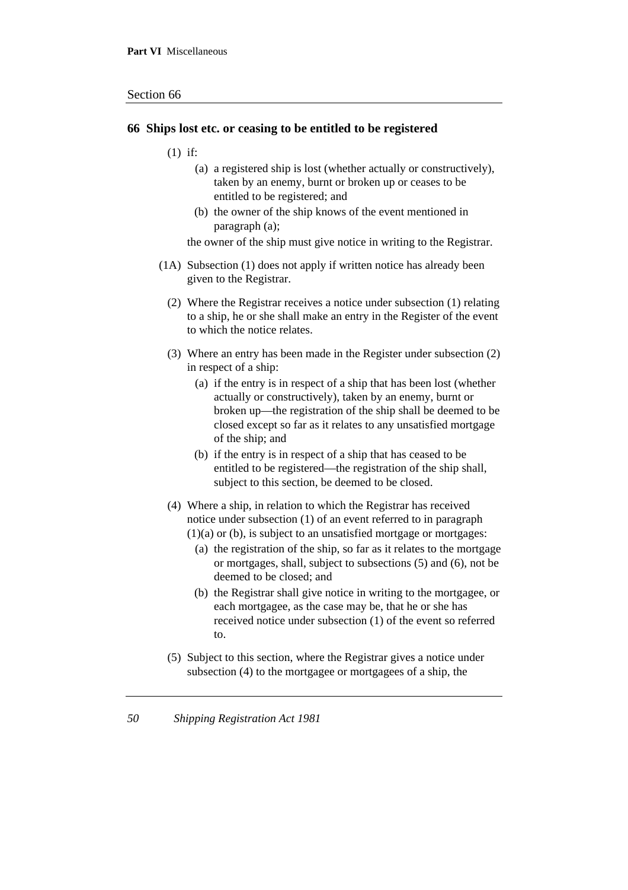## 66 Ships lost etc. or ceasing to be entitled to be registered

(1) if:

(a) a registered ship is lost (whether actually or constructively), taken by an enemy, burnt or broken up or ceases to be entitled to be registered; and

(b) the owner of the ship knows of the event mentioned in paragraph (a);

the owner of the ship must give notice in writing to the Registrar.

(1A) Subsection (1) does not apply if written notice has already been given to the Registrar.

(2) Where the Registrar receives a notice under subsection (1) relating to a ship, he or she shall make an entry in the Register of the event to which the notice relates.

(3) Where an entry has been made in the Register under subsection (2) in respect of a ship:

(a) if the entry is in respect of a ship that has been lost (whether actually or constructively), taken by an enemy, burnt or broken up—the registration of the ship shall be deemed to be closed except so far as it relates to any unsatisfied mortgage of the ship; and

(b) if the entry is in respect of a ship that has ceased to be entitled to be registered—the registration of the ship shall, subject to this section, be deemed to be closed.

(4) Where a ship, in relation to which the Registrar has received notice under subsection (1) of an event referred to in paragraph (1)(a) or (b), is subject to an unsatisfied mortgage or mortgages:

(a) the registration of the ship, so far as it relates to the mortgage or mortgages, shall, subject to subsections (5) and (6), not be deemed to be closed; and

(b) the Registrar shall give notice in writing to the mortgagee, or each mortgagee, as the case may be, that he or she has received notice under subsection (1) of the event so referred to.

(5) Subject to this section, where the Registrar gives a notice under subsection (4) to the mortgagee or mortgagees of a ship, the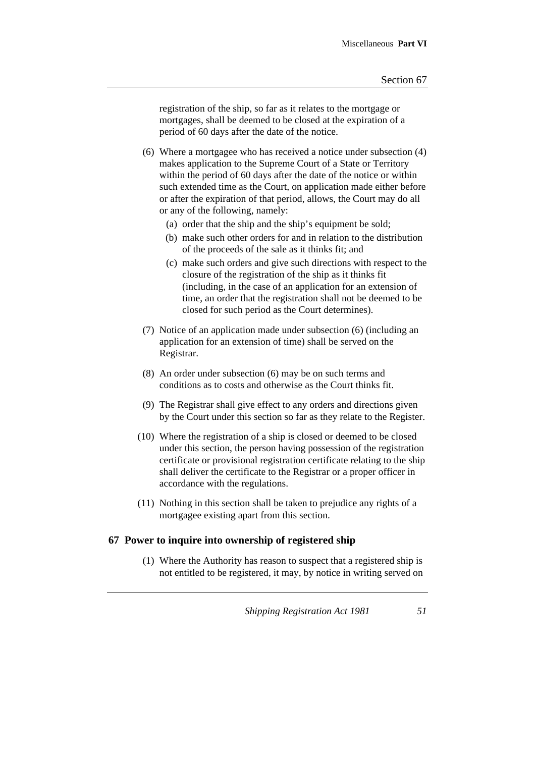registration of the ship, so far as it relates to the mortgage or mortgages, shall be deemed to be closed at the expiration of a period of 60 days after the date of the notice.

(6) Where a mortgagee who has received a notice under subsection (4) makes application to the Supreme Court of a State or Territory within the period of 60 days after the date of the notice or within such extended time as the Court, on application made either before or after the expiration of that period, allows, the Court may do all or any of the following, namely:

(a) order that the ship and the ship's equipment be sold;

(b) make such other orders for and in relation to the distribution of the proceeds of the sale as it thinks fit; and

(c) make such orders and give such directions with respect to the closure of the registration of the ship as it thinks fit (including, in the case of an application for an extension of time, an order that the registration shall not be deemed to be closed for such period as the Court determines).

(7) Notice of an application made under subsection (6) (including an application for an extension of time) shall be served on the Registrar.

(8) An order under subsection (6) may be on such terms and conditions as to costs and otherwise as the Court thinks fit.

(9) The Registrar shall give effect to any orders and directions given by the Court under this section so far as they relate to the Register.

(10) Where the registration of a ship is closed or deemed to be closed under this section, the person having possession of the registration certificate or provisional registration certificate relating to the ship shall deliver the certificate to the Registrar or a proper officer in accordance with the regulations.

(11) Nothing in this section shall be taken to prejudice any rights of a mortgagee existing apart from this section.

## 67 Power to inquire into ownership of registered ship

(1) Where the Authority has reason to suspect that a registered ship is not entitled to be registered, it may, by notice in writing served on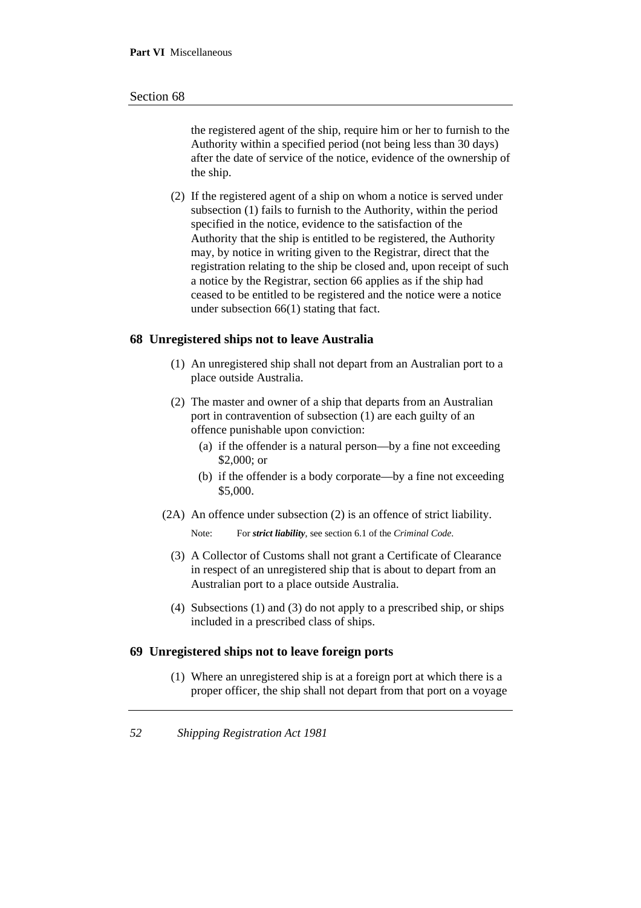the registered agent of the ship, require him or her to furnish to the Authority within a specified period (not being less than 30 days) after the date of service of the notice, evidence of the ownership of the ship.

(2) If the registered agent of a ship on whom a notice is served under subsection (1) fails to furnish to the Authority, within the period specified in the notice, evidence to the satisfaction of the Authority that the ship is entitled to be registered, the Authority may, by notice in writing given to the Registrar, direct that the registration relating to the ship be closed and, upon receipt of such a notice by the Registrar, section 66 applies as if the ship had ceased to be entitled to be registered and the notice were a notice under subsection 66(1) stating that fact.

### 68 Unregistered ships not to leave Australia

(1) An unregistered ship shall not depart from an Australian port to a place outside Australia.

(2) The master and owner of a ship that departs from an Australian port in contravention of subsection (1) are each guilty of an offence punishable upon conviction:

(a) if the offender is a natural person—by a fine not exceeding $2,000; or

(b) if the offender is a body corporate—by a fine not exceeding $5,000.

(2A) An offence under subsection (2) is an offence of strict liability.

Note: For ***strict liability***, see section 6.1 of the *Criminal Code*.

(3) A Collector of Customs shall not grant a Certificate of Clearance in respect of an unregistered ship that is about to depart from an Australian port to a place outside Australia.

(4) Subsections (1) and (3) do not apply to a prescribed ship, or ships included in a prescribed class of ships.

### 69 Unregistered ships not to leave foreign ports

(1) Where an unregistered ship is at a foreign port at which there is a proper officer, the ship shall not depart from that port on a voyage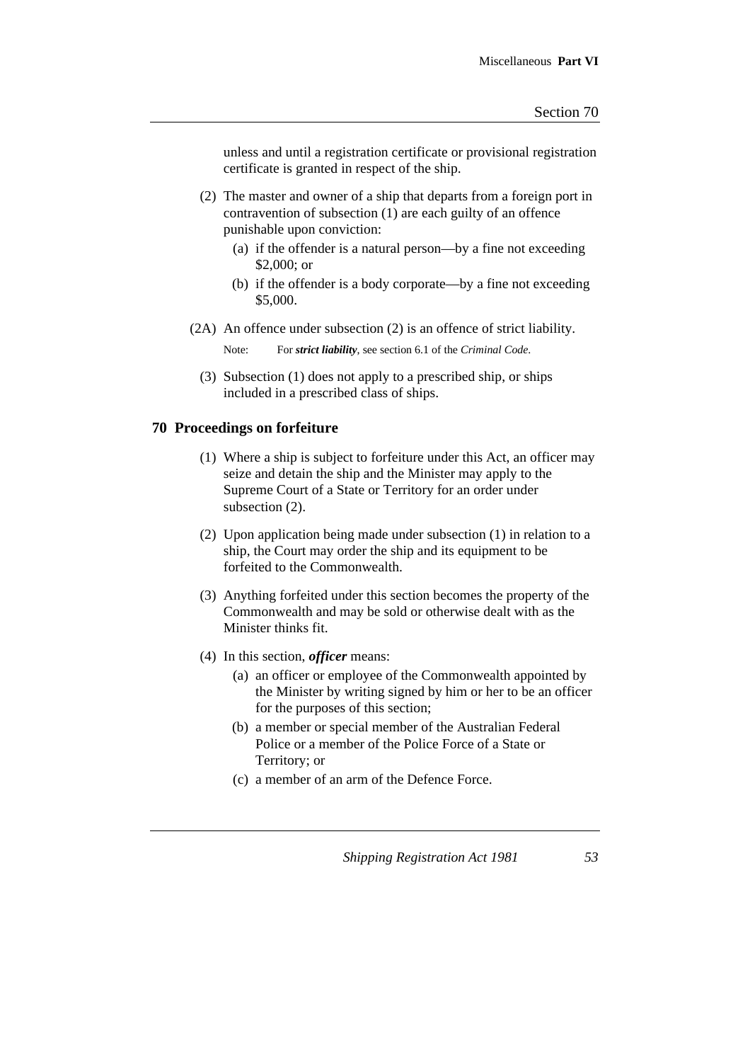unless and until a registration certificate or provisional registration certificate is granted in respect of the ship.

(2) The master and owner of a ship that departs from a foreign port in contravention of subsection (1) are each guilty of an offence punishable upon conviction:

(a) if the offender is a natural person—by a fine not exceeding $2,000; or

(b) if the offender is a body corporate—by a fine not exceeding $5,000.

(2A) An offence under subsection (2) is an offence of strict liability.

Note: For ***strict liability***, see section 6.1 of the *Criminal Code*.

(3) Subsection (1) does not apply to a prescribed ship, or ships included in a prescribed class of ships.

## 70 Proceedings on forfeiture

(1) Where a ship is subject to forfeiture under this Act, an officer may seize and detain the ship and the Minister may apply to the Supreme Court of a State or Territory for an order under subsection (2).

(2) Upon application being made under subsection (1) in relation to a ship, the Court may order the ship and its equipment to be forfeited to the Commonwealth.

(3) Anything forfeited under this section becomes the property of the Commonwealth and may be sold or otherwise dealt with as the Minister thinks fit.

(4) In this section, ***officer*** means:

(a) an officer or employee of the Commonwealth appointed by the Minister by writing signed by him or her to be an officer for the purposes of this section;

(b) a member or special member of the Australian Federal Police or a member of the Police Force of a State or Territory; or

(c) a member of an arm of the Defence Force.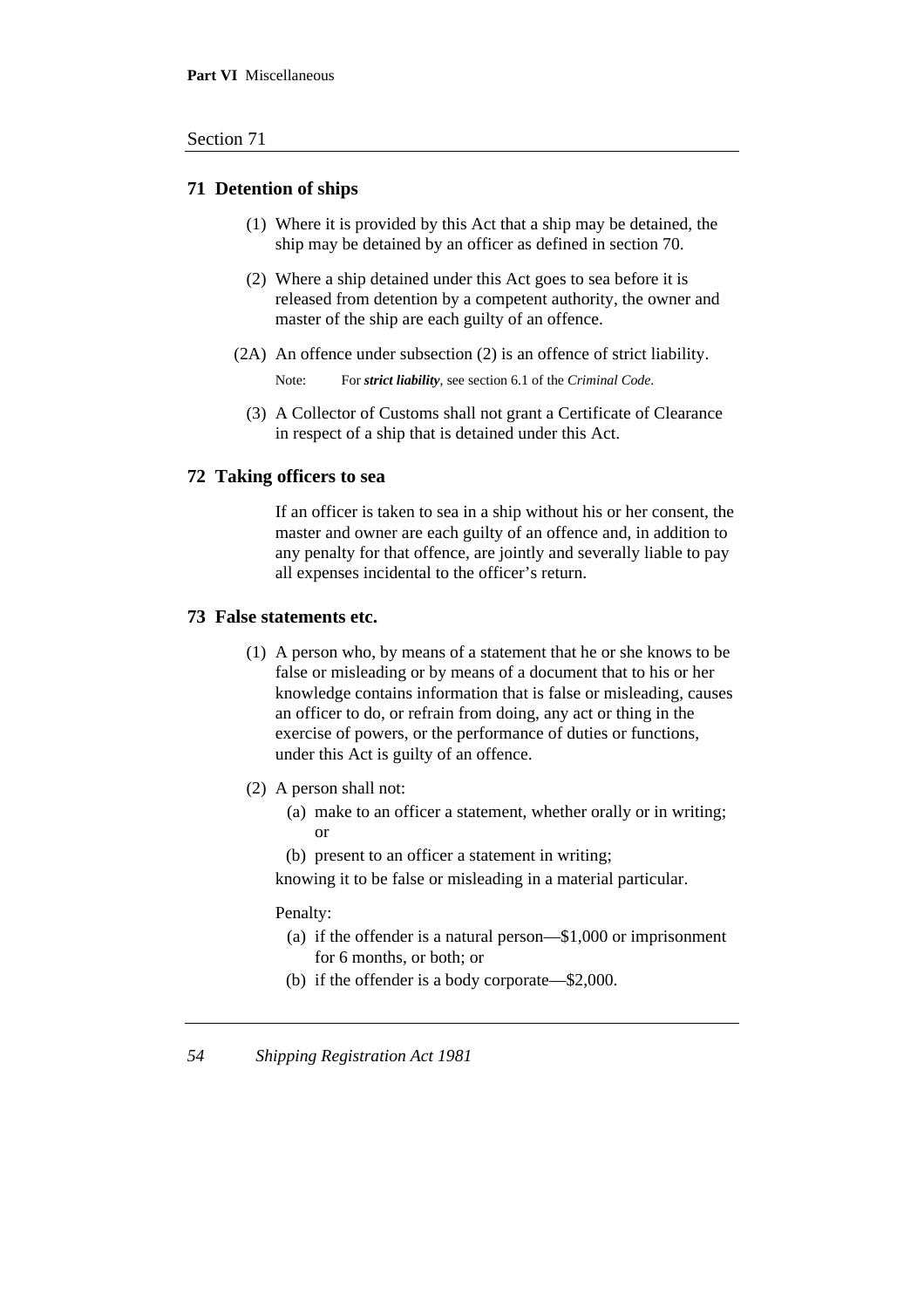## 71 Detention of ships

(1) Where it is provided by this Act that a ship may be detained, the ship may be detained by an officer as defined in section 70.

(2) Where a ship detained under this Act goes to sea before it is released from detention by a competent authority, the owner and master of the ship are each guilty of an offence.

(2A) An offence under subsection (2) is an offence of strict liability.

Note: For ***strict liability***, see section 6.1 of the *Criminal Code*.

(3) A Collector of Customs shall not grant a Certificate of Clearance in respect of a ship that is detained under this Act.

## 72 Taking officers to sea

If an officer is taken to sea in a ship without his or her consent, the master and owner are each guilty of an offence and, in addition to any penalty for that offence, are jointly and severally liable to pay all expenses incidental to the officer's return.

## 73 False statements etc.

(1) A person who, by means of a statement that he or she knows to be false or misleading or by means of a document that to his or her knowledge contains information that is false or misleading, causes an officer to do, or refrain from doing, any act or thing in the exercise of powers, or the performance of duties or functions, under this Act is guilty of an offence.

(2) A person shall not:

(a) make to an officer a statement, whether orally or in writing; or

(b) present to an officer a statement in writing;

knowing it to be false or misleading in a material particular.

Penalty:

(a) if the offender is a natural person—$1,000 or imprisonment for 6 months, or both; or

(b) if the offender is a body corporate—$2,000.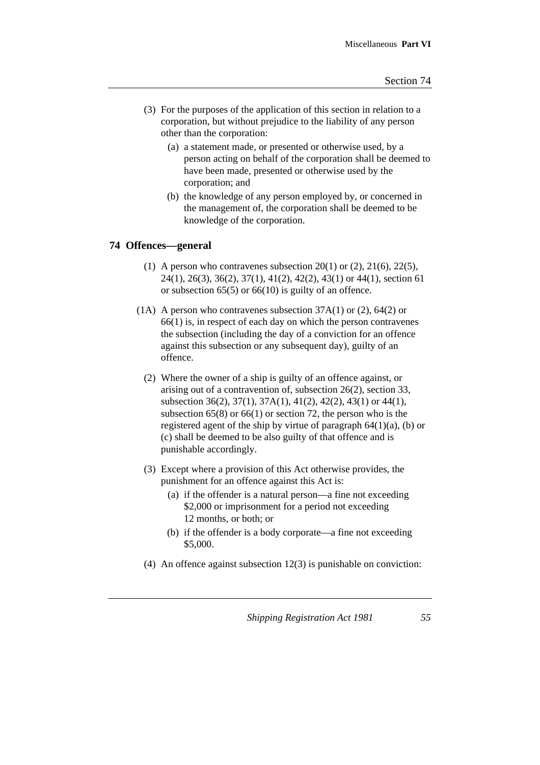(3) For the purposes of the application of this section in relation to a corporation, but without prejudice to the liability of any person other than the corporation:

(a) a statement made, or presented or otherwise used, by a person acting on behalf of the corporation shall be deemed to have been made, presented or otherwise used by the corporation; and

(b) the knowledge of any person employed by, or concerned in the management of, the corporation shall be deemed to be knowledge of the corporation.

## 74 Offences—general

(1) A person who contravenes subsection 20(1) or (2), 21(6), 22(5), 24(1), 26(3), 36(2), 37(1), 41(2), 42(2), 43(1) or 44(1), section 61 or subsection 65(5) or 66(10) is guilty of an offence.

(1A) A person who contravenes subsection 37A(1) or (2), 64(2) or 66(1) is, in respect of each day on which the person contravenes the subsection (including the day of a conviction for an offence against this subsection or any subsequent day), guilty of an offence.

(2) Where the owner of a ship is guilty of an offence against, or arising out of a contravention of, subsection 26(2), section 33, subsection 36(2), 37(1), 37A(1), 41(2), 42(2), 43(1) or 44(1), subsection 65(8) or 66(1) or section 72, the person who is the registered agent of the ship by virtue of paragraph 64(1)(a), (b) or (c) shall be deemed to be also guilty of that offence and is punishable accordingly.

(3) Except where a provision of this Act otherwise provides, the punishment for an offence against this Act is:

(a) if the offender is a natural person—a fine not exceeding $2,000 or imprisonment for a period not exceeding 12 months, or both; or

(b) if the offender is a body corporate—a fine not exceeding $5,000.

(4) An offence against subsection 12(3) is punishable on conviction: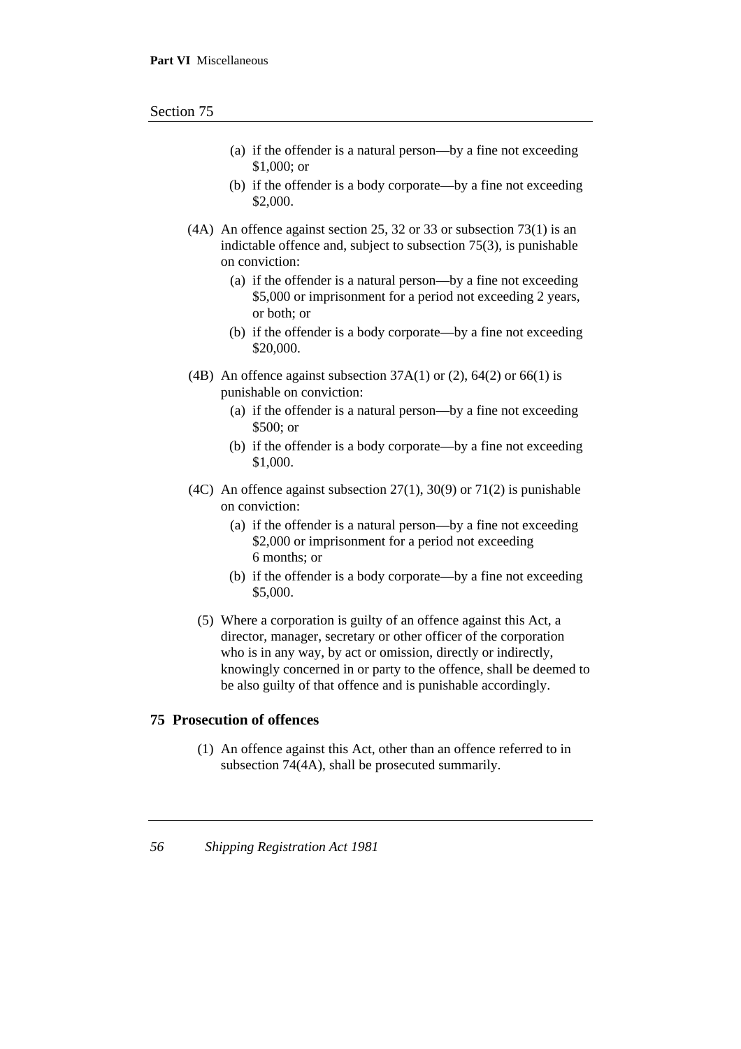(a) if the offender is a natural person—by a fine not exceeding $1,000; or

(b) if the offender is a body corporate—by a fine not exceeding $2,000.

(4A) An offence against section 25, 32 or 33 or subsection 73(1) is an indictable offence and, subject to subsection 75(3), is punishable on conviction:

(a) if the offender is a natural person—by a fine not exceeding $5,000 or imprisonment for a period not exceeding 2 years, or both; or

(b) if the offender is a body corporate—by a fine not exceeding $20,000.

(4B) An offence against subsection 37A(1) or (2), 64(2) or 66(1) is punishable on conviction:

(a) if the offender is a natural person—by a fine not exceeding $500; or

(b) if the offender is a body corporate—by a fine not exceeding $1,000.

(4C) An offence against subsection 27(1), 30(9) or 71(2) is punishable on conviction:

(a) if the offender is a natural person—by a fine not exceeding $2,000 or imprisonment for a period not exceeding 6 months; or

(b) if the offender is a body corporate—by a fine not exceeding $5,000.

(5) Where a corporation is guilty of an offence against this Act, a director, manager, secretary or other officer of the corporation who is in any way, by act or omission, directly or indirectly, knowingly concerned in or party to the offence, shall be deemed to be also guilty of that offence and is punishable accordingly.

## 75 Prosecution of offences

(1) An offence against this Act, other than an offence referred to in subsection 74(4A), shall be prosecuted summarily.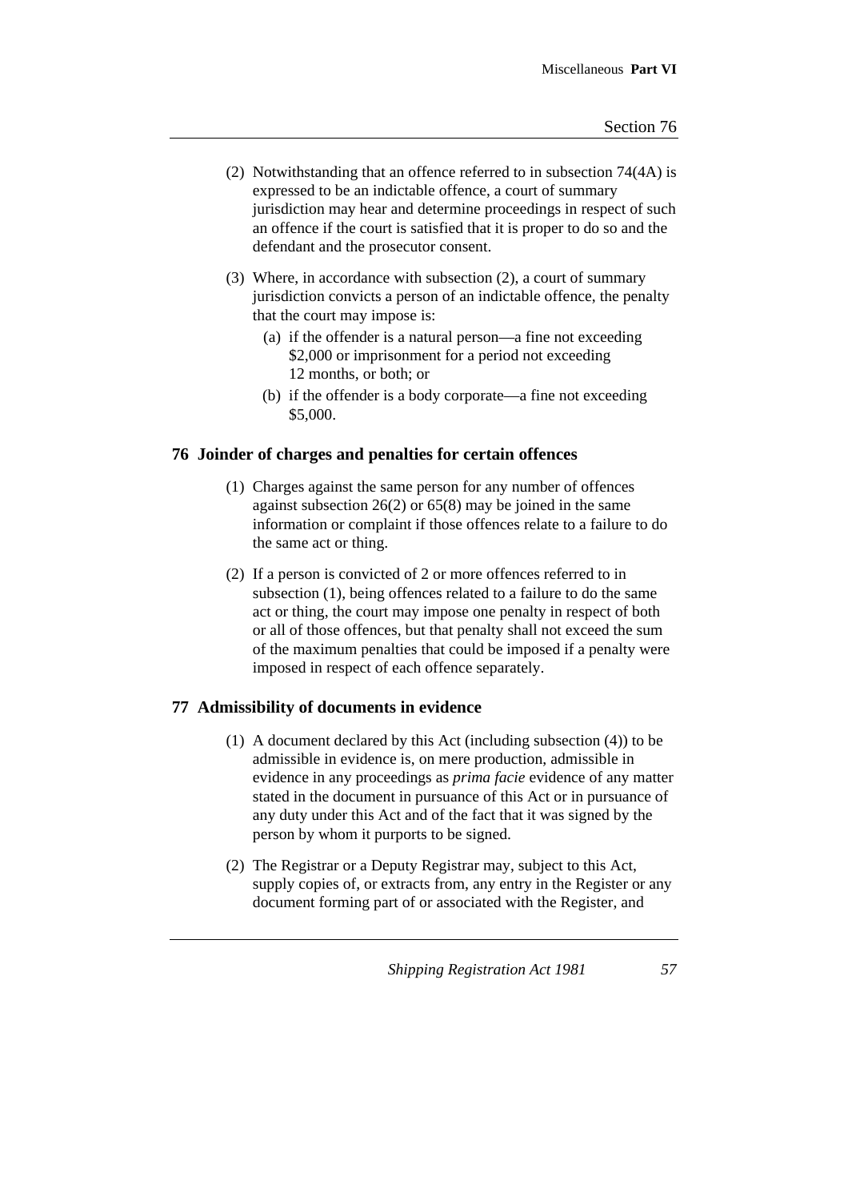(2) Notwithstanding that an offence referred to in subsection 74(4A) is expressed to be an indictable offence, a court of summary jurisdiction may hear and determine proceedings in respect of such an offence if the court is satisfied that it is proper to do so and the defendant and the prosecutor consent.

(3) Where, in accordance with subsection (2), a court of summary jurisdiction convicts a person of an indictable offence, the penalty that the court may impose is:

(a) if the offender is a natural person—a fine not exceeding $2,000 or imprisonment for a period not exceeding 12 months, or both; or

(b) if the offender is a body corporate—a fine not exceeding $5,000.

## 76 Joinder of charges and penalties for certain offences

(1) Charges against the same person for any number of offences against subsection 26(2) or 65(8) may be joined in the same information or complaint if those offences relate to a failure to do the same act or thing.

(2) If a person is convicted of 2 or more offences referred to in subsection (1), being offences related to a failure to do the same act or thing, the court may impose one penalty in respect of both or all of those offences, but that penalty shall not exceed the sum of the maximum penalties that could be imposed if a penalty were imposed in respect of each offence separately.

## 77 Admissibility of documents in evidence

(1) A document declared by this Act (including subsection (4)) to be admissible in evidence is, on mere production, admissible in evidence in any proceedings as *prima facie* evidence of any matter stated in the document in pursuance of this Act or in pursuance of any duty under this Act and of the fact that it was signed by the person by whom it purports to be signed.

(2) The Registrar or a Deputy Registrar may, subject to this Act, supply copies of, or extracts from, any entry in the Register or any document forming part of or associated with the Register, and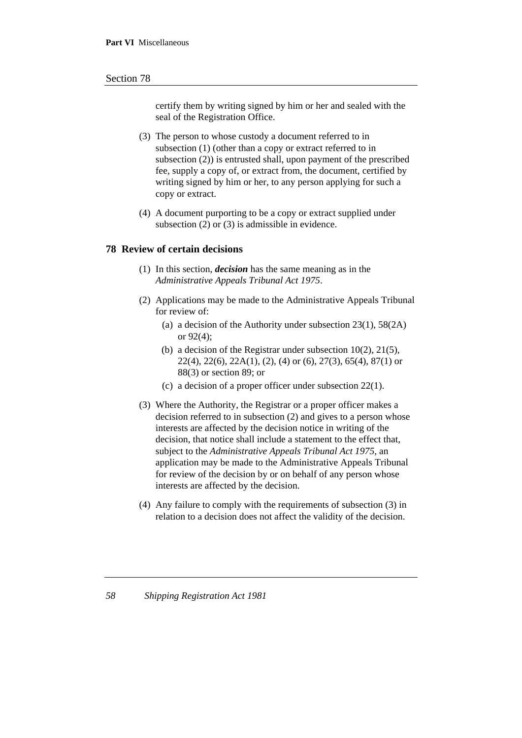certify them by writing signed by him or her and sealed with the seal of the Registration Office.

(3) The person to whose custody a document referred to in subsection (1) (other than a copy or extract referred to in subsection (2)) is entrusted shall, upon payment of the prescribed fee, supply a copy of, or extract from, the document, certified by writing signed by him or her, to any person applying for such a copy or extract.

(4) A document purporting to be a copy or extract supplied under subsection (2) or (3) is admissible in evidence.

## 78 Review of certain decisions

(1) In this section, ***decision*** has the same meaning as in the *Administrative Appeals Tribunal Act 1975*.

(2) Applications may be made to the Administrative Appeals Tribunal for review of:

- (a) a decision of the Authority under subsection 23(1), 58(2A) or 92(4);
- (b) a decision of the Registrar under subsection 10(2), 21(5), 22(4), 22(6), 22A(1), (2), (4) or (6), 27(3), 65(4), 87(1) or 88(3) or section 89; or
- (c) a decision of a proper officer under subsection 22(1).

(3) Where the Authority, the Registrar or a proper officer makes a decision referred to in subsection (2) and gives to a person whose interests are affected by the decision notice in writing of the decision, that notice shall include a statement to the effect that, subject to the *Administrative Appeals Tribunal Act 1975*, an application may be made to the Administrative Appeals Tribunal for review of the decision by or on behalf of any person whose interests are affected by the decision.

(4) Any failure to comply with the requirements of subsection (3) in relation to a decision does not affect the validity of the decision.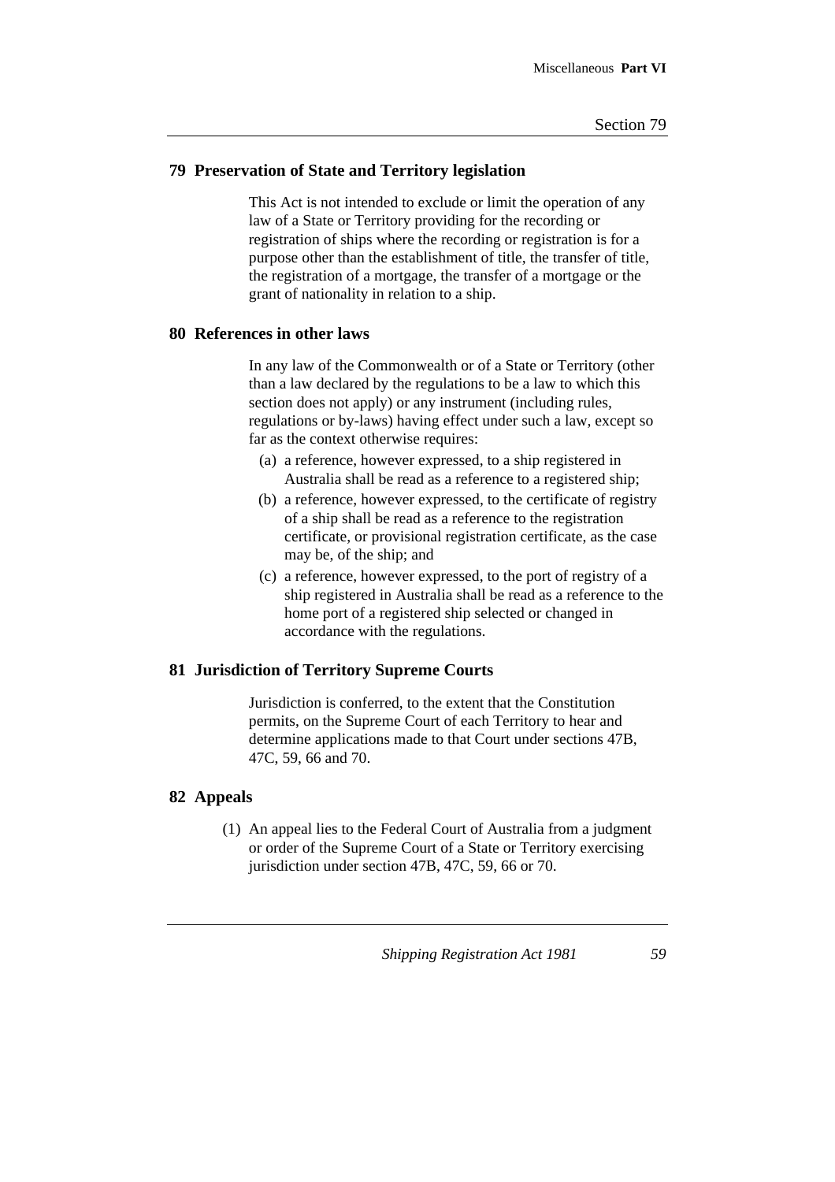## 79 Preservation of State and Territory legislation

This Act is not intended to exclude or limit the operation of any law of a State or Territory providing for the recording or registration of ships where the recording or registration is for a purpose other than the establishment of title, the transfer of title, the registration of a mortgage, the transfer of a mortgage or the grant of nationality in relation to a ship.

## 80 References in other laws

In any law of the Commonwealth or of a State or Territory (other than a law declared by the regulations to be a law to which this section does not apply) or any instrument (including rules, regulations or by-laws) having effect under such a law, except so far as the context otherwise requires:

- (a) a reference, however expressed, to a ship registered in Australia shall be read as a reference to a registered ship;
- (b) a reference, however expressed, to the certificate of registry of a ship shall be read as a reference to the registration certificate, or provisional registration certificate, as the case may be, of the ship; and
- (c) a reference, however expressed, to the port of registry of a ship registered in Australia shall be read as a reference to the home port of a registered ship selected or changed in accordance with the regulations.

## 81 Jurisdiction of Territory Supreme Courts

Jurisdiction is conferred, to the extent that the Constitution permits, on the Supreme Court of each Territory to hear and determine applications made to that Court under sections 47B, 47C, 59, 66 and 70.

## 82 Appeals

(1) An appeal lies to the Federal Court of Australia from a judgment or order of the Supreme Court of a State or Territory exercising jurisdiction under section 47B, 47C, 59, 66 or 70.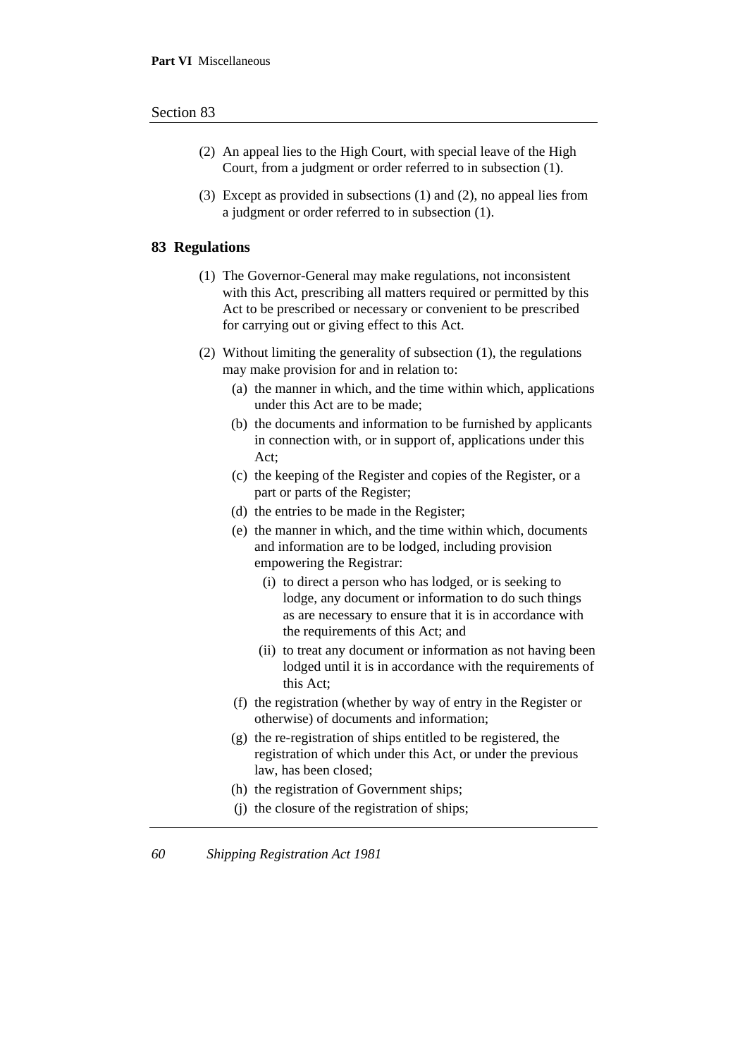(2) An appeal lies to the High Court, with special leave of the High Court, from a judgment or order referred to in subsection (1).

(3) Except as provided in subsections (1) and (2), no appeal lies from a judgment or order referred to in subsection (1).

## 83 Regulations

(1) The Governor-General may make regulations, not inconsistent with this Act, prescribing all matters required or permitted by this Act to be prescribed or necessary or convenient to be prescribed for carrying out or giving effect to this Act.

(2) Without limiting the generality of subsection (1), the regulations may make provision for and in relation to:

- (a) the manner in which, and the time within which, applications under this Act are to be made;
- (b) the documents and information to be furnished by applicants in connection with, or in support of, applications under this Act;
- (c) the keeping of the Register and copies of the Register, or a part or parts of the Register;
- (d) the entries to be made in the Register;
- (e) the manner in which, and the time within which, documents and information are to be lodged, including provision empowering the Registrar:
  - (i) to direct a person who has lodged, or is seeking to lodge, any document or information to do such things as are necessary to ensure that it is in accordance with the requirements of this Act; and
  - (ii) to treat any document or information as not having been lodged until it is in accordance with the requirements of this Act;
- (f) the registration (whether by way of entry in the Register or otherwise) of documents and information;
- (g) the re-registration of ships entitled to be registered, the registration of which under this Act, or under the previous law, has been closed;
- (h) the registration of Government ships;
- (j) the closure of the registration of ships;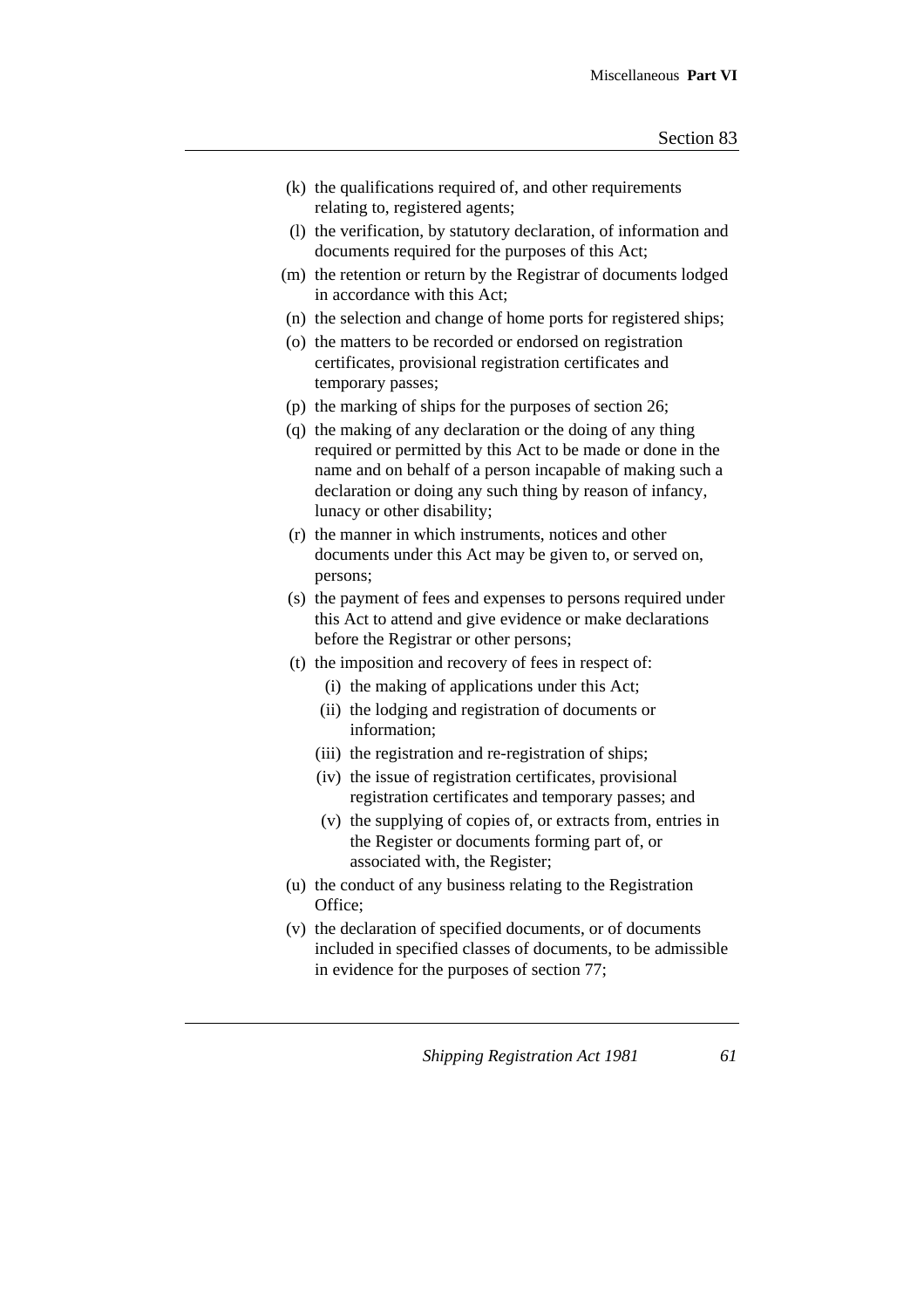(k) the qualifications required of, and other requirements relating to, registered agents;

(l) the verification, by statutory declaration, of information and documents required for the purposes of this Act;

(m) the retention or return by the Registrar of documents lodged in accordance with this Act;

(n) the selection and change of home ports for registered ships;

(o) the matters to be recorded or endorsed on registration certificates, provisional registration certificates and temporary passes;

(p) the marking of ships for the purposes of section 26;

(q) the making of any declaration or the doing of any thing required or permitted by this Act to be made or done in the name and on behalf of a person incapable of making such a declaration or doing any such thing by reason of infancy, lunacy or other disability;

(r) the manner in which instruments, notices and other documents under this Act may be given to, or served on, persons;

(s) the payment of fees and expenses to persons required under this Act to attend and give evidence or make declarations before the Registrar or other persons;

(t) the imposition and recovery of fees in respect of:

  (i) the making of applications under this Act;

  (ii) the lodging and registration of documents or information;

  (iii) the registration and re-registration of ships;

  (iv) the issue of registration certificates, provisional registration certificates and temporary passes; and

  (v) the supplying of copies of, or extracts from, entries in the Register or documents forming part of, or associated with, the Register;

(u) the conduct of any business relating to the Registration Office;

(v) the declaration of specified documents, or of documents included in specified classes of documents, to be admissible in evidence for the purposes of section 77;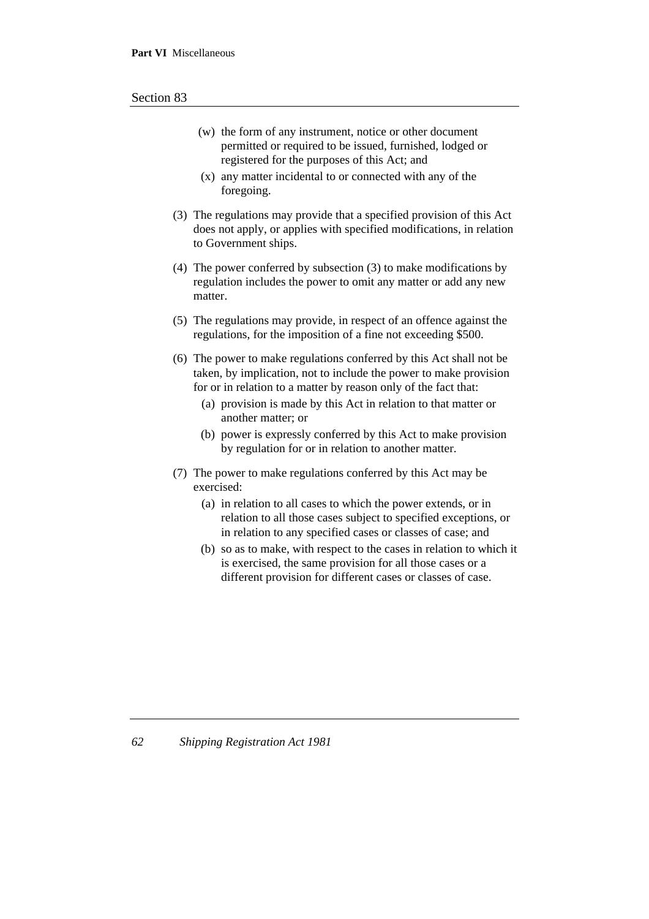(w) the form of any instrument, notice or other document permitted or required to be issued, furnished, lodged or registered for the purposes of this Act; and

(x) any matter incidental to or connected with any of the foregoing.

(3) The regulations may provide that a specified provision of this Act does not apply, or applies with specified modifications, in relation to Government ships.

(4) The power conferred by subsection (3) to make modifications by regulation includes the power to omit any matter or add any new matter.

(5) The regulations may provide, in respect of an offence against the regulations, for the imposition of a fine not exceeding $500.

(6) The power to make regulations conferred by this Act shall not be taken, by implication, not to include the power to make provision for or in relation to a matter by reason only of the fact that:

(a) provision is made by this Act in relation to that matter or another matter; or

(b) power is expressly conferred by this Act to make provision by regulation for or in relation to another matter.

(7) The power to make regulations conferred by this Act may be exercised:

(a) in relation to all cases to which the power extends, or in relation to all those cases subject to specified exceptions, or in relation to any specified cases or classes of case; and

(b) so as to make, with respect to the cases in relation to which it is exercised, the same provision for all those cases or a different provision for different cases or classes of case.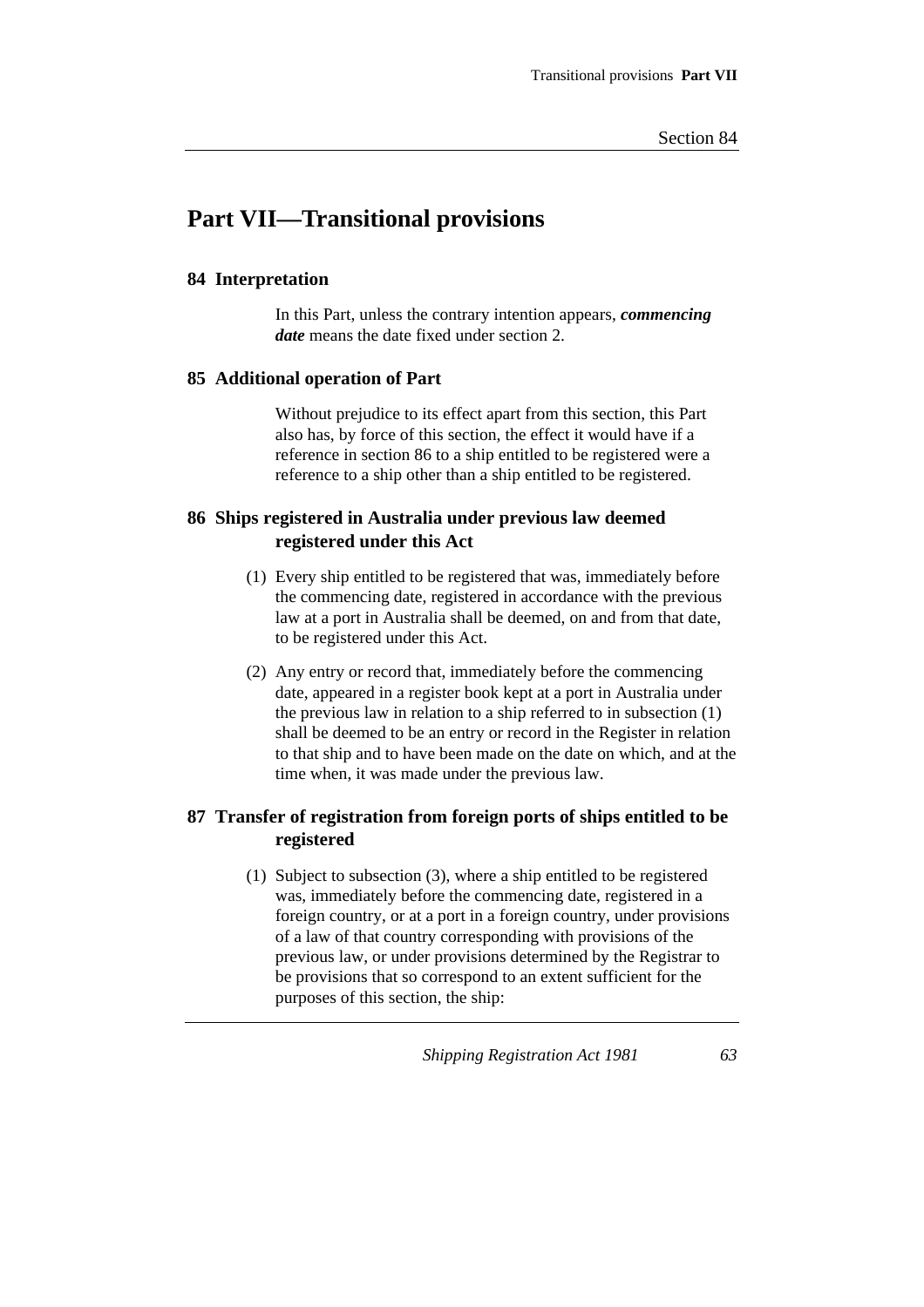# Part VII—Transitional provisions

## 84 Interpretation

In this Part, unless the contrary intention appears, ***commencing date*** means the date fixed under section 2.

## 85 Additional operation of Part

Without prejudice to its effect apart from this section, this Part also has, by force of this section, the effect it would have if a reference in section 86 to a ship entitled to be registered were a reference to a ship other than a ship entitled to be registered.

## 86 Ships registered in Australia under previous law deemed registered under this Act

(1) Every ship entitled to be registered that was, immediately before the commencing date, registered in accordance with the previous law at a port in Australia shall be deemed, on and from that date, to be registered under this Act.

(2) Any entry or record that, immediately before the commencing date, appeared in a register book kept at a port in Australia under the previous law in relation to a ship referred to in subsection (1) shall be deemed to be an entry or record in the Register in relation to that ship and to have been made on the date on which, and at the time when, it was made under the previous law.

## 87 Transfer of registration from foreign ports of ships entitled to be registered

(1) Subject to subsection (3), where a ship entitled to be registered was, immediately before the commencing date, registered in a foreign country, or at a port in a foreign country, under provisions of a law of that country corresponding with provisions of the previous law, or under provisions determined by the Registrar to be provisions that so correspond to an extent sufficient for the purposes of this section, the ship: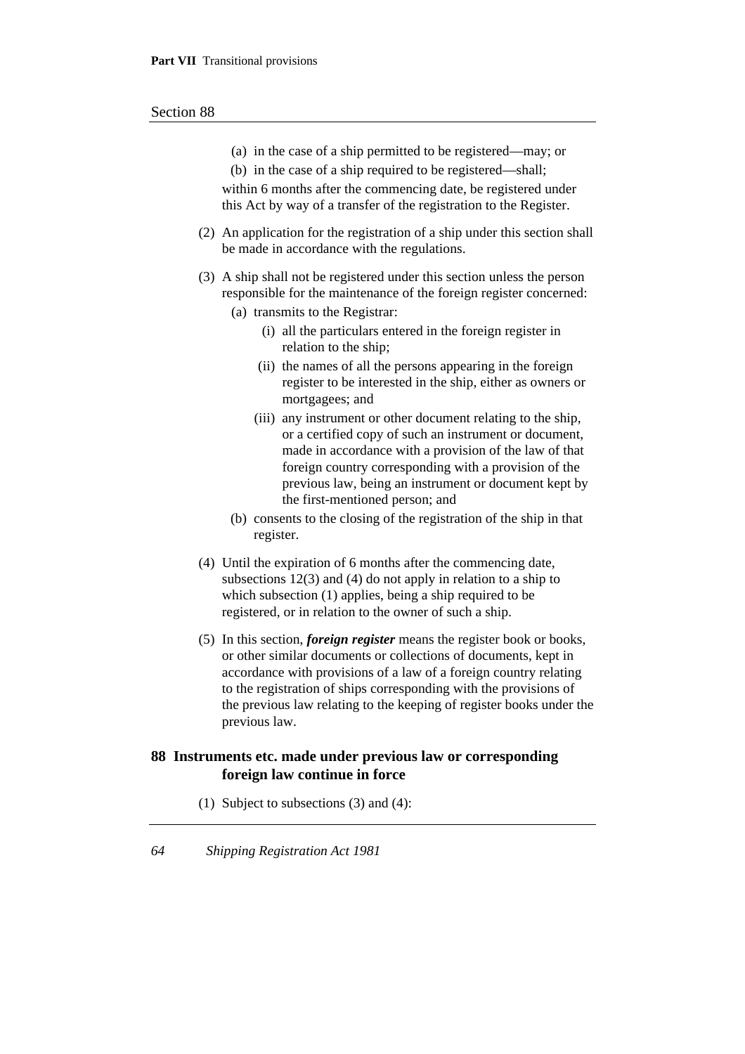(a) in the case of a ship permitted to be registered—may; or

(b) in the case of a ship required to be registered—shall;

within 6 months after the commencing date, be registered under this Act by way of a transfer of the registration to the Register.

(2) An application for the registration of a ship under this section shall be made in accordance with the regulations.

(3) A ship shall not be registered under this section unless the person responsible for the maintenance of the foreign register concerned:

(a) transmits to the Registrar:

(i) all the particulars entered in the foreign register in relation to the ship;

(ii) the names of all the persons appearing in the foreign register to be interested in the ship, either as owners or mortgagees; and

(iii) any instrument or other document relating to the ship, or a certified copy of such an instrument or document, made in accordance with a provision of the law of that foreign country corresponding with a provision of the previous law, being an instrument or document kept by the first-mentioned person; and

(b) consents to the closing of the registration of the ship in that register.

(4) Until the expiration of 6 months after the commencing date, subsections 12(3) and (4) do not apply in relation to a ship to which subsection (1) applies, being a ship required to be registered, or in relation to the owner of such a ship.

(5) In this section, ***foreign register*** means the register book or books, or other similar documents or collections of documents, kept in accordance with provisions of a law of a foreign country relating to the registration of ships corresponding with the provisions of the previous law relating to the keeping of register books under the previous law.

## 88 Instruments etc. made under previous law or corresponding foreign law continue in force

(1) Subject to subsections (3) and (4):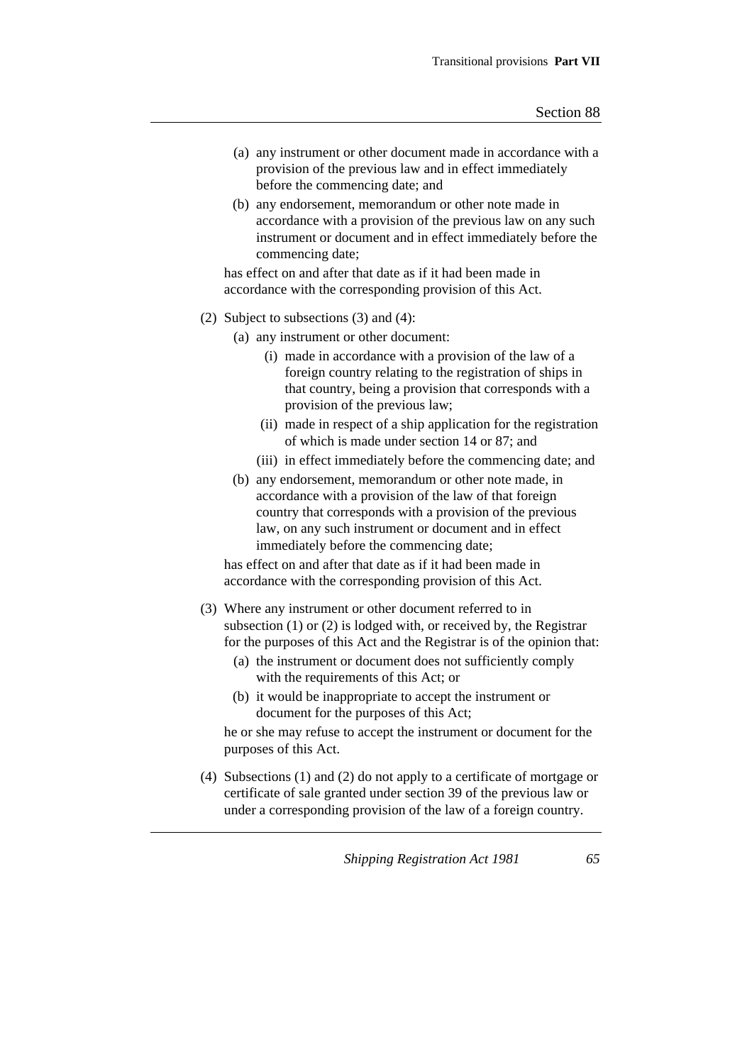(a) any instrument or other document made in accordance with a provision of the previous law and in effect immediately before the commencing date; and

(b) any endorsement, memorandum or other note made in accordance with a provision of the previous law on any such instrument or document and in effect immediately before the commencing date;

has effect on and after that date as if it had been made in accordance with the corresponding provision of this Act.

(2) Subject to subsections (3) and (4):

(a) any instrument or other document:

(i) made in accordance with a provision of the law of a foreign country relating to the registration of ships in that country, being a provision that corresponds with a provision of the previous law;

(ii) made in respect of a ship application for the registration of which is made under section 14 or 87; and

(iii) in effect immediately before the commencing date; and

(b) any endorsement, memorandum or other note made, in accordance with a provision of the law of that foreign country that corresponds with a provision of the previous law, on any such instrument or document and in effect immediately before the commencing date;

has effect on and after that date as if it had been made in accordance with the corresponding provision of this Act.

(3) Where any instrument or other document referred to in subsection (1) or (2) is lodged with, or received by, the Registrar for the purposes of this Act and the Registrar is of the opinion that:

(a) the instrument or document does not sufficiently comply with the requirements of this Act; or

(b) it would be inappropriate to accept the instrument or document for the purposes of this Act;

he or she may refuse to accept the instrument or document for the purposes of this Act.

(4) Subsections (1) and (2) do not apply to a certificate of mortgage or certificate of sale granted under section 39 of the previous law or under a corresponding provision of the law of a foreign country.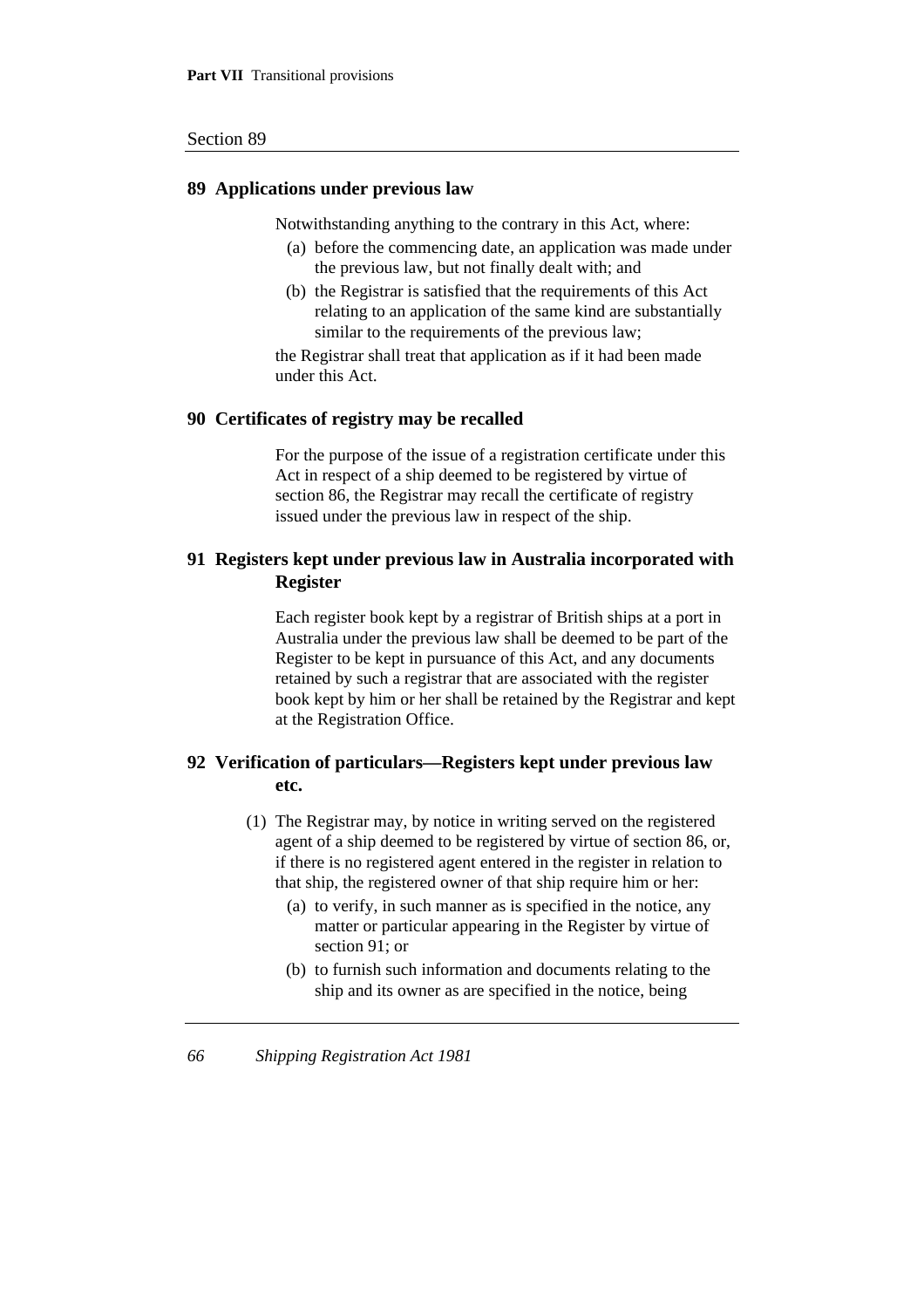## 89 Applications under previous law

Notwithstanding anything to the contrary in this Act, where:

- (a) before the commencing date, an application was made under the previous law, but not finally dealt with; and
- (b) the Registrar is satisfied that the requirements of this Act relating to an application of the same kind are substantially similar to the requirements of the previous law;

the Registrar shall treat that application as if it had been made under this Act.

## 90 Certificates of registry may be recalled

For the purpose of the issue of a registration certificate under this Act in respect of a ship deemed to be registered by virtue of section 86, the Registrar may recall the certificate of registry issued under the previous law in respect of the ship.

## 91 Registers kept under previous law in Australia incorporated with Register

Each register book kept by a registrar of British ships at a port in Australia under the previous law shall be deemed to be part of the Register to be kept in pursuance of this Act, and any documents retained by such a registrar that are associated with the register book kept by him or her shall be retained by the Registrar and kept at the Registration Office.

## 92 Verification of particulars—Registers kept under previous law etc.

(1) The Registrar may, by notice in writing served on the registered agent of a ship deemed to be registered by virtue of section 86, or, if there is no registered agent entered in the register in relation to that ship, the registered owner of that ship require him or her:

- (a) to verify, in such manner as is specified in the notice, any matter or particular appearing in the Register by virtue of section 91; or
- (b) to furnish such information and documents relating to the ship and its owner as are specified in the notice, being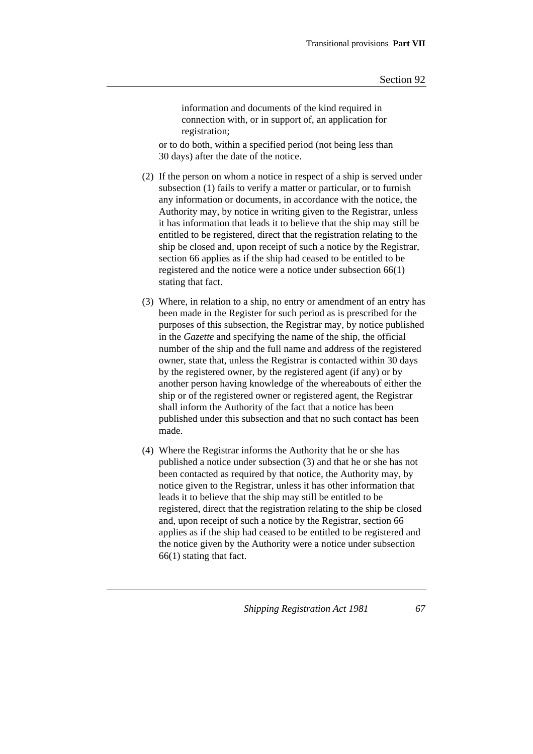information and documents of the kind required in connection with, or in support of, an application for registration;

or to do both, within a specified period (not being less than 30 days) after the date of the notice.

(2) If the person on whom a notice in respect of a ship is served under subsection (1) fails to verify a matter or particular, or to furnish any information or documents, in accordance with the notice, the Authority may, by notice in writing given to the Registrar, unless it has information that leads it to believe that the ship may still be entitled to be registered, direct that the registration relating to the ship be closed and, upon receipt of such a notice by the Registrar, section 66 applies as if the ship had ceased to be entitled to be registered and the notice were a notice under subsection 66(1) stating that fact.

(3) Where, in relation to a ship, no entry or amendment of an entry has been made in the Register for such period as is prescribed for the purposes of this subsection, the Registrar may, by notice published in the *Gazette* and specifying the name of the ship, the official number of the ship and the full name and address of the registered owner, state that, unless the Registrar is contacted within 30 days by the registered owner, by the registered agent (if any) or by another person having knowledge of the whereabouts of either the ship or of the registered owner or registered agent, the Registrar shall inform the Authority of the fact that a notice has been published under this subsection and that no such contact has been made.

(4) Where the Registrar informs the Authority that he or she has published a notice under subsection (3) and that he or she has not been contacted as required by that notice, the Authority may, by notice given to the Registrar, unless it has other information that leads it to believe that the ship may still be entitled to be registered, direct that the registration relating to the ship be closed and, upon receipt of such a notice by the Registrar, section 66 applies as if the ship had ceased to be entitled to be registered and the notice given by the Authority were a notice under subsection 66(1) stating that fact.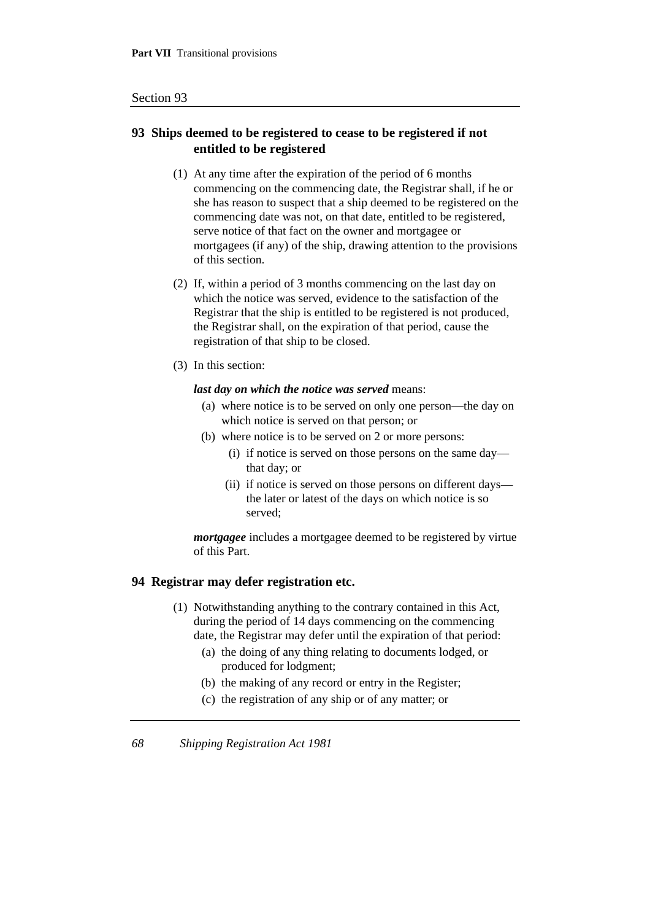## 93 Ships deemed to be registered to cease to be registered if not entitled to be registered

(1) At any time after the expiration of the period of 6 months commencing on the commencing date, the Registrar shall, if he or she has reason to suspect that a ship deemed to be registered on the commencing date was not, on that date, entitled to be registered, serve notice of that fact on the owner and mortgagee or mortgagees (if any) of the ship, drawing attention to the provisions of this section.

(2) If, within a period of 3 months commencing on the last day on which the notice was served, evidence to the satisfaction of the Registrar that the ship is entitled to be registered is not produced, the Registrar shall, on the expiration of that period, cause the registration of that ship to be closed.

(3) In this section:

***last day on which the notice was served*** means:

- (a) where notice is to be served on only one person—the day on which notice is served on that person; or
- (b) where notice is to be served on 2 or more persons:
  - (i) if notice is served on those persons on the same day—that day; or
  - (ii) if notice is served on those persons on different days—the later or latest of the days on which notice is so served;

***mortgagee*** includes a mortgagee deemed to be registered by virtue of this Part.

## 94 Registrar may defer registration etc.

(1) Notwithstanding anything to the contrary contained in this Act, during the period of 14 days commencing on the commencing date, the Registrar may defer until the expiration of that period:

- (a) the doing of any thing relating to documents lodged, or produced for lodgment;
- (b) the making of any record or entry in the Register;
- (c) the registration of any ship or of any matter; or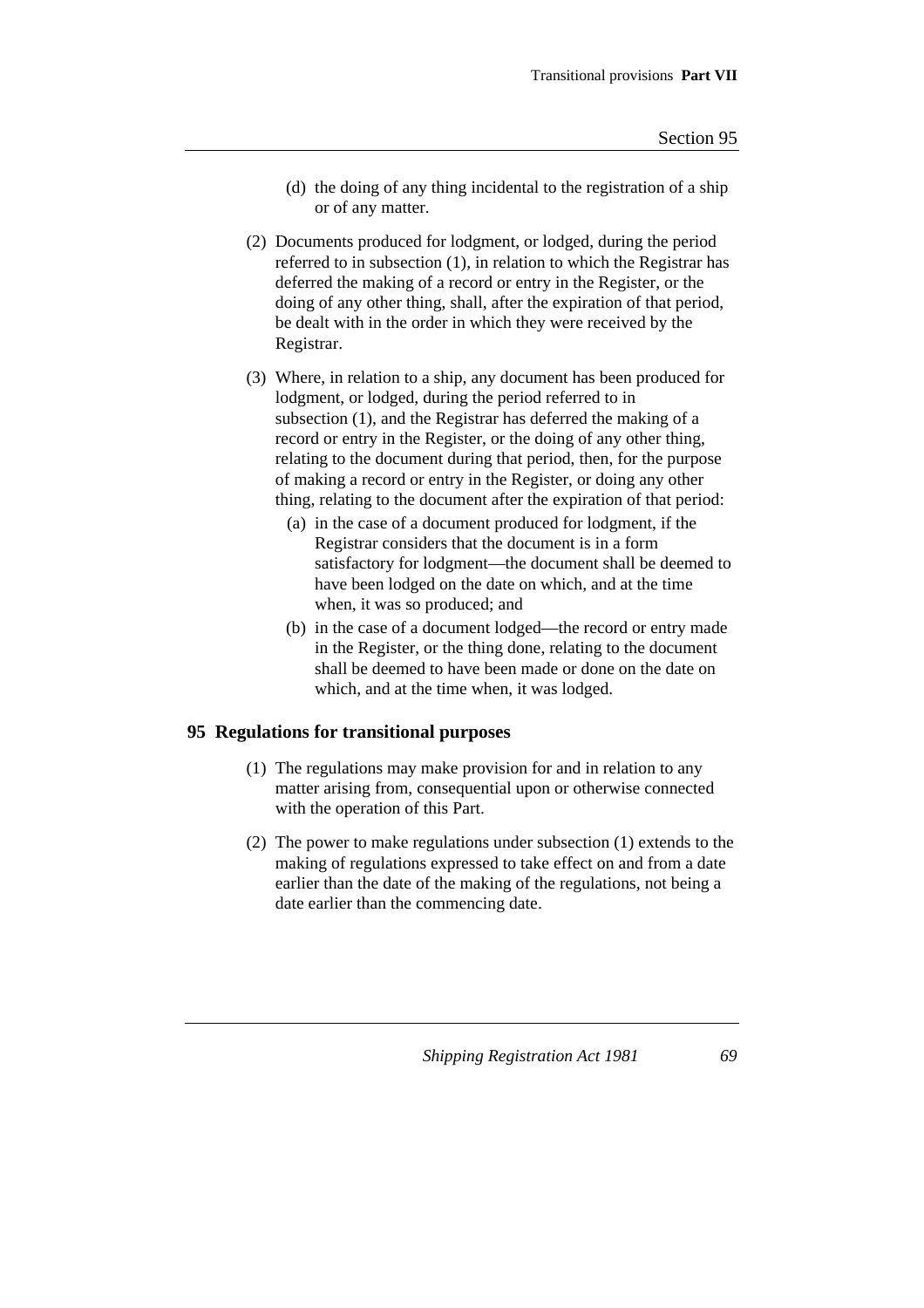(d) the doing of any thing incidental to the registration of a ship or of any matter.

(2) Documents produced for lodgment, or lodged, during the period referred to in subsection (1), in relation to which the Registrar has deferred the making of a record or entry in the Register, or the doing of any other thing, shall, after the expiration of that period, be dealt with in the order in which they were received by the Registrar.

(3) Where, in relation to a ship, any document has been produced for lodgment, or lodged, during the period referred to in subsection (1), and the Registrar has deferred the making of a record or entry in the Register, or the doing of any other thing, relating to the document during that period, then, for the purpose of making a record or entry in the Register, or doing any other thing, relating to the document after the expiration of that period:

(a) in the case of a document produced for lodgment, if the Registrar considers that the document is in a form satisfactory for lodgment—the document shall be deemed to have been lodged on the date on which, and at the time when, it was so produced; and

(b) in the case of a document lodged—the record or entry made in the Register, or the thing done, relating to the document shall be deemed to have been made or done on the date on which, and at the time when, it was lodged.

## 95 Regulations for transitional purposes

(1) The regulations may make provision for and in relation to any matter arising from, consequential upon or otherwise connected with the operation of this Part.

(2) The power to make regulations under subsection (1) extends to the making of regulations expressed to take effect on and from a date earlier than the date of the making of the regulations, not being a date earlier than the commencing date.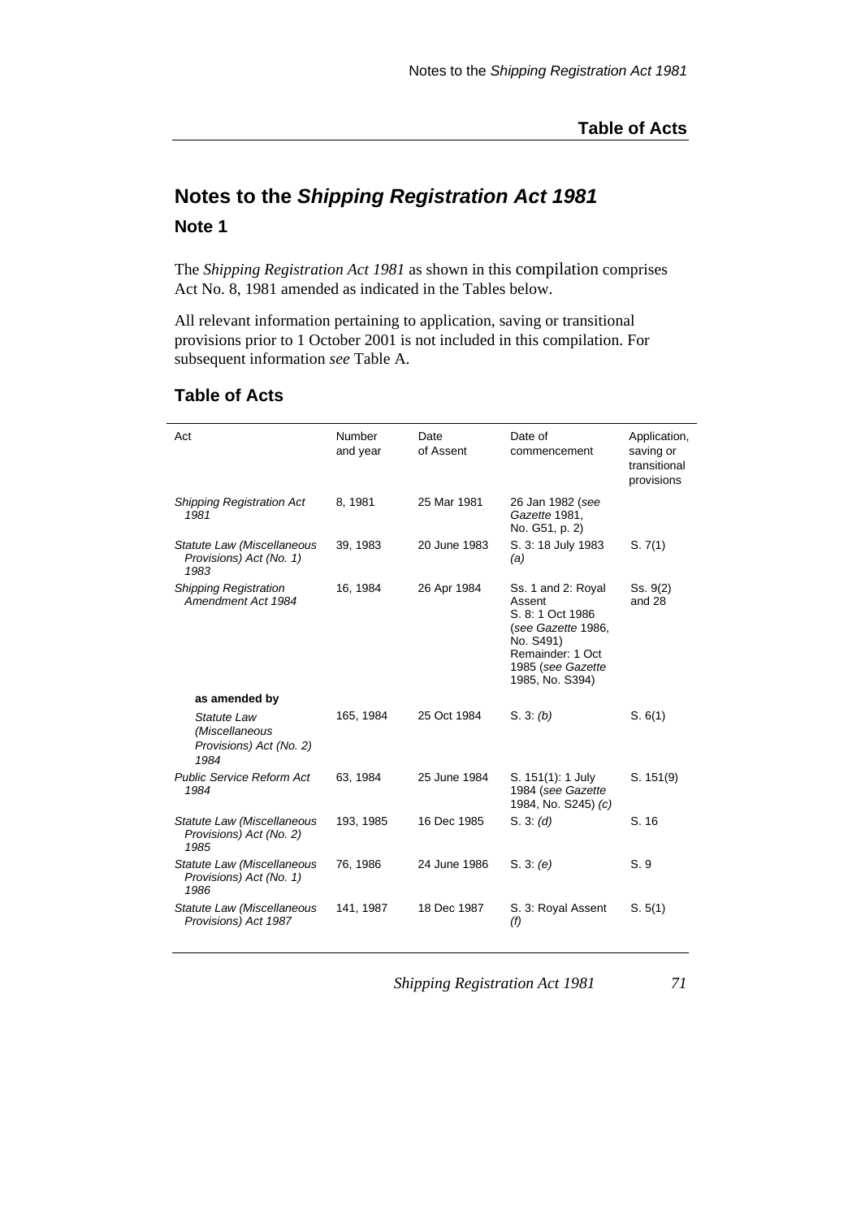# Notes to the *Shipping Registration Act 1981*

## Note 1

The *Shipping Registration Act 1981* as shown in this compilation comprises Act No. 8, 1981 amended as indicated in the Tables below.

All relevant information pertaining to application, saving or transitional provisions prior to 1 October 2001 is not included in this compilation. For subsequent information *see* Table A.

## Table of Acts

| Act | Number and year | Date of Assent | Date of commencement | Application, saving or transitional provisions |
|---|---|---|---|---|
| *Shipping Registration Act 1981* | 8, 1981 | 25 Mar 1981 | 26 Jan 1982 (*see Gazette* 1981, No. G51, p. 2) | |
| *Statute Law (Miscellaneous Provisions) Act (No. 1) 1983* | 39, 1983 | 20 June 1983 | S. 3: 18 July 1983 *(a)* | S. 7(1) |
| *Shipping Registration Amendment Act 1984* | 16, 1984 | 26 Apr 1984 | Ss. 1 and 2: Royal Assent<br>S. 8: 1 Oct 1986 (*see Gazette* 1986, No. S491)<br>Remainder: 1 Oct 1985 (*see Gazette* 1985, No. S394) | Ss. 9(2) and 28 |
| **as amended by** | | | | |
| *Statute Law (Miscellaneous Provisions) Act (No. 2) 1984* | 165, 1984 | 25 Oct 1984 | S. 3: *(b)* | S. 6(1) |
| *Public Service Reform Act 1984* | 63, 1984 | 25 June 1984 | S. 151(1): 1 July 1984 (*see Gazette* 1984, No. S245) *(c)* | S. 151(9) |
| *Statute Law (Miscellaneous Provisions) Act (No. 2) 1985* | 193, 1985 | 16 Dec 1985 | S. 3: *(d)* | S. 16 |
| *Statute Law (Miscellaneous Provisions) Act (No. 1) 1986* | 76, 1986 | 24 June 1986 | S. 3: *(e)* | S. 9 |
| *Statute Law (Miscellaneous Provisions) Act 1987* | 141, 1987 | 18 Dec 1987 | S. 3: Royal Assent *(f)* | S. 5(1) |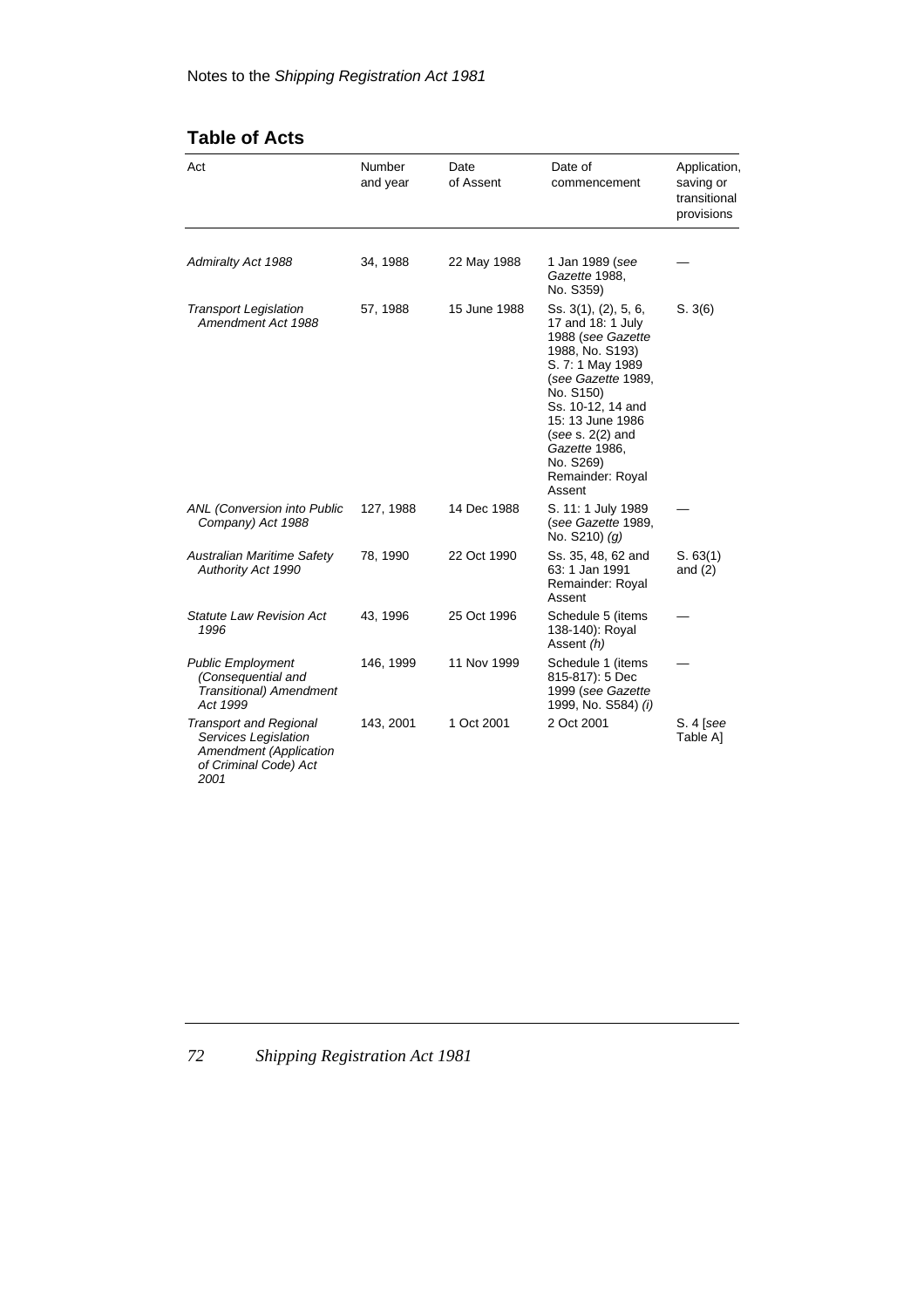## Table of Acts

| Act | Number and year | Date of Assent | Date of commencement | Application, saving or transitional provisions |
|---|---|---|---|---|
| *Admiralty Act 1988* | 34, 1988 | 22 May 1988 | 1 Jan 1989 (*see Gazette* 1988, No. S359) | — |
| *Transport Legislation Amendment Act 1988* | 57, 1988 | 15 June 1988 | Ss. 3(1), (2), 5, 6, 17 and 18: 1 July 1988 (*see Gazette* 1988, No. S193)<br>S. 7: 1 May 1989 (*see Gazette* 1989, No. S150)<br>Ss. 10-12, 14 and 15: 13 June 1986 (*see* s. 2(2) and *Gazette* 1986, No. S269)<br>Remainder: Royal Assent | S. 3(6) |
| *ANL (Conversion into Public Company) Act 1988* | 127, 1988 | 14 Dec 1988 | S. 11: 1 July 1989 (*see Gazette* 1989, No. S210) *(g)* | — |
| *Australian Maritime Safety Authority Act 1990* | 78, 1990 | 22 Oct 1990 | Ss. 35, 48, 62 and 63: 1 Jan 1991<br>Remainder: Royal Assent | S. 63(1) and (2) |
| *Statute Law Revision Act 1996* | 43, 1996 | 25 Oct 1996 | Schedule 5 (items 138-140): Royal Assent *(h)* | — |
| *Public Employment (Consequential and Transitional) Amendment Act 1999* | 146, 1999 | 11 Nov 1999 | Schedule 1 (items 815-817): 5 Dec 1999 (*see Gazette* 1999, No. S584) *(i)* | — |
| *Transport and Regional Services Legislation Amendment (Application of Criminal Code) Act 2001* | 143, 2001 | 1 Oct 2001 | 2 Oct 2001 | S. 4 [*see* Table A] |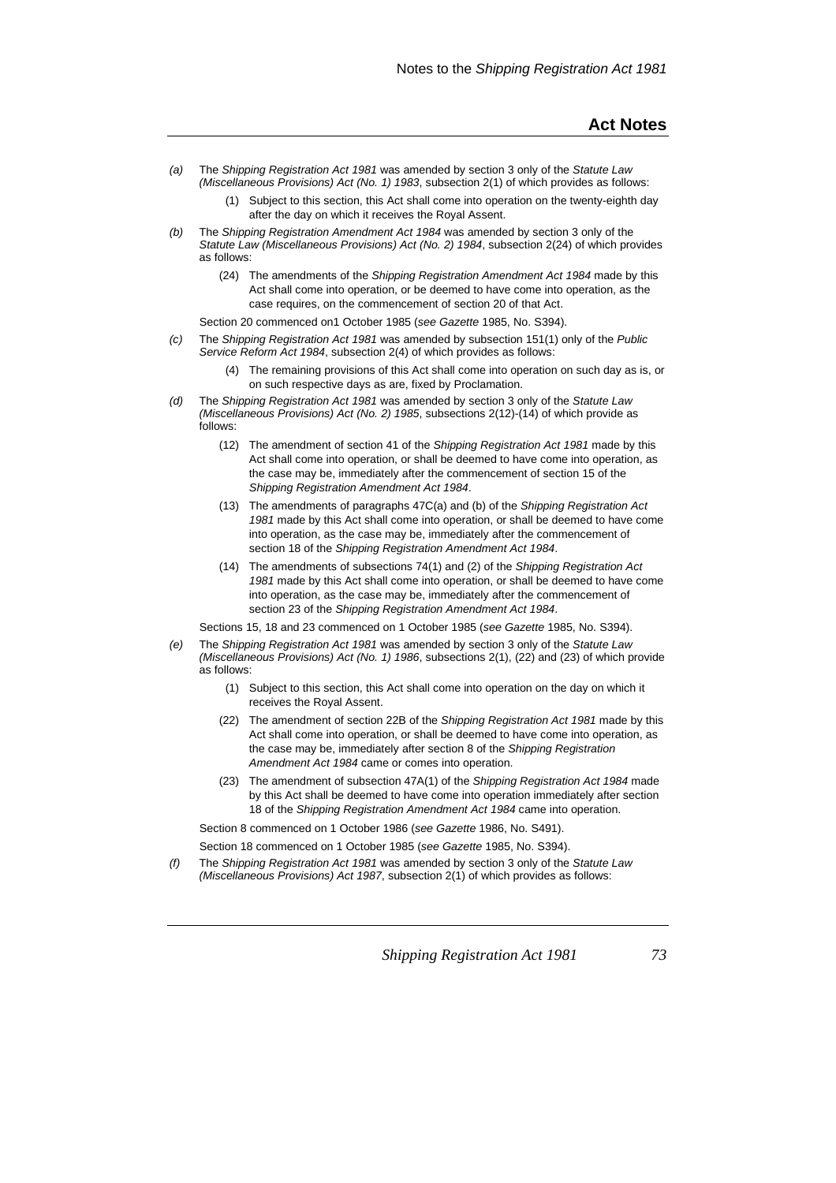## Act Notes

*(a)* The *Shipping Registration Act 1981* was amended by section 3 only of the *Statute Law (Miscellaneous Provisions) Act (No. 1) 1983*, subsection 2(1) of which provides as follows:

> (1) Subject to this section, this Act shall come into operation on the twenty-eighth day after the day on which it receives the Royal Assent.

*(b)* The *Shipping Registration Amendment Act 1984* was amended by section 3 only of the *Statute Law (Miscellaneous Provisions) Act (No. 2) 1984*, subsection 2(24) of which provides as follows:

> (24) The amendments of the *Shipping Registration Amendment Act 1984* made by this Act shall come into operation, or be deemed to have come into operation, as the case requires, on the commencement of section 20 of that Act.

Section 20 commenced on1 October 1985 (*see Gazette* 1985, No. S394).

*(c)* The *Shipping Registration Act 1981* was amended by subsection 151(1) only of the *Public Service Reform Act 1984*, subsection 2(4) of which provides as follows:

> (4) The remaining provisions of this Act shall come into operation on such day as is, or on such respective days as are, fixed by Proclamation.

*(d)* The *Shipping Registration Act 1981* was amended by section 3 only of the *Statute Law (Miscellaneous Provisions) Act (No. 2) 1985*, subsections 2(12)-(14) of which provide as follows:

> (12) The amendment of section 41 of the *Shipping Registration Act 1981* made by this Act shall come into operation, or shall be deemed to have come into operation, as the case may be, immediately after the commencement of section 15 of the *Shipping Registration Amendment Act 1984*.
>
> (13) The amendments of paragraphs 47C(a) and (b) of the *Shipping Registration Act 1981* made by this Act shall come into operation, or shall be deemed to have come into operation, as the case may be, immediately after the commencement of section 18 of the *Shipping Registration Amendment Act 1984*.
>
> (14) The amendments of subsections 74(1) and (2) of the *Shipping Registration Act 1981* made by this Act shall come into operation, or shall be deemed to have come into operation, as the case may be, immediately after the commencement of section 23 of the *Shipping Registration Amendment Act 1984*.

Sections 15, 18 and 23 commenced on 1 October 1985 (*see Gazette* 1985, No. S394).

*(e)* The *Shipping Registration Act 1981* was amended by section 3 only of the *Statute Law (Miscellaneous Provisions) Act (No. 1) 1986*, subsections 2(1), (22) and (23) of which provide as follows:

> (1) Subject to this section, this Act shall come into operation on the day on which it receives the Royal Assent.
>
> (22) The amendment of section 22B of the *Shipping Registration Act 1981* made by this Act shall come into operation, or shall be deemed to have come into operation, as the case may be, immediately after section 8 of the *Shipping Registration Amendment Act 1984* came or comes into operation.
>
> (23) The amendment of subsection 47A(1) of the *Shipping Registration Act 1984* made by this Act shall be deemed to have come into operation immediately after section 18 of the *Shipping Registration Amendment Act 1984* came into operation.

Section 8 commenced on 1 October 1986 (*see Gazette* 1986, No. S491).

Section 18 commenced on 1 October 1985 (*see Gazette* 1985, No. S394).

*(f)* The *Shipping Registration Act 1981* was amended by section 3 only of the *Statute Law (Miscellaneous Provisions) Act 1987*, subsection 2(1) of which provides as follows: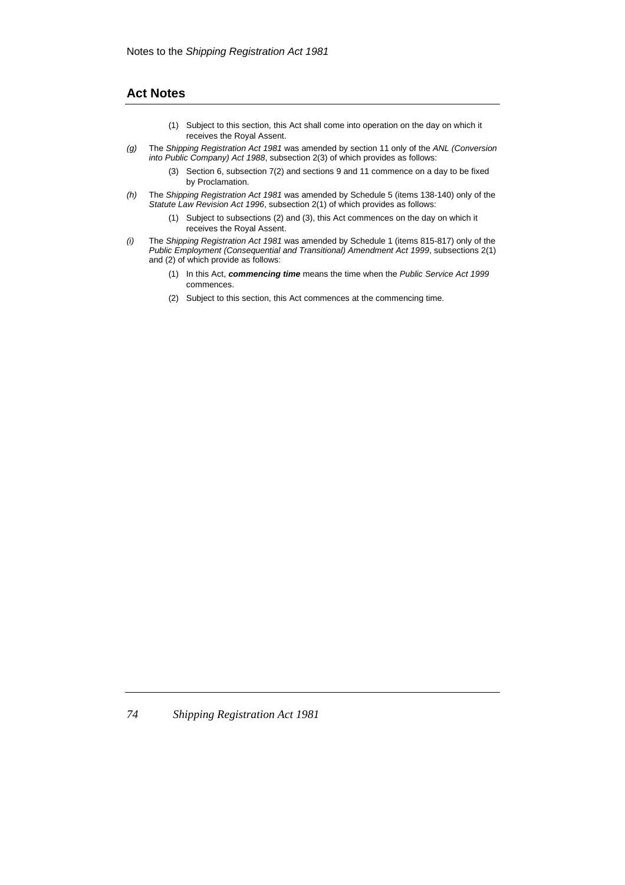## Act Notes

(1) Subject to this section, this Act shall come into operation on the day on which it receives the Royal Assent.

*(g)* The *Shipping Registration Act 1981* was amended by section 11 only of the *ANL (Conversion into Public Company) Act 1988*, subsection 2(3) of which provides as follows:

(3) Section 6, subsection 7(2) and sections 9 and 11 commence on a day to be fixed by Proclamation.

*(h)* The *Shipping Registration Act 1981* was amended by Schedule 5 (items 138-140) only of the *Statute Law Revision Act 1996*, subsection 2(1) of which provides as follows:

(1) Subject to subsections (2) and (3), this Act commences on the day on which it receives the Royal Assent.

*(i)* The *Shipping Registration Act 1981* was amended by Schedule 1 (items 815-817) only of the *Public Employment (Consequential and Transitional) Amendment Act 1999*, subsections 2(1) and (2) of which provide as follows:

(1) In this Act, ***commencing time*** means the time when the *Public Service Act 1999* commences.

(2) Subject to this section, this Act commences at the commencing time.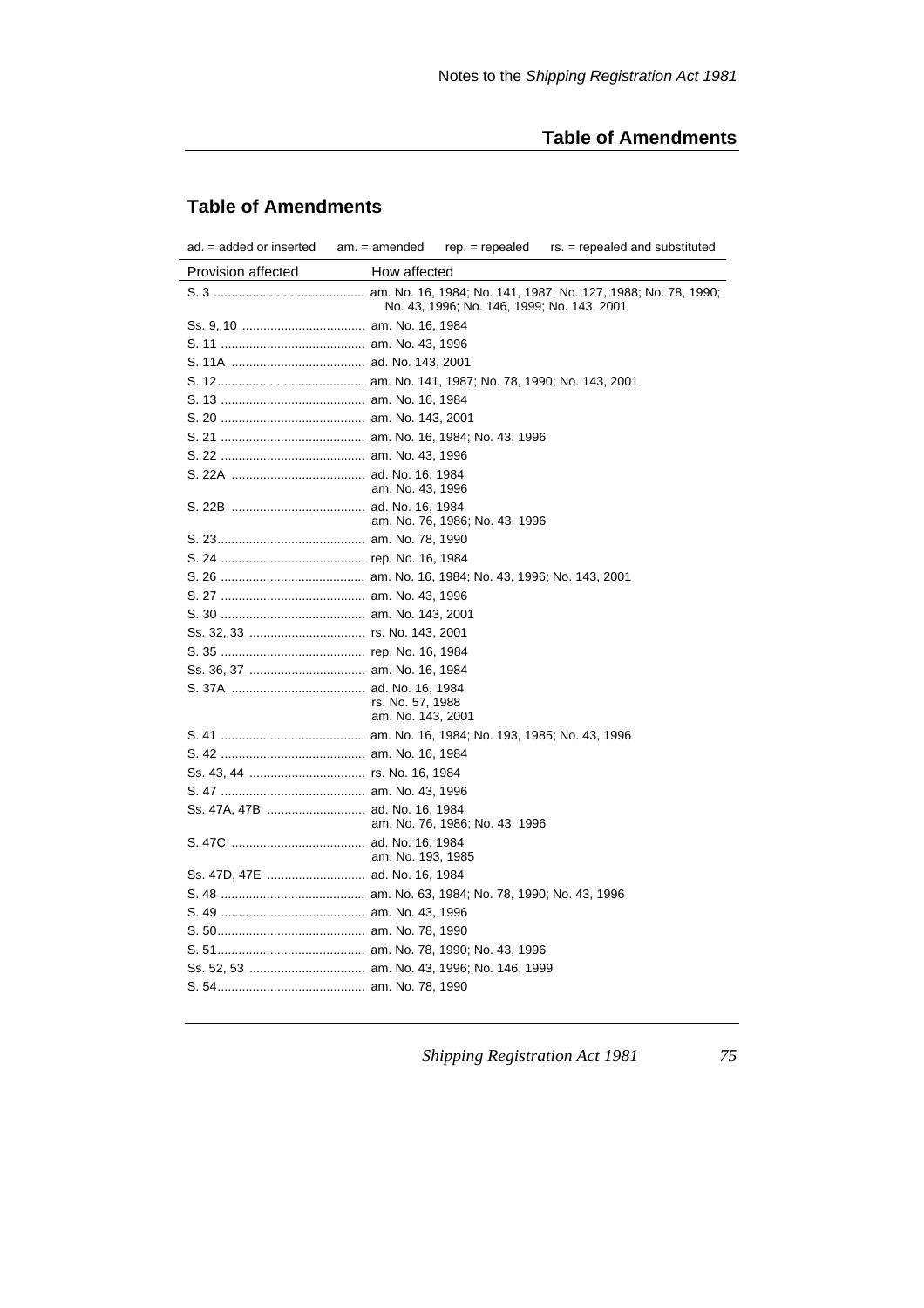## Table of Amendments

ad. = added or inserted  am. = amended  rep. = repealed  rs. = repealed and substituted

| Provision affected | How affected |
|---|---|
| S. 3 | am. No. 16, 1984; No. 141, 1987; No. 127, 1988; No. 78, 1990; No. 43, 1996; No. 146, 1999; No. 143, 2001 |
| Ss. 9, 10 | am. No. 16, 1984 |
| S. 11 | am. No. 43, 1996 |
| S. 11A | ad. No. 143, 2001 |
| S. 12 | am. No. 141, 1987; No. 78, 1990; No. 143, 2001 |
| S. 13 | am. No. 16, 1984 |
| S. 20 | am. No. 143, 2001 |
| S. 21 | am. No. 16, 1984; No. 43, 1996 |
| S. 22 | am. No. 43, 1996 |
| S. 22A | ad. No. 16, 1984 |
| | am. No. 43, 1996 |
| S. 22B | ad. No. 16, 1984 |
| | am. No. 76, 1986; No. 43, 1996 |
| S. 23 | am. No. 78, 1990 |
| S. 24 | rep. No. 16, 1984 |
| S. 26 | am. No. 16, 1984; No. 43, 1996; No. 143, 2001 |
| S. 27 | am. No. 43, 1996 |
| S. 30 | am. No. 143, 2001 |
| Ss. 32, 33 | rs. No. 143, 2001 |
| S. 35 | rep. No. 16, 1984 |
| Ss. 36, 37 | am. No. 16, 1984 |
| S. 37A | ad. No. 16, 1984 |
| | rs. No. 57, 1988 |
| | am. No. 143, 2001 |
| S. 41 | am. No. 16, 1984; No. 193, 1985; No. 43, 1996 |
| S. 42 | am. No. 16, 1984 |
| Ss. 43, 44 | rs. No. 16, 1984 |
| S. 47 | am. No. 43, 1996 |
| Ss. 47A, 47B | ad. No. 16, 1984 |
| | am. No. 76, 1986; No. 43, 1996 |
| S. 47C | ad. No. 16, 1984 |
| | am. No. 193, 1985 |
| Ss. 47D, 47E | ad. No. 16, 1984 |
| S. 48 | am. No. 63, 1984; No. 78, 1990; No. 43, 1996 |
| S. 49 | am. No. 43, 1996 |
| S. 50 | am. No. 78, 1990 |
| S. 51 | am. No. 78, 1990; No. 43, 1996 |
| Ss. 52, 53 | am. No. 43, 1996; No. 146, 1999 |
| S. 54 | am. No. 78, 1990 |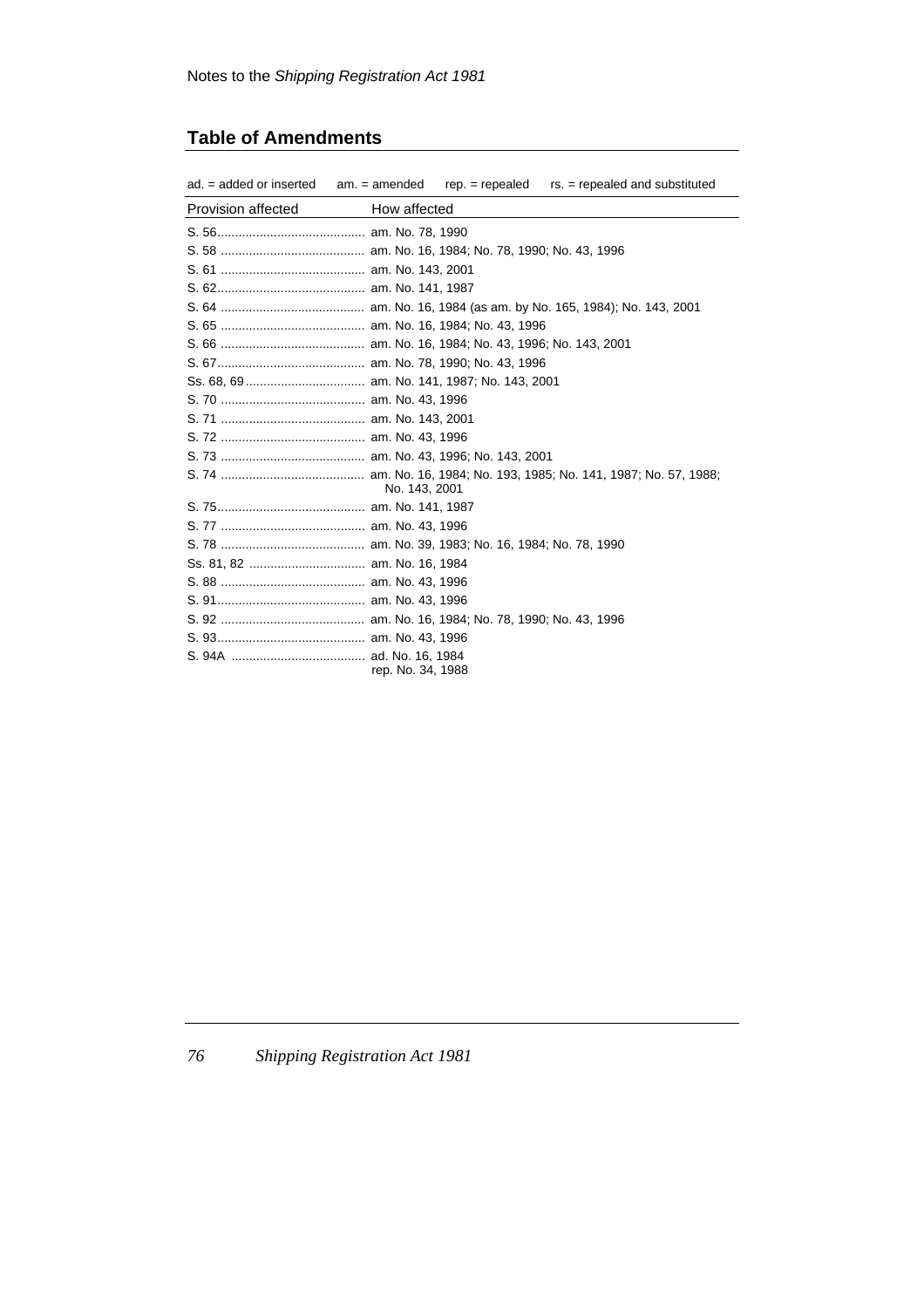## Table of Amendments

ad. = added or inserted  am. = amended  rep. = repealed  rs. = repealed and substituted

| Provision affected | How affected |
|---|---|
| S. 56 | am. No. 78, 1990 |
| S. 58 | am. No. 16, 1984; No. 78, 1990; No. 43, 1996 |
| S. 61 | am. No. 143, 2001 |
| S. 62 | am. No. 141, 1987 |
| S. 64 | am. No. 16, 1984 (as am. by No. 165, 1984); No. 143, 2001 |
| S. 65 | am. No. 16, 1984; No. 43, 1996 |
| S. 66 | am. No. 16, 1984; No. 43, 1996; No. 143, 2001 |
| S. 67 | am. No. 78, 1990; No. 43, 1996 |
| Ss. 68, 69 | am. No. 141, 1987; No. 143, 2001 |
| S. 70 | am. No. 43, 1996 |
| S. 71 | am. No. 143, 2001 |
| S. 72 | am. No. 43, 1996 |
| S. 73 | am. No. 43, 1996; No. 143, 2001 |
| S. 74 | am. No. 16, 1984; No. 193, 1985; No. 141, 1987; No. 57, 1988; No. 143, 2001 |
| S. 75 | am. No. 141, 1987 |
| S. 77 | am. No. 43, 1996 |
| S. 78 | am. No. 39, 1983; No. 16, 1984; No. 78, 1990 |
| Ss. 81, 82 | am. No. 16, 1984 |
| S. 88 | am. No. 43, 1996 |
| S. 91 | am. No. 43, 1996 |
| S. 92 | am. No. 16, 1984; No. 78, 1990; No. 43, 1996 |
| S. 93 | am. No. 43, 1996 |
| S. 94A | ad. No. 16, 1984<br>rep. No. 34, 1988 |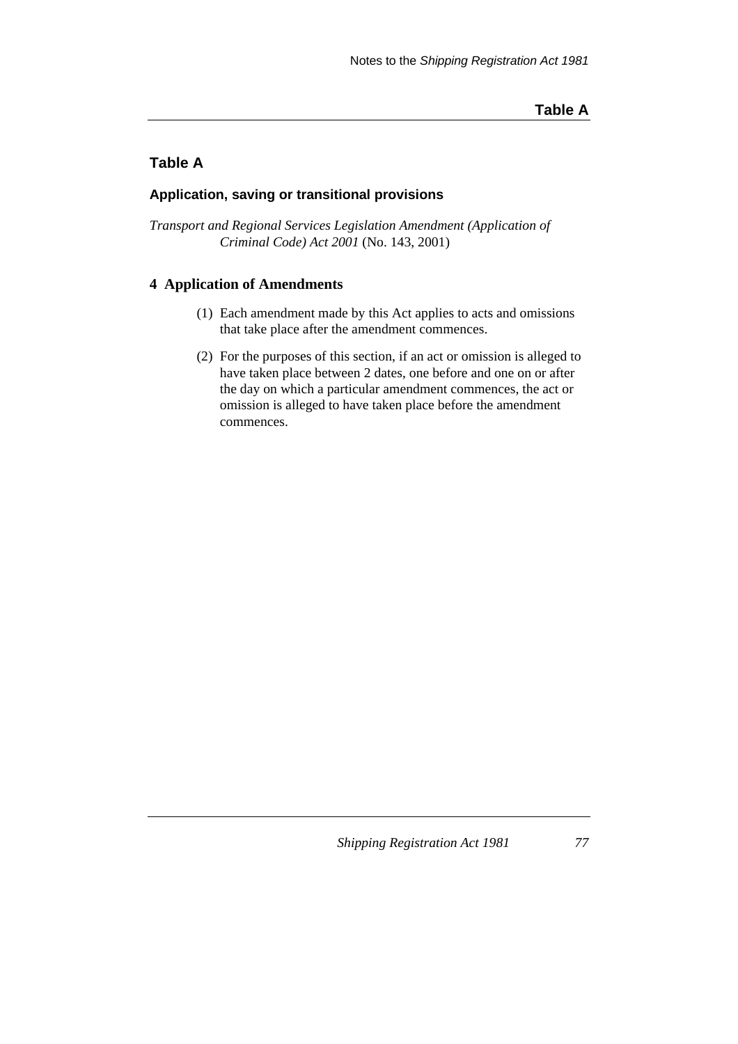## Table A

### Application, saving or transitional provisions

*Transport and Regional Services Legislation Amendment (Application of Criminal Code) Act 2001* (No. 143, 2001)

#### 4 Application of Amendments

(1) Each amendment made by this Act applies to acts and omissions that take place after the amendment commences.

(2) For the purposes of this section, if an act or omission is alleged to have taken place between 2 dates, one before and one on or after the day on which a particular amendment commences, the act or omission is alleged to have taken place before the amendment commences.